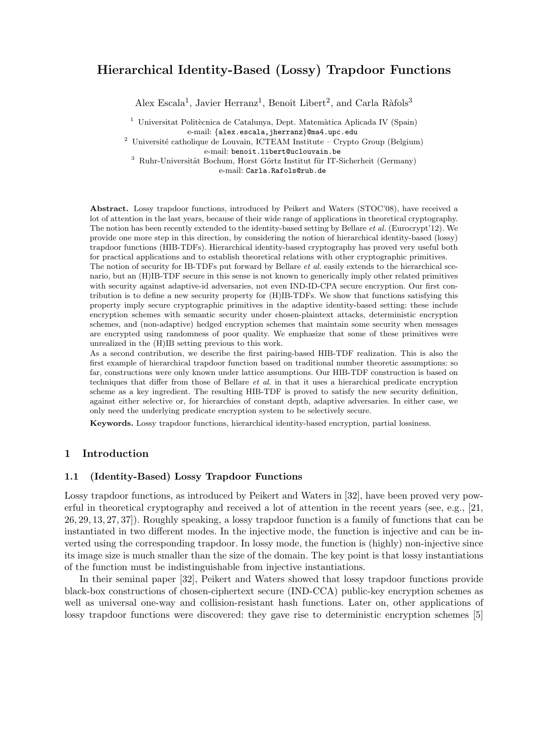# Hierarchical Identity-Based (Lossy) Trapdoor Functions

Alex Escala[1], Javier Herranz[1], Benoît Libert[2], and Carla Ràfols[3]

[1] Universitat Politècnica de Catalunya, Dept. Matemàtica Aplicada IV (Spain)
e-mail: {alex.escala,jherranz}@ma4.upc.edu

[2] Université catholique de Louvain, ICTEAM Institute – Crypto Group (Belgium)
e-mail: benoit.libert@uclouvain.be

[3] Ruhr-Universität Bochum, Horst Görtz Institut für IT-Sicherheit (Germany)
e-mail: Carla.Rafols@rub.de

**Abstract.** Lossy trapdoor functions, introduced by Peikert and Waters (STOC'08), have received a lot of attention in the last years, because of their wide range of applications in theoretical cryptography. The notion has been recently extended to the identity-based setting by Bellare *et al.* (Eurocrypt'12). We provide one more step in this direction, by considering the notion of hierarchical identity-based (lossy) trapdoor functions (HIB-TDFs). Hierarchical identity-based cryptography has proved very useful both for practical applications and to establish theoretical relations with other cryptographic primitives.
The notion of security for IB-TDFs put forward by Bellare *et al.* easily extends to the hierarchical scenario, but an (H)IB-TDF secure in this sense is not known to generically imply other related primitives with security against adaptive-id adversaries, not even IND-ID-CPA secure encryption. Our first contribution is to define a new security property for (H)IB-TDFs. We show that functions satisfying this property imply secure cryptographic primitives in the adaptive identity-based setting: these include encryption schemes with semantic security under chosen-plaintext attacks, deterministic encryption schemes, and (non-adaptive) hedged encryption schemes that maintain some security when messages are encrypted using randomness of poor quality. We emphasize that some of these primitives were unrealized in the (H)IB setting previous to this work.
As a second contribution, we describe the first pairing-based HIB-TDF realization. This is also the first example of hierarchical trapdoor function based on traditional number theoretic assumptions: so far, constructions were only known under lattice assumptions. Our HIB-TDF construction is based on techniques that differ from those of Bellare *et al.* in that it uses a hierarchical predicate encryption scheme as a key ingredient. The resulting HIB-TDF is proved to satisfy the new security definition, against either selective or, for hierarchies of constant depth, adaptive adversaries. In either case, we only need the underlying predicate encryption system to be selectively secure.

**Keywords.** Lossy trapdoor functions, hierarchical identity-based encryption, partial lossiness.

## 1 Introduction

### 1.1 (Identity-Based) Lossy Trapdoor Functions

Lossy trapdoor functions, as introduced by Peikert and Waters in [32], have been proved very powerful in theoretical cryptography and received a lot of attention in the recent years (see, e.g., [21, 26, 29, 13, 27, 37]). Roughly speaking, a lossy trapdoor function is a family of functions that can be instantiated in two different modes. In the injective mode, the function is injective and can be inverted using the corresponding trapdoor. In lossy mode, the function is (highly) non-injective since its image size is much smaller than the size of the domain. The key point is that lossy instantiations of the function must be indistinguishable from injective instantiations.

In their seminal paper [32], Peikert and Waters showed that lossy trapdoor functions provide black-box constructions of chosen-ciphertext secure (IND-CCA) public-key encryption schemes as well as universal one-way and collision-resistant hash functions. Later on, other applications of lossy trapdoor functions were discovered: they gave rise to deterministic encryption schemes [5]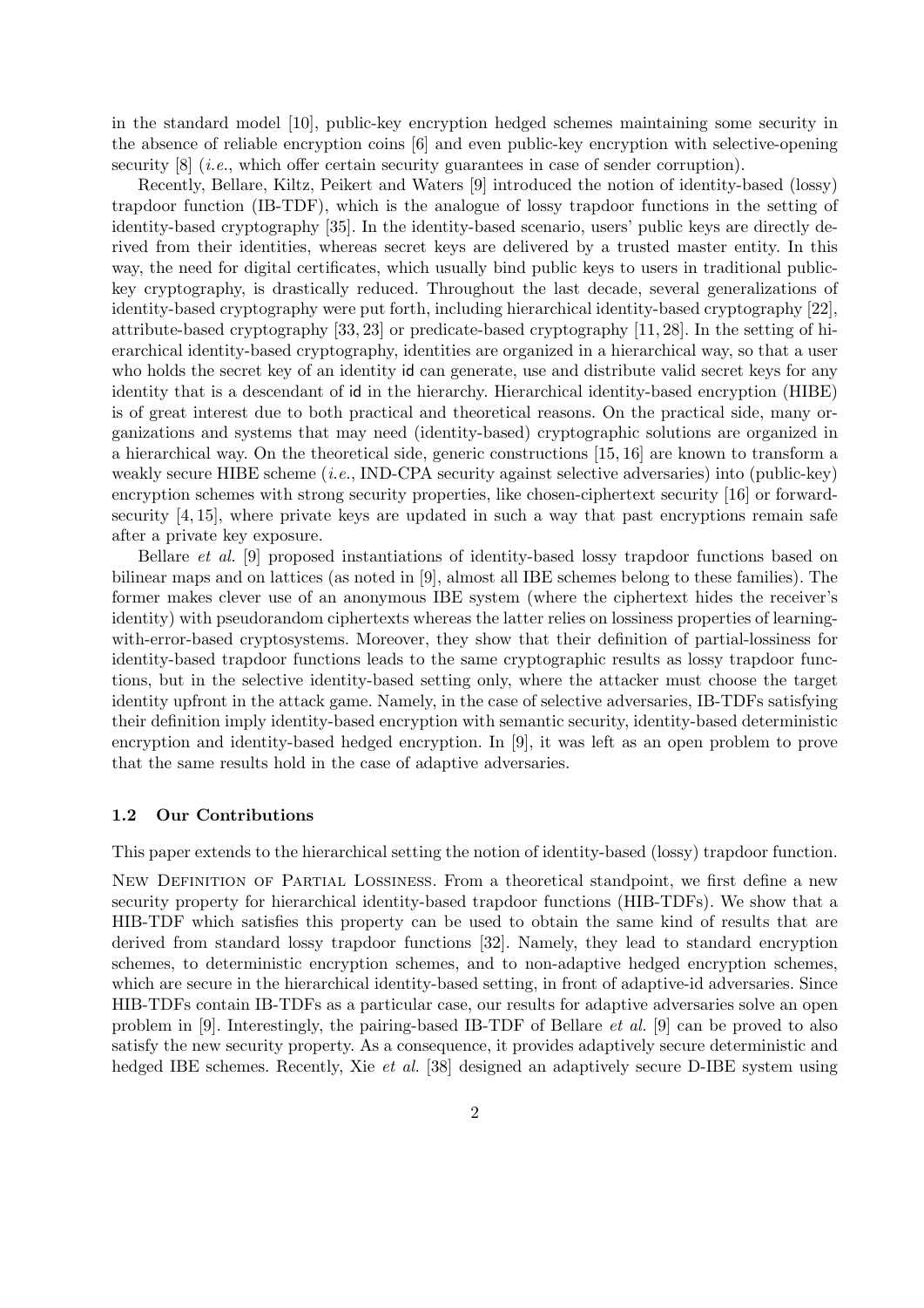in the standard model [10], public-key encryption hedged schemes maintaining some security in the absence of reliable encryption coins [6] and even public-key encryption with selective-opening security [8] (*i.e.*, which offer certain security guarantees in case of sender corruption).

Recently, Bellare, Kiltz, Peikert and Waters [9] introduced the notion of identity-based (lossy) trapdoor function (IB-TDF), which is the analogue of lossy trapdoor functions in the setting of identity-based cryptography [35]. In the identity-based scenario, users' public keys are directly derived from their identities, whereas secret keys are delivered by a trusted master entity. In this way, the need for digital certificates, which usually bind public keys to users in traditional public-key cryptography, is drastically reduced. Throughout the last decade, several generalizations of identity-based cryptography were put forth, including hierarchical identity-based cryptography [22], attribute-based cryptography [33, 23] or predicate-based cryptography [11, 28]. In the setting of hierarchical identity-based cryptography, identities are organized in a hierarchical way, so that a user who holds the secret key of an identity id can generate, use and distribute valid secret keys for any identity that is a descendant of id in the hierarchy. Hierarchical identity-based encryption (HIBE) is of great interest due to both practical and theoretical reasons. On the practical side, many organizations and systems that may need (identity-based) cryptographic solutions are organized in a hierarchical way. On the theoretical side, generic constructions [15, 16] are known to transform a weakly secure HIBE scheme (*i.e.*, IND-CPA security against selective adversaries) into (public-key) encryption schemes with strong security properties, like chosen-ciphertext security [16] or forward-security [4, 15], where private keys are updated in such a way that past encryptions remain safe after a private key exposure.

Bellare *et al.* [9] proposed instantiations of identity-based lossy trapdoor functions based on bilinear maps and on lattices (as noted in [9], almost all IBE schemes belong to these families). The former makes clever use of an anonymous IBE system (where the ciphertext hides the receiver's identity) with pseudorandom ciphertexts whereas the latter relies on lossiness properties of learning-with-error-based cryptosystems. Moreover, they show that their definition of partial-lossiness for identity-based trapdoor functions leads to the same cryptographic results as lossy trapdoor functions, but in the selective identity-based setting only, where the attacker must choose the target identity upfront in the attack game. Namely, in the case of selective adversaries, IB-TDFs satisfying their definition imply identity-based encryption with semantic security, identity-based deterministic encryption and identity-based hedged encryption. In [9], it was left as an open problem to prove that the same results hold in the case of adaptive adversaries.

### 1.2 Our Contributions

This paper extends to the hierarchical setting the notion of identity-based (lossy) trapdoor function.

New Definition of Partial Lossiness. From a theoretical standpoint, we first define a new security property for hierarchical identity-based trapdoor functions (HIB-TDFs). We show that a HIB-TDF which satisfies this property can be used to obtain the same kind of results that are derived from standard lossy trapdoor functions [32]. Namely, they lead to standard encryption schemes, to deterministic encryption schemes, and to non-adaptive hedged encryption schemes, which are secure in the hierarchical identity-based setting, in front of adaptive-id adversaries. Since HIB-TDFs contain IB-TDFs as a particular case, our results for adaptive adversaries solve an open problem in [9]. Interestingly, the pairing-based IB-TDF of Bellare *et al.* [9] can be proved to also satisfy the new security property. As a consequence, it provides adaptively secure deterministic and hedged IBE schemes. Recently, Xie *et al.* [38] designed an adaptively secure D-IBE system using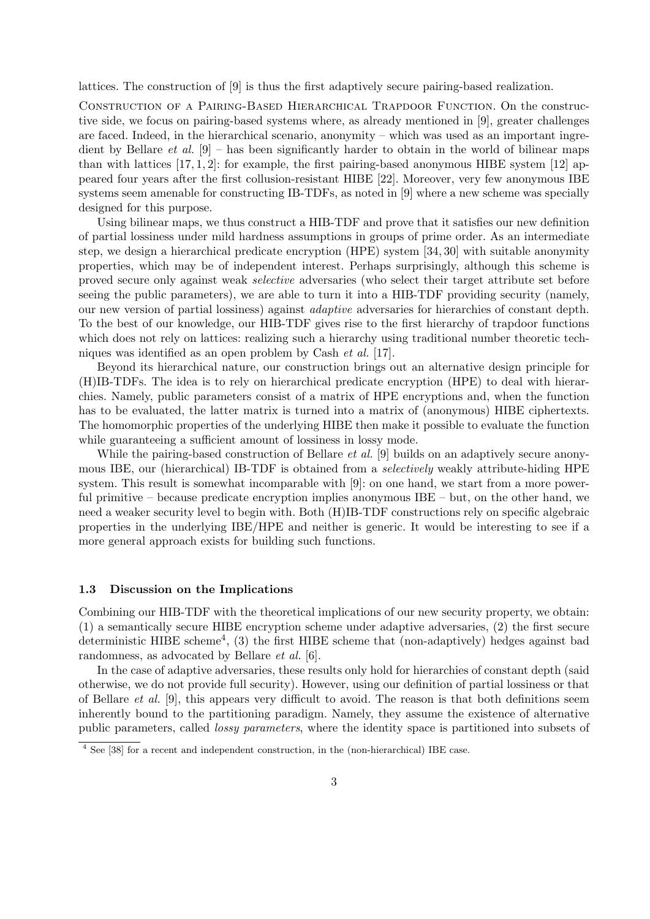lattices. The construction of [9] is thus the first adaptively secure pairing-based realization.

Construction of a Pairing-Based Hierarchical Trapdoor Function. On the constructive side, we focus on pairing-based systems where, as already mentioned in [9], greater challenges are faced. Indeed, in the hierarchical scenario, anonymity – which was used as an important ingredient by Bellare *et al.* [9] – has been significantly harder to obtain in the world of bilinear maps than with lattices [17, 1, 2]: for example, the first pairing-based anonymous HIBE system [12] appeared four years after the first collusion-resistant HIBE [22]. Moreover, very few anonymous IBE systems seem amenable for constructing IB-TDFs, as noted in [9] where a new scheme was specially designed for this purpose.

Using bilinear maps, we thus construct a HIB-TDF and prove that it satisfies our new definition of partial lossiness under mild hardness assumptions in groups of prime order. As an intermediate step, we design a hierarchical predicate encryption (HPE) system [34, 30] with suitable anonymity properties, which may be of independent interest. Perhaps surprisingly, although this scheme is proved secure only against weak *selective* adversaries (who select their target attribute set before seeing the public parameters), we are able to turn it into a HIB-TDF providing security (namely, our new version of partial lossiness) against *adaptive* adversaries for hierarchies of constant depth. To the best of our knowledge, our HIB-TDF gives rise to the first hierarchy of trapdoor functions which does not rely on lattices: realizing such a hierarchy using traditional number theoretic techniques was identified as an open problem by Cash *et al.* [17].

Beyond its hierarchical nature, our construction brings out an alternative design principle for (H)IB-TDFs. The idea is to rely on hierarchical predicate encryption (HPE) to deal with hierarchies. Namely, public parameters consist of a matrix of HPE encryptions and, when the function has to be evaluated, the latter matrix is turned into a matrix of (anonymous) HIBE ciphertexts. The homomorphic properties of the underlying HIBE then make it possible to evaluate the function while guaranteeing a sufficient amount of lossiness in lossy mode.

While the pairing-based construction of Bellare *et al.* [9] builds on an adaptively secure anonymous IBE, our (hierarchical) IB-TDF is obtained from a *selectively* weakly attribute-hiding HPE system. This result is somewhat incomparable with [9]: on one hand, we start from a more powerful primitive – because predicate encryption implies anonymous IBE – but, on the other hand, we need a weaker security level to begin with. Both (H)IB-TDF constructions rely on specific algebraic properties in the underlying IBE/HPE and neither is generic. It would be interesting to see if a more general approach exists for building such functions.

### 1.3 Discussion on the Implications

Combining our HIB-TDF with the theoretical implications of our new security property, we obtain: (1) a semantically secure HIBE encryption scheme under adaptive adversaries, (2) the first secure deterministic HIBE scheme[4], (3) the first HIBE scheme that (non-adaptively) hedges against bad randomness, as advocated by Bellare *et al.* [6].

In the case of adaptive adversaries, these results only hold for hierarchies of constant depth (said otherwise, we do not provide full security). However, using our definition of partial lossiness or that of Bellare *et al.* [9], this appears very difficult to avoid. The reason is that both definitions seem inherently bound to the partitioning paradigm. Namely, they assume the existence of alternative public parameters, called *lossy parameters*, where the identity space is partitioned into subsets of

[4] See [38] for a recent and independent construction, in the (non-hierarchical) IBE case.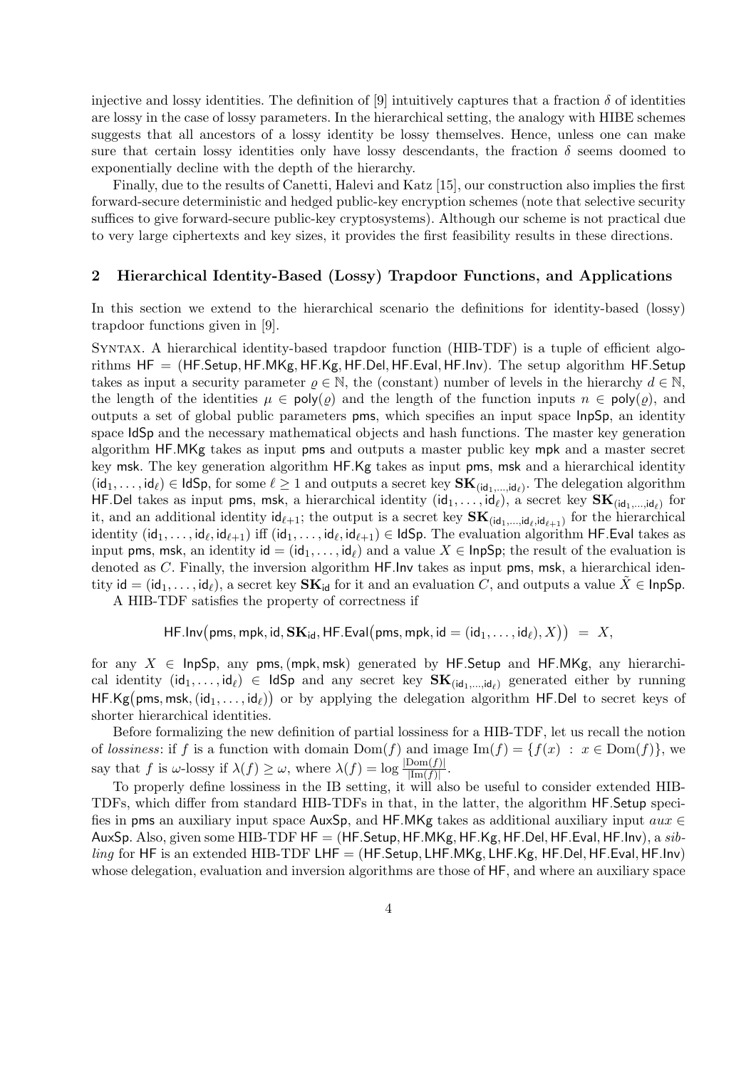injective and lossy identities. The definition of [9] intuitively captures that a fraction $\delta$ of identities are lossy in the case of lossy parameters. In the hierarchical setting, the analogy with HIBE schemes suggests that all ancestors of a lossy identity be lossy themselves. Hence, unless one can make sure that certain lossy identities only have lossy descendants, the fraction $\delta$ seems doomed to exponentially decline with the depth of the hierarchy.

Finally, due to the results of Canetti, Halevi and Katz [15], our construction also implies the first forward-secure deterministic and hedged public-key encryption schemes (note that selective security suffices to give forward-secure public-key cryptosystems). Although our scheme is not practical due to very large ciphertexts and key sizes, it provides the first feasibility results in these directions.

## 2 Hierarchical Identity-Based (Lossy) Trapdoor Functions, and Applications

In this section we extend to the hierarchical scenario the definitions for identity-based (lossy) trapdoor functions given in [9].

Syntax. A hierarchical identity-based trapdoor function (HIB-TDF) is a tuple of efficient algorithms $\mathsf{HF} = (\mathsf{HF.Setup}, \mathsf{HF.MKg}, \mathsf{HF.Kg}, \mathsf{HF.Del}, \mathsf{HF.Eval}, \mathsf{HF.Inv})$. The setup algorithm $\mathsf{HF.Setup}$ takes as input a security parameter $\varrho \in \mathbb{N}$, the (constant) number of levels in the hierarchy $d \in \mathbb{N}$, the length of the identities $\mu \in \mathsf{poly}(\varrho)$ and the length of the function inputs $n \in \mathsf{poly}(\varrho)$, and outputs a set of global public parameters $\mathsf{pms}$, which specifies an input space $\mathsf{InpSp}$, an identity space $\mathsf{IdSp}$ and the necessary mathematical objects and hash functions. The master key generation algorithm $\mathsf{HF.MKg}$ takes as input $\mathsf{pms}$ and outputs a master public key $\mathsf{mpk}$ and a master secret key $\mathsf{msk}$. The key generation algorithm $\mathsf{HF.Kg}$ takes as input $\mathsf{pms}$, $\mathsf{msk}$ and a hierarchical identity $(\mathsf{id}_1, \ldots, \mathsf{id}_\ell) \in \mathsf{IdSp}$, for some $\ell \geq 1$ and outputs a secret key $\mathbf{SK}_{(\mathsf{id}_1,\ldots,\mathsf{id}_\ell)}$. The delegation algorithm $\mathsf{HF.Del}$ takes as input $\mathsf{pms}$, $\mathsf{msk}$, a hierarchical identity $(\mathsf{id}_1, \ldots, \mathsf{id}_\ell)$, a secret key $\mathbf{SK}_{(\mathsf{id}_1,\ldots,\mathsf{id}_\ell)}$ for it, and an additional identity $\mathsf{id}_{\ell+1}$; the output is a secret key $\mathbf{SK}_{(\mathsf{id}_1,\ldots,\mathsf{id}_\ell,\mathsf{id}_{\ell+1})}$ for the hierarchical identity $(\mathsf{id}_1, \ldots, \mathsf{id}_\ell, \mathsf{id}_{\ell+1})$ iff $(\mathsf{id}_1, \ldots, \mathsf{id}_\ell, \mathsf{id}_{\ell+1}) \in \mathsf{IdSp}$. The evaluation algorithm $\mathsf{HF.Eval}$ takes as input $\mathsf{pms}$, $\mathsf{msk}$, an identity $\mathsf{id} = (\mathsf{id}_1, \ldots, \mathsf{id}_\ell)$ and a value $X \in \mathsf{InpSp}$; the result of the evaluation is denoted as $C$. Finally, the inversion algorithm $\mathsf{HF.Inv}$ takes as input $\mathsf{pms}$, $\mathsf{msk}$, a hierarchical identity $\mathsf{id} = (\mathsf{id}_1, \ldots, \mathsf{id}_\ell)$, a secret key $\mathbf{SK}_{\mathsf{id}}$ for it and an evaluation $C$, and outputs a value $\tilde{X} \in \mathsf{InpSp}$.

A HIB-TDF satisfies the property of correctness if

$$\mathsf{HF.Inv}\big(\mathsf{pms}, \mathsf{mpk}, \mathsf{id}, \mathbf{SK}_{\mathsf{id}}, \mathsf{HF.Eval}\big(\mathsf{pms}, \mathsf{mpk}, \mathsf{id} = (\mathsf{id}_1, \ldots, \mathsf{id}_\ell), X\big)\big) \;=\; X,$$

for any $X \in \mathsf{InpSp}$, any $\mathsf{pms}, (\mathsf{mpk}, \mathsf{msk})$ generated by $\mathsf{HF.Setup}$ and $\mathsf{HF.MKg}$, any hierarchical identity $(\mathsf{id}_1, \ldots, \mathsf{id}_\ell) \in \mathsf{IdSp}$ and any secret key $\mathbf{SK}_{(\mathsf{id}_1,\ldots,\mathsf{id}_\ell)}$ generated either by running $\mathsf{HF.Kg}\big(\mathsf{pms}, \mathsf{msk}, (\mathsf{id}_1, \ldots, \mathsf{id}_\ell)\big)$ or by applying the delegation algorithm $\mathsf{HF.Del}$ to secret keys of shorter hierarchical identities.

Before formalizing the new definition of partial lossiness for a HIB-TDF, let us recall the notion of *lossiness*: if $f$ is a function with domain $\mathrm{Dom}(f)$ and image $\mathrm{Im}(f) = \{f(x) \;:\; x \in \mathrm{Dom}(f)\}$, we say that $f$ is $\omega$-lossy if $\lambda(f) \geq \omega$, where $\lambda(f) = \log \frac{|\mathrm{Dom}(f)|}{|\mathrm{Im}(f)|}$.

To properly define lossiness in the IB setting, it will also be useful to consider extended HIB-TDFs, which differ from standard HIB-TDFs in that, in the latter, the algorithm $\mathsf{HF.Setup}$ specifies in $\mathsf{pms}$ an auxiliary input space $\mathsf{AuxSp}$, and $\mathsf{HF.MKg}$ takes as additional auxiliary input $aux \in \mathsf{AuxSp}$. Also, given some HIB-TDF $\mathsf{HF} = (\mathsf{HF.Setup}, \mathsf{HF.MKg}, \mathsf{HF.Kg}, \mathsf{HF.Del}, \mathsf{HF.Eval}, \mathsf{HF.Inv})$, a *sibling* for $\mathsf{HF}$ is an extended HIB-TDF $\mathsf{LHF} = (\mathsf{HF.Setup}, \mathsf{LHF.MKg}, \mathsf{LHF.Kg}, \mathsf{HF.Del}, \mathsf{HF.Eval}, \mathsf{HF.Inv})$ whose delegation, evaluation and inversion algorithms are those of $\mathsf{HF}$, and where an auxiliary space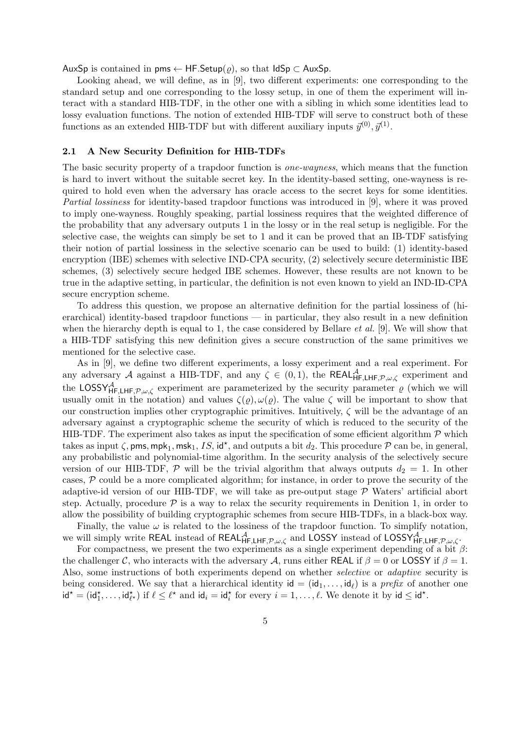$\mathsf{AuxSp}$ is contained in $\mathsf{pms} \leftarrow \mathsf{HF.Setup}(\varrho)$, so that $\mathsf{IdSp} \subset \mathsf{AuxSp}$.

Looking ahead, we will define, as in [9], two different experiments: one corresponding to the standard setup and one corresponding to the lossy setup, in one of them the experiment will interact with a standard HIB-TDF, in the other one with a sibling in which some identities lead to lossy evaluation functions. The notion of extended HIB-TDF will serve to construct both of these functions as an extended HIB-TDF but with different auxiliary inputs $\vec{y}^{(0)}, \vec{y}^{(1)}$.

### 2.1 A New Security Definition for HIB-TDFs

The basic security property of a trapdoor function is *one-wayness*, which means that the function is hard to invert without the suitable secret key. In the identity-based setting, one-wayness is required to hold even when the adversary has oracle access to the secret keys for some identities. *Partial lossiness* for identity-based trapdoor functions was introduced in [9], where it was proved to imply one-wayness. Roughly speaking, partial lossiness requires that the weighted difference of the probability that any adversary outputs 1 in the lossy or in the real setup is negligible. For the selective case, the weights can simply be set to 1 and it can be proved that an IB-TDF satisfying their notion of partial lossiness in the selective scenario can be used to build: (1) identity-based encryption (IBE) schemes with selective IND-CPA security, (2) selectively secure deterministic IBE schemes, (3) selectively secure hedged IBE schemes. However, these results are not known to be true in the adaptive setting, in particular, the definition is not even known to yield an IND-ID-CPA secure encryption scheme.

To address this question, we propose an alternative definition for the partial lossiness of (hierarchical) identity-based trapdoor functions — in particular, they also result in a new definition when the hierarchy depth is equal to 1, the case considered by Bellare *et al.* [9]. We will show that a HIB-TDF satisfying this new definition gives a secure construction of the same primitives we mentioned for the selective case.

As in [9], we define two different experiments, a lossy experiment and a real experiment. For any adversary $\mathcal{A}$ against a HIB-TDF, and any $\zeta \in (0,1)$, the $\mathsf{REAL}^{\mathcal{A}}_{\mathsf{HF},\mathsf{LHF},\mathcal{P},\omega,\zeta}$ experiment and the $\mathsf{LOSSY}^{\mathcal{A}}_{\mathsf{HF},\mathsf{LHF},\mathcal{P},\omega,\zeta}$ experiment are parameterized by the security parameter $\varrho$ (which we will usually omit in the notation) and values $\zeta(\varrho), \omega(\varrho)$. The value $\zeta$ will be important to show that our construction implies other cryptographic primitives. Intuitively, $\zeta$ will be the advantage of an adversary against a cryptographic scheme the security of which is reduced to the security of the HIB-TDF. The experiment also takes as input the specification of some efficient algorithm $\mathcal{P}$ which takes as input $\zeta, \mathsf{pms}, \mathsf{mpk}_1, \mathsf{msk}_1, IS, \mathsf{id}^\star$, and outputs a bit $d_2$. This procedure $\mathcal{P}$ can be, in general, any probabilistic and polynomial-time algorithm. In the security analysis of the selectively secure version of our HIB-TDF, $\mathcal{P}$ will be the trivial algorithm that always outputs $d_2 = 1$. In other cases, $\mathcal{P}$ could be a more complicated algorithm; for instance, in order to prove the security of the adaptive-id version of our HIB-TDF, we will take as pre-output stage $\mathcal{P}$ Waters' artificial abort step. Actually, procedure $\mathcal{P}$ is a way to relax the security requirements in Denition 1, in order to allow the possibility of building cryptographic schemes from secure HIB-TDFs, in a black-box way.

Finally, the value $\omega$ is related to the lossiness of the trapdoor function. To simplify notation, we will simply write $\mathsf{REAL}$ instead of $\mathsf{REAL}^{\mathcal{A}}_{\mathsf{HF},\mathsf{LHF},\mathcal{P},\omega,\zeta}$ and $\mathsf{LOSSY}$ instead of $\mathsf{LOSSY}^{\mathcal{A}}_{\mathsf{HF},\mathsf{LHF},\mathcal{P},\omega,\zeta}$.

For compactness, we present the two experiments as a single experiment depending of a bit $\beta$: the challenger $\mathcal{C}$, who interacts with the adversary $\mathcal{A}$, runs either $\mathsf{REAL}$ if $\beta = 0$ or $\mathsf{LOSSY}$ if $\beta = 1$. Also, some instructions of both experiments depend on whether *selective* or *adaptive* security is being considered. We say that a hierarchical identity $\mathsf{id} = (\mathsf{id}_1, \ldots, \mathsf{id}_\ell)$ is a *prefix* of another one $\mathsf{id}^\star = (\mathsf{id}^\star_1, \ldots, \mathsf{id}^\star_{\ell^\star})$ if $\ell \leq \ell^\star$ and $\mathsf{id}_i = \mathsf{id}^\star_i$ for every $i = 1, \ldots, \ell$. We denote it by $\mathsf{id} \leq \mathsf{id}^\star$.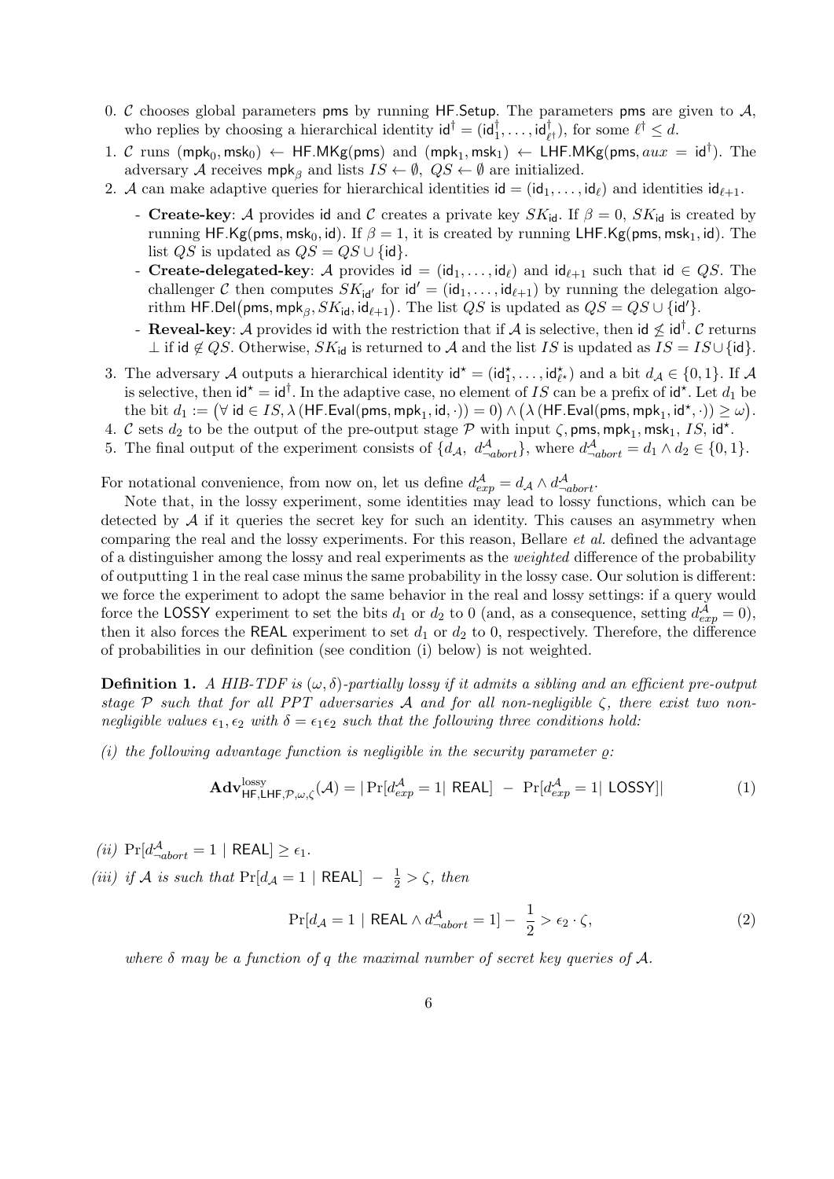0. $\mathcal{C}$ chooses global parameters $\mathsf{pms}$ by running $\mathsf{HF.Setup}$. The parameters $\mathsf{pms}$ are given to $\mathcal{A}$, who replies by choosing a hierarchical identity $\mathsf{id}^\dagger = (\mathsf{id}_1^\dagger, \ldots, \mathsf{id}_{\ell^\dagger}^\dagger)$, for some $\ell^\dagger \leq d$.
1. $\mathcal{C}$ runs $(\mathsf{mpk}_0, \mathsf{msk}_0) \leftarrow \mathsf{HF.MKg}(\mathsf{pms})$ and $(\mathsf{mpk}_1, \mathsf{msk}_1) \leftarrow \mathsf{LHF.MKg}(\mathsf{pms}, aux = \mathsf{id}^\dagger)$. The adversary $\mathcal{A}$ receives $\mathsf{mpk}_\beta$ and lists $IS \leftarrow \emptyset$, $QS \leftarrow \emptyset$ are initialized.
2. $\mathcal{A}$ can make adaptive queries for hierarchical identities $\mathsf{id} = (\mathsf{id}_1, \ldots, \mathsf{id}_\ell)$ and identities $\mathsf{id}_{\ell+1}$.
   - **Create-key**: $\mathcal{A}$ provides $\mathsf{id}$ and $\mathcal{C}$ creates a private key $SK_{\mathsf{id}}$. If $\beta = 0$, $SK_{\mathsf{id}}$ is created by running $\mathsf{HF.Kg}(\mathsf{pms}, \mathsf{msk}_0, \mathsf{id})$. If $\beta = 1$, it is created by running $\mathsf{LHF.Kg}(\mathsf{pms}, \mathsf{msk}_1, \mathsf{id})$. The list $QS$ is updated as $QS = QS \cup \{\mathsf{id}\}$.
   - **Create-delegated-key**: $\mathcal{A}$ provides $\mathsf{id} = (\mathsf{id}_1, \ldots, \mathsf{id}_\ell)$ and $\mathsf{id}_{\ell+1}$ such that $\mathsf{id} \in QS$. The challenger $\mathcal{C}$ then computes $SK_{\mathsf{id}'}$ for $\mathsf{id}' = (\mathsf{id}_1, \ldots, \mathsf{id}_{\ell+1})$ by running the delegation algorithm $\mathsf{HF.Del}\big(\mathsf{pms}, \mathsf{mpk}_\beta, SK_{\mathsf{id}}, \mathsf{id}_{\ell+1}\big)$. The list $QS$ is updated as $QS = QS \cup \{\mathsf{id}'\}$.
   - **Reveal-key**: $\mathcal{A}$ provides $\mathsf{id}$ with the restriction that if $\mathcal{A}$ is selective, then $\mathsf{id} \not\leq \mathsf{id}^\dagger$. $\mathcal{C}$ returns $\perp$ if $\mathsf{id} \notin QS$. Otherwise, $SK_{\mathsf{id}}$ is returned to $\mathcal{A}$ and the list $IS$ is updated as $IS = IS \cup \{\mathsf{id}\}$.
3. The adversary $\mathcal{A}$ outputs a hierarchical identity $\mathsf{id}^\star = (\mathsf{id}_1^\star, \ldots, \mathsf{id}_{\ell^\star}^\star)$ and a bit $d_{\mathcal{A}} \in \{0,1\}$. If $\mathcal{A}$ is selective, then $\mathsf{id}^\star = \mathsf{id}^\dagger$. In the adaptive case, no element of $IS$ can be a prefix of $\mathsf{id}^\star$. Let $d_1$ be the bit $d_1 := \big(\forall\ \mathsf{id} \in IS, \lambda\left(\mathsf{HF.Eval}(\mathsf{pms}, \mathsf{mpk}_1, \mathsf{id}, \cdot)\right) = 0\big) \wedge \big(\lambda\left(\mathsf{HF.Eval}(\mathsf{pms}, \mathsf{mpk}_1, \mathsf{id}^\star, \cdot)\right) \geq \omega\big)$.
4. $\mathcal{C}$ sets $d_2$ to be the output of the pre-output stage $\mathcal{P}$ with input $\zeta, \mathsf{pms}, \mathsf{mpk}_1, \mathsf{msk}_1, IS, \mathsf{id}^\star$.
5. The final output of the experiment consists of $\{d_{\mathcal{A}},\ d^{\mathcal{A}}_{\neg abort}\}$, where $d^{\mathcal{A}}_{\neg abort} = d_1 \wedge d_2 \in \{0,1\}$.

For notational convenience, from now on, let us define $d^{\mathcal{A}}_{exp} = d_{\mathcal{A}} \wedge d^{\mathcal{A}}_{\neg abort}$.

Note that, in the lossy experiment, some identities may lead to lossy functions, which can be detected by $\mathcal{A}$ if it queries the secret key for such an identity. This causes an asymmetry when comparing the real and the lossy experiments. For this reason, Bellare *et al.* defined the advantage of a distinguisher among the lossy and real experiments as the *weighted* difference of the probability of outputting 1 in the real case minus the same probability in the lossy case. Our solution is different: we force the experiment to adopt the same behavior in the real and lossy settings: if a query would force the $\mathsf{LOSSY}$ experiment to set the bits $d_1$ or $d_2$ to 0 (and, as a consequence, setting $d^{\mathcal{A}}_{exp} = 0$), then it also forces the $\mathsf{REAL}$ experiment to set $d_1$ or $d_2$ to 0, respectively. Therefore, the difference of probabilities in our definition (see condition (i) below) is not weighted.

**Definition 1.** *A HIB-TDF is $(\omega, \delta)$-partially lossy if it admits a sibling and an efficient pre-output stage $\mathcal{P}$ such that for all PPT adversaries $\mathcal{A}$ and for all non-negligible $\zeta$, there exist two non-negligible values $\epsilon_1, \epsilon_2$ with $\delta = \epsilon_1 \epsilon_2$ such that the following three conditions hold:*

*(i) the following advantage function is negligible in the security parameter $\varrho$:*

$$\mathbf{Adv}^{\mathrm{lossy}}_{\mathsf{HF},\mathsf{LHF},\mathcal{P},\omega,\zeta}(\mathcal{A}) = |\Pr[d^{\mathcal{A}}_{exp} = 1 |\ \mathsf{REAL}]\ -\ \Pr[d^{\mathcal{A}}_{exp} = 1 |\ \mathsf{LOSSY}]| \tag{1}$$

*(ii)* $\Pr[d^{\mathcal{A}}_{\neg abort} = 1 \mid \mathsf{REAL}] \geq \epsilon_1$.

*(iii) if $\mathcal{A}$ is such that $\Pr[d_{\mathcal{A}} = 1 \mid \mathsf{REAL}]\ -\ \frac{1}{2} > \zeta$, then*

$$\Pr[d_{\mathcal{A}} = 1 \mid \mathsf{REAL} \wedge d^{\mathcal{A}}_{\neg abort} = 1] - \frac{1}{2} > \epsilon_2 \cdot \zeta, \tag{2}$$

*where $\delta$ may be a function of $q$ the maximal number of secret key queries of $\mathcal{A}$.*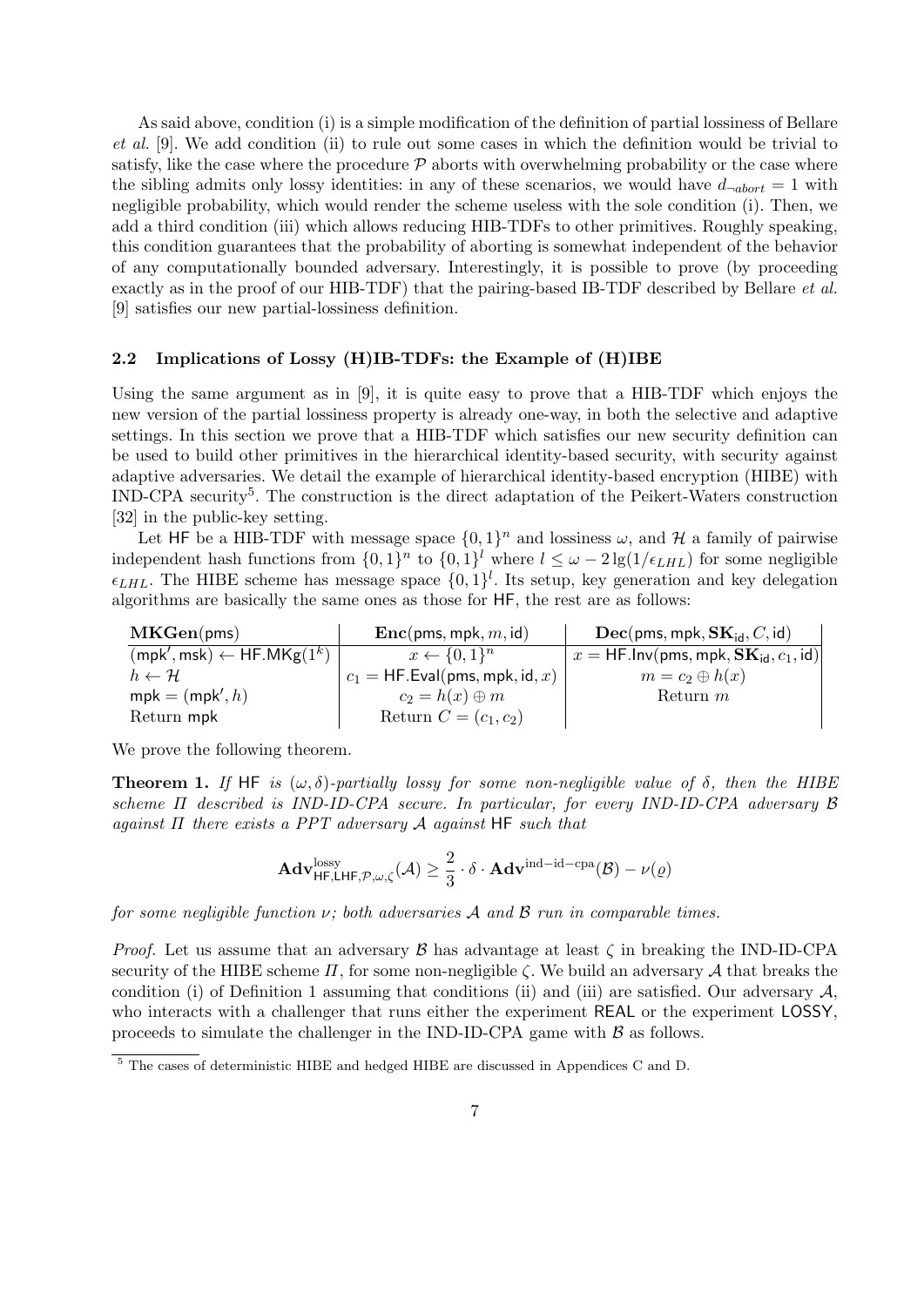As said above, condition (i) is a simple modification of the definition of partial lossiness of Bellare *et al.* [9]. We add condition (ii) to rule out some cases in which the definition would be trivial to satisfy, like the case where the procedure $\mathcal{P}$ aborts with overwhelming probability or the case where the sibling admits only lossy identities: in any of these scenarios, we would have $d_{\neg abort} = 1$ with negligible probability, which would render the scheme useless with the sole condition (i). Then, we add a third condition (iii) which allows reducing HIB-TDFs to other primitives. Roughly speaking, this condition guarantees that the probability of aborting is somewhat independent of the behavior of any computationally bounded adversary. Interestingly, it is possible to prove (by proceeding exactly as in the proof of our HIB-TDF) that the pairing-based IB-TDF described by Bellare *et al.* [9] satisfies our new partial-lossiness definition.

### 2.2 Implications of Lossy (H)IB-TDFs: the Example of (H)IBE

Using the same argument as in [9], it is quite easy to prove that a HIB-TDF which enjoys the new version of the partial lossiness property is already one-way, in both the selective and adaptive settings. In this section we prove that a HIB-TDF which satisfies our new security definition can be used to build other primitives in the hierarchical identity-based security, with security against adaptive adversaries. We detail the example of hierarchical identity-based encryption (HIBE) with IND-CPA security[5]. The construction is the direct adaptation of the Peikert-Waters construction [32] in the public-key setting.

Let $\mathsf{HF}$ be a HIB-TDF with message space $\{0,1\}^n$ and lossiness $\omega$, and $\mathcal{H}$ a family of pairwise independent hash functions from $\{0,1\}^n$ to $\{0,1\}^l$ where $l \leq \omega - 2\lg(1/\epsilon_{LHL})$ for some negligible $\epsilon_{LHL}$. The HIBE scheme has message space $\{0,1\}^l$. Its setup, key generation and key delegation algorithms are basically the same ones as those for $\mathsf{HF}$, the rest are as follows:

| $\mathbf{MKGen}(\mathsf{pms})$ | $\mathbf{Enc}(\mathsf{pms}, \mathsf{mpk}, m, \mathsf{id})$ | $\mathbf{Dec}(\mathsf{pms}, \mathsf{mpk}, \mathbf{SK}_{\mathsf{id}}, C, \mathsf{id})$ |
|---|---|---|
| $(\mathsf{mpk}', \mathsf{msk}) \leftarrow \mathsf{HF.MKg}(1^k)$ | $x \leftarrow \{0,1\}^n$ | $x = \mathsf{HF.Inv}(\mathsf{pms}, \mathsf{mpk}, \mathbf{SK}_{\mathsf{id}}, c_1, \mathsf{id})$ |
| $h \leftarrow \mathcal{H}$ | $c_1 = \mathsf{HF.Eval}(\mathsf{pms}, \mathsf{mpk}, \mathsf{id}, x)$ | $m = c_2 \oplus h(x)$ |
| $\mathsf{mpk} = (\mathsf{mpk}', h)$ | $c_2 = h(x) \oplus m$ | Return $m$ |
| Return $\mathsf{mpk}$ | Return $C = (c_1, c_2)$ | |

We prove the following theorem.

**Theorem 1.** *If* $\mathsf{HF}$ *is* $(\omega, \delta)$*-partially lossy for some non-negligible value of* $\delta$*, then the HIBE scheme* $\Pi$ *described is IND-ID-CPA secure. In particular, for every IND-ID-CPA adversary* $\mathcal{B}$ *against* $\Pi$ *there exists a PPT adversary* $\mathcal{A}$ *against* $\mathsf{HF}$ *such that*

$$\mathbf{Adv}^{\mathrm{lossy}}_{\mathsf{HF},\mathsf{LHF},\mathcal{P},\omega,\zeta}(\mathcal{A}) \geq \frac{2}{3} \cdot \delta \cdot \mathbf{Adv}^{\mathrm{ind-id-cpa}}(\mathcal{B}) - \nu(\varrho)$$

*for some negligible function* $\nu$*; both adversaries* $\mathcal{A}$ *and* $\mathcal{B}$ *run in comparable times.*

*Proof.* Let us assume that an adversary $\mathcal{B}$ has advantage at least $\zeta$ in breaking the IND-ID-CPA security of the HIBE scheme $\Pi$, for some non-negligible $\zeta$. We build an adversary $\mathcal{A}$ that breaks the condition (i) of Definition 1 assuming that conditions (ii) and (iii) are satisfied. Our adversary $\mathcal{A}$, who interacts with a challenger that runs either the experiment $\mathsf{REAL}$ or the experiment $\mathsf{LOSSY}$, proceeds to simulate the challenger in the IND-ID-CPA game with $\mathcal{B}$ as follows.

[5] The cases of deterministic HIBE and hedged HIBE are discussed in Appendices C and D.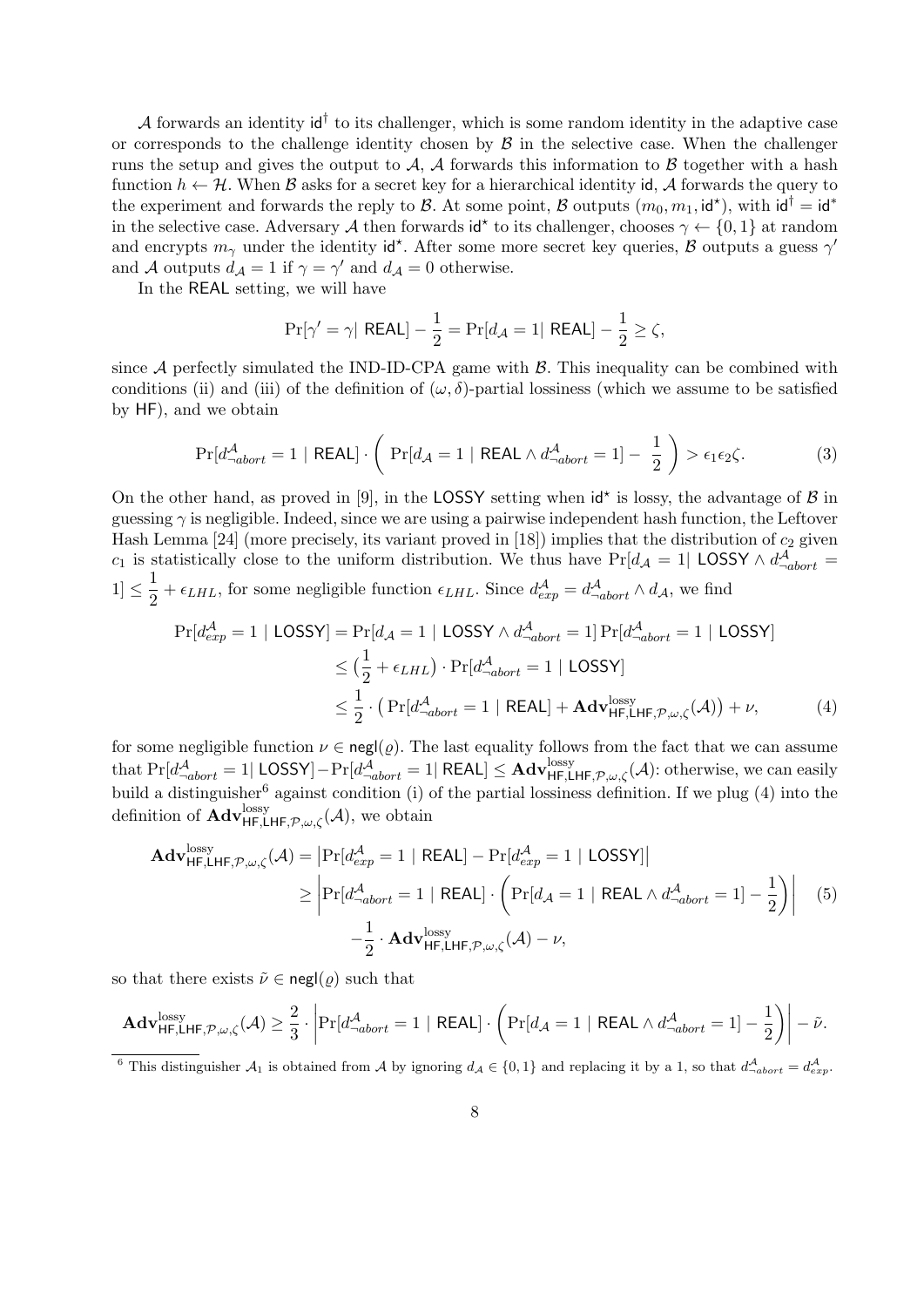$\mathcal{A}$ forwards an identity $\mathsf{id}^\dagger$ to its challenger, which is some random identity in the adaptive case or corresponds to the challenge identity chosen by $\mathcal{B}$ in the selective case. When the challenger runs the setup and gives the output to $\mathcal{A}$, $\mathcal{A}$ forwards this information to $\mathcal{B}$ together with a hash function $h \leftarrow \mathcal{H}$. When $\mathcal{B}$ asks for a secret key for a hierarchical identity $\mathsf{id}$, $\mathcal{A}$ forwards the query to the experiment and forwards the reply to $\mathcal{B}$. At some point, $\mathcal{B}$ outputs $(m_0, m_1, \mathsf{id}^\star)$, with $\mathsf{id}^\dagger = \mathsf{id}^*$ in the selective case. Adversary $\mathcal{A}$ then forwards $\mathsf{id}^\star$ to its challenger, chooses $\gamma \leftarrow \{0,1\}$ at random and encrypts $m_\gamma$ under the identity $\mathsf{id}^\star$. After some more secret key queries, $\mathcal{B}$ outputs a guess $\gamma'$ and $\mathcal{A}$ outputs $d_{\mathcal{A}} = 1$ if $\gamma = \gamma'$ and $d_{\mathcal{A}} = 0$ otherwise.

In the $\mathsf{REAL}$ setting, we will have

$$\Pr[\gamma' = \gamma |\ \mathsf{REAL}] - \frac{1}{2} = \Pr[d_{\mathcal{A}} = 1 |\ \mathsf{REAL}] - \frac{1}{2} \geq \zeta,$$

since $\mathcal{A}$ perfectly simulated the IND-ID-CPA game with $\mathcal{B}$. This inequality can be combined with conditions (ii) and (iii) of the definition of $(\omega, \delta)$-partial lossiness (which we assume to be satisfied by $\mathsf{HF}$), and we obtain

$$\Pr[d^{\mathcal{A}}_{\neg abort} = 1 \mid \mathsf{REAL}] \cdot \left( \ \Pr[d_{\mathcal{A}} = 1 \mid \mathsf{REAL} \wedge d^{\mathcal{A}}_{\neg abort} = 1] - \ \frac{1}{2} \ \right) > \epsilon_1 \epsilon_2 \zeta. \tag{3}$$

On the other hand, as proved in [9], in the $\mathsf{LOSSY}$ setting when $\mathsf{id}^\star$ is lossy, the advantage of $\mathcal{B}$ in guessing $\gamma$ is negligible. Indeed, since we are using a pairwise independent hash function, the Leftover Hash Lemma [24] (more precisely, its variant proved in [18]) implies that the distribution of $c_2$ given $c_1$ is statistically close to the uniform distribution. We thus have $\Pr[d_{\mathcal{A}} = 1 |\ \mathsf{LOSSY} \wedge d^{\mathcal{A}}_{\neg abort} = 1] \leq \dfrac{1}{2} + \epsilon_{LHL}$, for some negligible function $\epsilon_{LHL}$. Since $d^{\mathcal{A}}_{exp} = d^{\mathcal{A}}_{\neg abort} \wedge d_{\mathcal{A}}$, we find

$$\begin{aligned}
\Pr[d^{\mathcal{A}}_{exp} = 1 \mid \mathsf{LOSSY}] &= \Pr[d_{\mathcal{A}} = 1 \mid \mathsf{LOSSY} \wedge d^{\mathcal{A}}_{\neg abort} = 1] \Pr[d^{\mathcal{A}}_{\neg abort} = 1 \mid \mathsf{LOSSY}] \\
&\leq \big(\frac{1}{2} + \epsilon_{LHL}\big) \cdot \Pr[d^{\mathcal{A}}_{\neg abort} = 1 \mid \mathsf{LOSSY}] \\
&\leq \frac{1}{2} \cdot \big( \Pr[d^{\mathcal{A}}_{\neg abort} = 1 \mid \mathsf{REAL}] + \mathbf{Adv}^{\mathrm{lossy}}_{\mathsf{HF},\mathsf{LHF},\mathcal{P},\omega,\zeta}(\mathcal{A}) \big) + \nu,
\end{aligned} \tag{4}$$

for some negligible function $\nu \in \mathsf{negl}(\varrho)$. The last equality follows from the fact that we can assume that $\Pr[d^{\mathcal{A}}_{\neg abort} = 1 |\ \mathsf{LOSSY}] - \Pr[d^{\mathcal{A}}_{\neg abort} = 1 |\ \mathsf{REAL}] \leq \mathbf{Adv}^{\mathrm{lossy}}_{\mathsf{HF},\mathsf{LHF},\mathcal{P},\omega,\zeta}(\mathcal{A})$: otherwise, we can easily build a distinguisher[6] against condition (i) of the partial lossiness definition. If we plug (4) into the definition of $\mathbf{Adv}^{\mathrm{lossy}}_{\mathsf{HF},\mathsf{LHF},\mathcal{P},\omega,\zeta}(\mathcal{A})$, we obtain

$$\begin{aligned}
\mathbf{Adv}^{\mathrm{lossy}}_{\mathsf{HF},\mathsf{LHF},\mathcal{P},\omega,\zeta}(\mathcal{A}) &= \big|\Pr[d^{\mathcal{A}}_{exp} = 1 \mid \mathsf{REAL}] - \Pr[d^{\mathcal{A}}_{exp} = 1 \mid \mathsf{LOSSY}]\big| \\
&\geq \left|\Pr[d^{\mathcal{A}}_{\neg abort} = 1 \mid \mathsf{REAL}] \cdot \left(\Pr[d_{\mathcal{A}} = 1 \mid \mathsf{REAL} \wedge d^{\mathcal{A}}_{\neg abort} = 1] - \frac{1}{2}\right)\right| \\
&\quad - \frac{1}{2} \cdot \mathbf{Adv}^{\mathrm{lossy}}_{\mathsf{HF},\mathsf{LHF},\mathcal{P},\omega,\zeta}(\mathcal{A}) - \nu,
\end{aligned} \tag{5}$$

so that there exists $\tilde{\nu} \in \mathsf{negl}(\varrho)$ such that

$$\mathbf{Adv}^{\mathrm{lossy}}_{\mathsf{HF},\mathsf{LHF},\mathcal{P},\omega,\zeta}(\mathcal{A}) \geq \frac{2}{3} \cdot \left|\Pr[d^{\mathcal{A}}_{\neg abort} = 1 \mid \mathsf{REAL}] \cdot \left(\Pr[d_{\mathcal{A}} = 1 \mid \mathsf{REAL} \wedge d^{\mathcal{A}}_{\neg abort} = 1] - \frac{1}{2}\right)\right| - \tilde{\nu}.$$

---

[6] This distinguisher $\mathcal{A}_1$ is obtained from $\mathcal{A}$ by ignoring $d_{\mathcal{A}} \in \{0,1\}$ and replacing it by a 1, so that $d^{\mathcal{A}}_{\neg abort} = d^{\mathcal{A}}_{exp}$.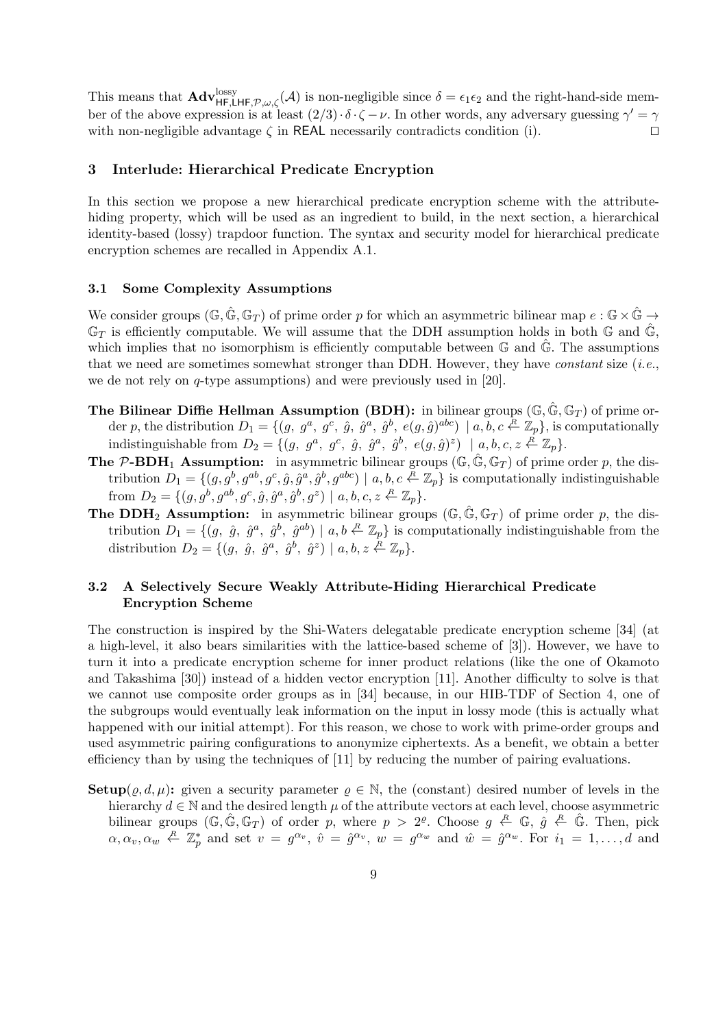This means that $\mathbf{Adv}^{\text{lossy}}_{\mathsf{HF},\mathsf{LHF},\mathcal{P},\omega,\zeta}(\mathcal{A})$ is non-negligible since $\delta = \epsilon_1\epsilon_2$ and the right-hand-side member of the above expression is at least $(2/3)\cdot\delta\cdot\zeta - \nu$. In other words, any adversary guessing $\gamma' = \gamma$ with non-negligible advantage $\zeta$ in $\mathsf{REAL}$ necessarily contradicts condition (i). $\square$

## 3 Interlude: Hierarchical Predicate Encryption

In this section we propose a new hierarchical predicate encryption scheme with the attribute-hiding property, which will be used as an ingredient to build, in the next section, a hierarchical identity-based (lossy) trapdoor function. The syntax and security model for hierarchical predicate encryption schemes are recalled in Appendix A.1.

### 3.1 Some Complexity Assumptions

We consider groups $(\mathbb{G}, \hat{\mathbb{G}}, \mathbb{G}_T)$ of prime order $p$ for which an asymmetric bilinear map $e : \mathbb{G} \times \hat{\mathbb{G}} \to \mathbb{G}_T$ is efficiently computable. We will assume that the DDH assumption holds in both $\mathbb{G}$ and $\hat{\mathbb{G}}$, which implies that no isomorphism is efficiently computable between $\mathbb{G}$ and $\hat{\mathbb{G}}$. The assumptions that we need are sometimes somewhat stronger than DDH. However, they have *constant* size (*i.e.*, we de not rely on $q$-type assumptions) and were previously used in [20].

**The Bilinear Diffie Hellman Assumption (BDH):** in bilinear groups $(\mathbb{G}, \hat{\mathbb{G}}, \mathbb{G}_T)$ of prime order $p$, the distribution $D_1 = \{(g,\ g^a,\ g^c,\ \hat{g},\ \hat{g}^a,\ \hat{g}^b,\ e(g,\hat{g})^{abc}) \mid a,b,c \xleftarrow{R} \mathbb{Z}_p\}$, is computationally indistinguishable from $D_2 = \{(g,\ g^a,\ g^c,\ \hat{g},\ \hat{g}^a,\ \hat{g}^b,\ e(g,\hat{g})^z) \mid a,b,c,z \xleftarrow{R} \mathbb{Z}_p\}$.

**The $\mathcal{P}$-BDH$_1$ Assumption:** in asymmetric bilinear groups $(\mathbb{G}, \hat{\mathbb{G}}, \mathbb{G}_T)$ of prime order $p$, the distribution $D_1 = \{(g, g^b, g^{ab}, g^c, \hat{g}, \hat{g}^a, \hat{g}^b, g^{abc}) \mid a,b,c \xleftarrow{R} \mathbb{Z}_p\}$ is computationally indistinguishable from $D_2 = \{(g, g^b, g^{ab}, g^c, \hat{g}, \hat{g}^a, \hat{g}^b, g^z) \mid a,b,c,z \xleftarrow{R} \mathbb{Z}_p\}$.

**The DDH$_2$ Assumption:** in asymmetric bilinear groups $(\mathbb{G}, \hat{\mathbb{G}}, \mathbb{G}_T)$ of prime order $p$, the distribution $D_1 = \{(g,\ \hat{g},\ \hat{g}^a,\ \hat{g}^b,\ \hat{g}^{ab}) \mid a,b \xleftarrow{R} \mathbb{Z}_p\}$ is computationally indistinguishable from the distribution $D_2 = \{(g,\ \hat{g},\ \hat{g}^a,\ \hat{g}^b,\ \hat{g}^z) \mid a,b,z \xleftarrow{R} \mathbb{Z}_p\}$.

### 3.2 A Selectively Secure Weakly Attribute-Hiding Hierarchical Predicate Encryption Scheme

The construction is inspired by the Shi-Waters delegatable predicate encryption scheme [34] (at a high-level, it also bears similarities with the lattice-based scheme of [3]). However, we have to turn it into a predicate encryption scheme for inner product relations (like the one of Okamoto and Takashima [30]) instead of a hidden vector encryption [11]. Another difficulty to solve is that we cannot use composite order groups as in [34] because, in our HIB-TDF of Section 4, one of the subgroups would eventually leak information on the input in lossy mode (this is actually what happened with our initial attempt). For this reason, we chose to work with prime-order groups and used asymmetric pairing configurations to anonymize ciphertexts. As a benefit, we obtain a better efficiency than by using the techniques of [11] by reducing the number of pairing evaluations.

**Setup$(\varrho, d, \mu)$:** given a security parameter $\varrho \in \mathbb{N}$, the (constant) desired number of levels in the hierarchy $d \in \mathbb{N}$ and the desired length $\mu$ of the attribute vectors at each level, choose asymmetric bilinear groups $(\mathbb{G}, \hat{\mathbb{G}}, \mathbb{G}_T)$ of order $p$, where $p > 2^{\varrho}$. Choose $g \xleftarrow{R} \mathbb{G}$, $\hat{g} \xleftarrow{R} \hat{\mathbb{G}}$. Then, pick $\alpha, \alpha_v, \alpha_w \xleftarrow{R} \mathbb{Z}_p^*$ and set $v = g^{\alpha_v}$, $\hat{v} = \hat{g}^{\alpha_v}$, $w = g^{\alpha_w}$ and $\hat{w} = \hat{g}^{\alpha_w}$. For $i_1 = 1, \ldots, d$ and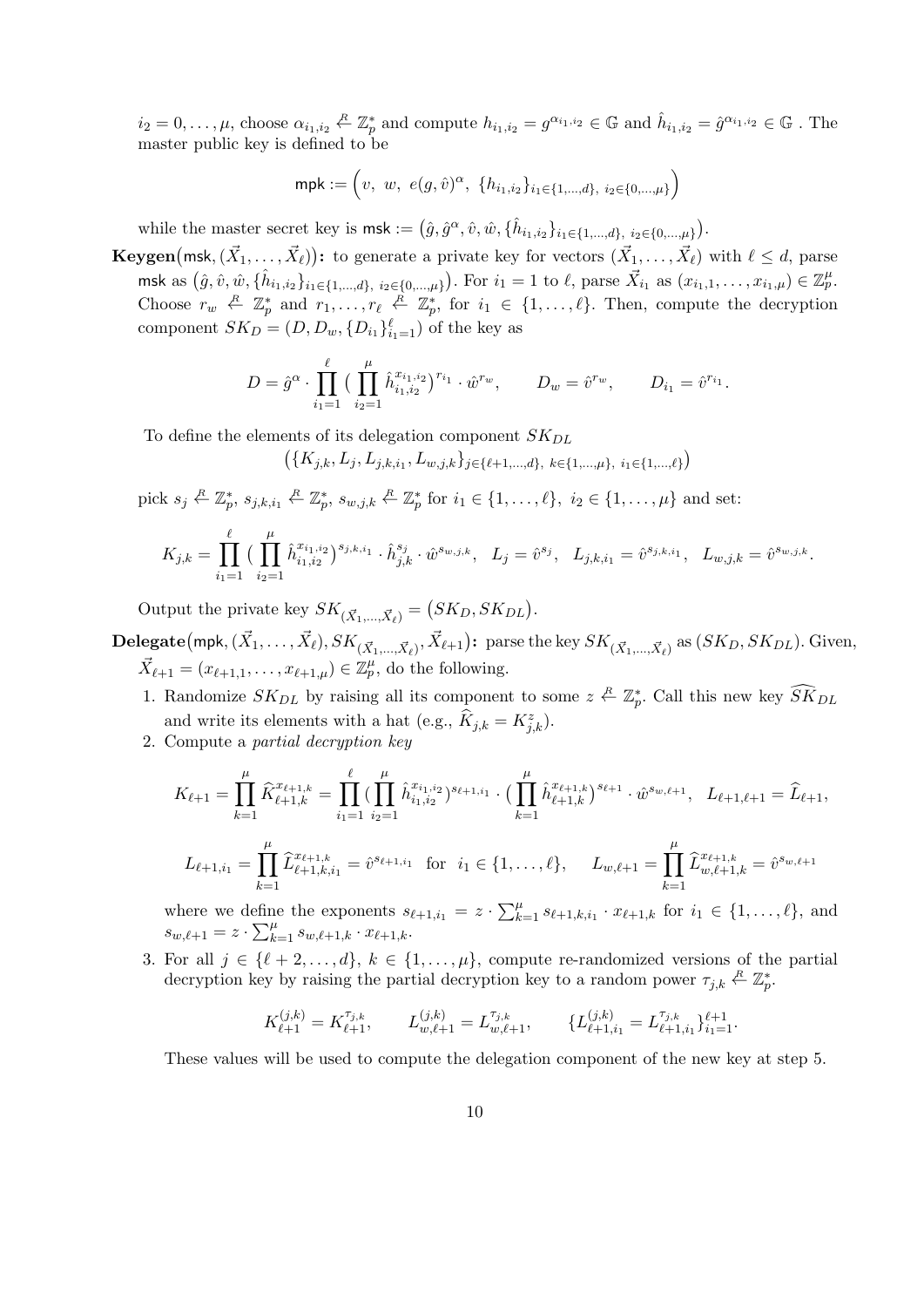$i_2 = 0, \ldots, \mu$, choose $\alpha_{i_1,i_2} \stackrel{R}{\leftarrow} \mathbb{Z}_p^*$ and compute $h_{i_1,i_2} = g^{\alpha_{i_1,i_2}} \in \mathbb{G}$ and $\hat{h}_{i_1,i_2} = \hat{g}^{\alpha_{i_1,i_2}} \in \mathbb{G}$ . The master public key is defined to be

$$\mathsf{mpk} := \Big(v,\ w,\ e(g,\hat{v})^{\alpha},\ \{h_{i_1,i_2}\}_{i_1 \in \{1,\ldots,d\},\ i_2 \in \{0,\ldots,\mu\}}\Big)$$

while the master secret key is $\mathsf{msk} := \big(\hat{g}, \hat{g}^{\alpha}, \hat{v}, \hat{w}, \{\hat{h}_{i_1,i_2}\}_{i_1 \in \{1,\ldots,d\},\ i_2 \in \{0,\ldots,\mu\}}\big)$.

**Keygen**$\big(\mathsf{msk}, (\vec{X}_1, \ldots, \vec{X}_\ell)\big)$**:** to generate a private key for vectors $(\vec{X}_1, \ldots, \vec{X}_\ell)$ with $\ell \leq d$, parse $\mathsf{msk}$ as $\big(\hat{g}, \hat{v}, \hat{w}, \{\hat{h}_{i_1,i_2}\}_{i_1 \in \{1,\ldots,d\},\ i_2 \in \{0,\ldots,\mu\}}\big)$. For $i_1 = 1$ to $\ell$, parse $\vec{X}_{i_1}$ as $(x_{i_1,1}, \ldots, x_{i_1,\mu}) \in \mathbb{Z}_p^\mu$. Choose $r_w \stackrel{R}{\leftarrow} \mathbb{Z}_p^*$ and $r_1, \ldots, r_\ell \stackrel{R}{\leftarrow} \mathbb{Z}_p^*$, for $i_1 \in \{1, \ldots, \ell\}$. Then, compute the decryption component $SK_D = (D, D_w, \{D_{i_1}\}_{i_1=1}^{\ell})$ of the key as

$$D = \hat{g}^{\alpha} \cdot \prod_{i_1=1}^{\ell} \big(\prod_{i_2=1}^{\mu} \hat{h}_{i_1,i_2}^{x_{i_1,i_2}}\big)^{r_{i_1}} \cdot \hat{w}^{r_w}, \qquad D_w = \hat{v}^{r_w}, \qquad D_{i_1} = \hat{v}^{r_{i_1}}.$$

To define the elements of its delegation component $SK_{DL}$

$$\big(\{K_{j,k}, L_j, L_{j,k,i_1}, L_{w,j,k}\}_{j \in \{\ell+1,\ldots,d\},\ k \in \{1,\ldots,\mu\},\ i_1 \in \{1,\ldots,\ell\}}\big)$$

pick $s_j \stackrel{R}{\leftarrow} \mathbb{Z}_p^*$, $s_{j,k,i_1} \stackrel{R}{\leftarrow} \mathbb{Z}_p^*$, $s_{w,j,k} \stackrel{R}{\leftarrow} \mathbb{Z}_p^*$ for $i_1 \in \{1, \ldots, \ell\}$, $i_2 \in \{1, \ldots, \mu\}$ and set:

$$K_{j,k} = \prod_{i_1=1}^{\ell} \big(\prod_{i_2=1}^{\mu} \hat{h}_{i_1,i_2}^{x_{i_1,i_2}}\big)^{s_{j,k,i_1}} \cdot \hat{h}_{j,k}^{s_j} \cdot \hat{w}^{s_{w,j,k}}, \quad L_j = \hat{v}^{s_j}, \quad L_{j,k,i_1} = \hat{v}^{s_{j,k,i_1}}, \quad L_{w,j,k} = \hat{v}^{s_{w,j,k}}.$$

Output the private key $SK_{(\vec{X}_1,\ldots,\vec{X}_\ell)} = \big(SK_D, SK_{DL}\big)$.

**Delegate**$\big(\mathsf{mpk}, (\vec{X}_1, \ldots, \vec{X}_\ell), SK_{(\vec{X}_1,\ldots,\vec{X}_\ell)}, \vec{X}_{\ell+1}\big)$**:** parse the key $SK_{(\vec{X}_1,\ldots,\vec{X}_\ell)}$ as $(SK_D, SK_{DL})$. Given, $\vec{X}_{\ell+1} = (x_{\ell+1,1}, \ldots, x_{\ell+1,\mu}) \in \mathbb{Z}_p^\mu$, do the following.

1. Randomize $SK_{DL}$ by raising all its component to some $z \stackrel{R}{\leftarrow} \mathbb{Z}_p^*$. Call this new key $\widehat{SK}_{DL}$ and write its elements with a hat (e.g., $\widehat{K}_{j,k} = K_{j,k}^z$).
2. Compute a *partial decryption key*

$$K_{\ell+1} = \prod_{k=1}^{\mu} \widehat{K}_{\ell+1,k}^{x_{\ell+1,k}} = \prod_{i_1=1}^{\ell} \big(\prod_{i_2=1}^{\mu} \hat{h}_{i_1,i_2}^{x_{i_1,i_2}}\big)^{s_{\ell+1,i_1}} \cdot \big(\prod_{k=1}^{\mu} \hat{h}_{\ell+1,k}^{x_{\ell+1,k}}\big)^{s_{\ell+1}} \cdot \hat{w}^{s_{w,\ell+1}}, \quad L_{\ell+1,\ell+1} = \widehat{L}_{\ell+1},$$

$$L_{\ell+1,i_1} = \prod_{k=1}^{\mu} \widehat{L}_{\ell+1,k,i_1}^{x_{\ell+1,k}} = \hat{v}^{s_{\ell+1,i_1}} \quad \text{for} \quad i_1 \in \{1, \ldots, \ell\}, \qquad L_{w,\ell+1} = \prod_{k=1}^{\mu} \widehat{L}_{w,\ell+1,k}^{x_{\ell+1,k}} = \hat{v}^{s_{w,\ell+1}}$$

where we define the exponents $s_{\ell+1,i_1} = z \cdot \sum_{k=1}^{\mu} s_{\ell+1,k,i_1} \cdot x_{\ell+1,k}$ for $i_1 \in \{1, \ldots, \ell\}$, and $s_{w,\ell+1} = z \cdot \sum_{k=1}^{\mu} s_{w,\ell+1,k} \cdot x_{\ell+1,k}$.

3. For all $j \in \{\ell+2, \ldots, d\}$, $k \in \{1, \ldots, \mu\}$, compute re-randomized versions of the partial decryption key by raising the partial decryption key to a random power $\tau_{j,k} \stackrel{R}{\leftarrow} \mathbb{Z}_p^*$.

$$K_{\ell+1}^{(j,k)} = K_{\ell+1}^{\tau_{j,k}}, \qquad L_{w,\ell+1}^{(j,k)} = L_{w,\ell+1}^{\tau_{j,k}}, \qquad \{L_{\ell+1,i_1}^{(j,k)} = L_{\ell+1,i_1}^{\tau_{j,k}}\}_{i_1=1}^{\ell+1}.$$

These values will be used to compute the delegation component of the new key at step 5.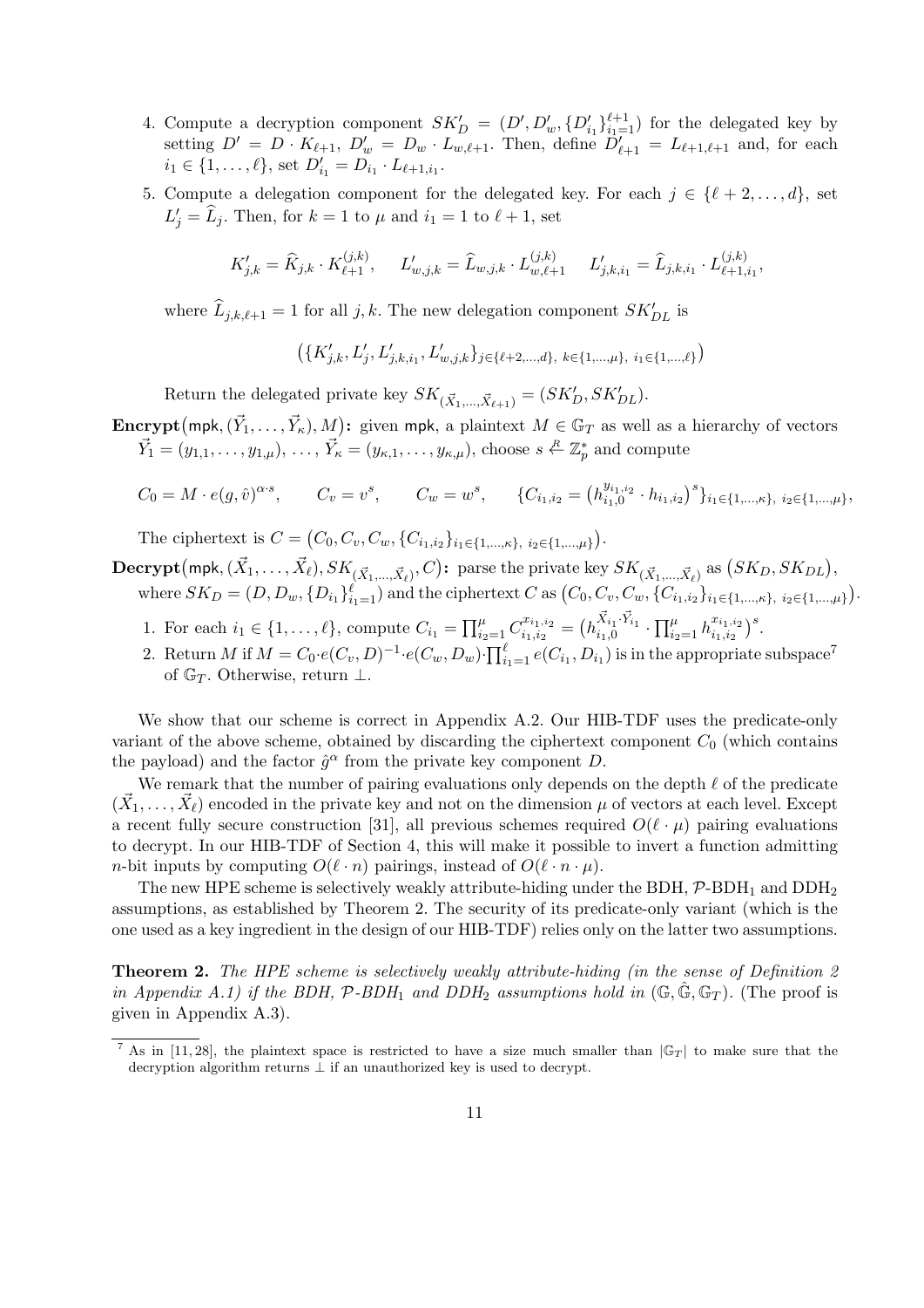4. Compute a decryption component $SK'_D = (D', D'_w, \{D'_{i_1}\}_{i_1=1}^{\ell+1})$ for the delegated key by setting $D' = D \cdot K_{\ell+1}$, $D'_w = D_w \cdot L_{w,\ell+1}$. Then, define $D'_{\ell+1} = L_{\ell+1,\ell+1}$ and, for each $i_1 \in \{1, \ldots, \ell\}$, set $D'_{i_1} = D_{i_1} \cdot L_{\ell+1,i_1}$.
5. Compute a delegation component for the delegated key. For each $j \in \{\ell+2, \ldots, d\}$, set $L'_j = \widehat{L}_j$. Then, for $k = 1$ to $\mu$ and $i_1 = 1$ to $\ell+1$, set

$$K'_{j,k} = \widehat{K}_{j,k} \cdot K_{\ell+1}^{(j,k)}, \qquad L'_{w,j,k} = \widehat{L}_{w,j,k} \cdot L_{w,\ell+1}^{(j,k)} \qquad L'_{j,k,i_1} = \widehat{L}_{j,k,i_1} \cdot L_{\ell+1,i_1}^{(j,k)},$$

where $\widehat{L}_{j,k,\ell+1} = 1$ for all $j, k$. The new delegation component $SK'_{DL}$ is

$$\big(\{K'_{j,k}, L'_j, L'_{j,k,i_1}, L'_{w,j,k}\}_{j \in \{\ell+2,\ldots,d\},\ k \in \{1,\ldots,\mu\},\ i_1 \in \{1,\ldots,\ell\}}\big)$$

Return the delegated private key $SK_{(\vec{X}_1,\ldots,\vec{X}_{\ell+1})} = (SK'_D, SK'_{DL})$.

**Encrypt**$(\mathsf{mpk}, (\vec{Y}_1, \ldots, \vec{Y}_\kappa), M)$**:** given $\mathsf{mpk}$, a plaintext $M \in \mathbb{G}_T$ as well as a hierarchy of vectors $\vec{Y}_1 = (y_{1,1}, \ldots, y_{1,\mu}), \ldots, \vec{Y}_\kappa = (y_{\kappa,1}, \ldots, y_{\kappa,\mu})$, choose $s \stackrel{R}{\leftarrow} \mathbb{Z}_p^*$ and compute

$$C_0 = M \cdot e(g, \hat{v})^{\alpha \cdot s}, \qquad C_v = v^s, \qquad C_w = w^s, \qquad \{C_{i_1,i_2} = \big(h_{i_1,0}^{y_{i_1,i_2}} \cdot h_{i_1,i_2}\big)^s\}_{i_1 \in \{1,\ldots,\kappa\},\ i_2 \in \{1,\ldots,\mu\}},$$

The ciphertext is $C = \big(C_0, C_v, C_w, \{C_{i_1,i_2}\}_{i_1 \in \{1,\ldots,\kappa\},\ i_2 \in \{1,\ldots,\mu\}}\big)$.

**Decrypt**$(\mathsf{mpk}, (\vec{X}_1, \ldots, \vec{X}_\ell), SK_{(\vec{X}_1,\ldots,\vec{X}_\ell)}, C)$**:** parse the private key $SK_{(\vec{X}_1,\ldots,\vec{X}_\ell)}$ as $\big(SK_D, SK_{DL}\big)$, where $SK_D = (D, D_w, \{D_{i_1}\}_{i_1=1}^{\ell})$ and the ciphertext $C$ as $\big(C_0, C_v, C_w, \{C_{i_1,i_2}\}_{i_1 \in \{1,\ldots,\kappa\},\ i_2 \in \{1,\ldots,\mu\}}\big)$.

1. For each $i_1 \in \{1, \ldots, \ell\}$, compute $C_{i_1} = \prod_{i_2=1}^{\mu} C_{i_1,i_2}^{x_{i_1,i_2}} = \big(h_{i_1,0}^{\vec{X}_{i_1} \cdot \vec{Y}_{i_1}} \cdot \prod_{i_2=1}^{\mu} h_{i_1,i_2}^{x_{i_1,i_2}}\big)^s$.
2. Return $M$ if $M = C_0 \cdot e(C_v, D)^{-1} \cdot e(C_w, D_w) \cdot \prod_{i_1=1}^{\ell} e(C_{i_1}, D_{i_1})$ is in the appropriate subspace[7] of $\mathbb{G}_T$. Otherwise, return $\perp$.

We show that our scheme is correct in Appendix A.2. Our HIB-TDF uses the predicate-only variant of the above scheme, obtained by discarding the ciphertext component $C_0$ (which contains the payload) and the factor $\hat{g}^\alpha$ from the private key component $D$.

We remark that the number of pairing evaluations only depends on the depth $\ell$ of the predicate $(\vec{X}_1, \ldots, \vec{X}_\ell)$ encoded in the private key and not on the dimension $\mu$ of vectors at each level. Except a recent fully secure construction [31], all previous schemes required $O(\ell \cdot \mu)$ pairing evaluations to decrypt. In our HIB-TDF of Section 4, this will make it possible to invert a function admitting $n$-bit inputs by computing $O(\ell \cdot n)$ pairings, instead of $O(\ell \cdot n \cdot \mu)$.

The new HPE scheme is selectively weakly attribute-hiding under the BDH, $\mathcal{P}$-BDH$_1$ and DDH$_2$ assumptions, as established by Theorem 2. The security of its predicate-only variant (which is the one used as a key ingredient in the design of our HIB-TDF) relies only on the latter two assumptions.

**Theorem 2.** *The HPE scheme is selectively weakly attribute-hiding (in the sense of Definition 2 in Appendix A.1) if the BDH, $\mathcal{P}$-BDH$_1$ and DDH$_2$ assumptions hold in $(\mathbb{G}, \hat{\mathbb{G}}, \mathbb{G}_T)$. (The proof is given in Appendix A.3).*

[7] As in [11, 28], the plaintext space is restricted to have a size much smaller than $|\mathbb{G}_T|$ to make sure that the decryption algorithm returns $\perp$ if an unauthorized key is used to decrypt.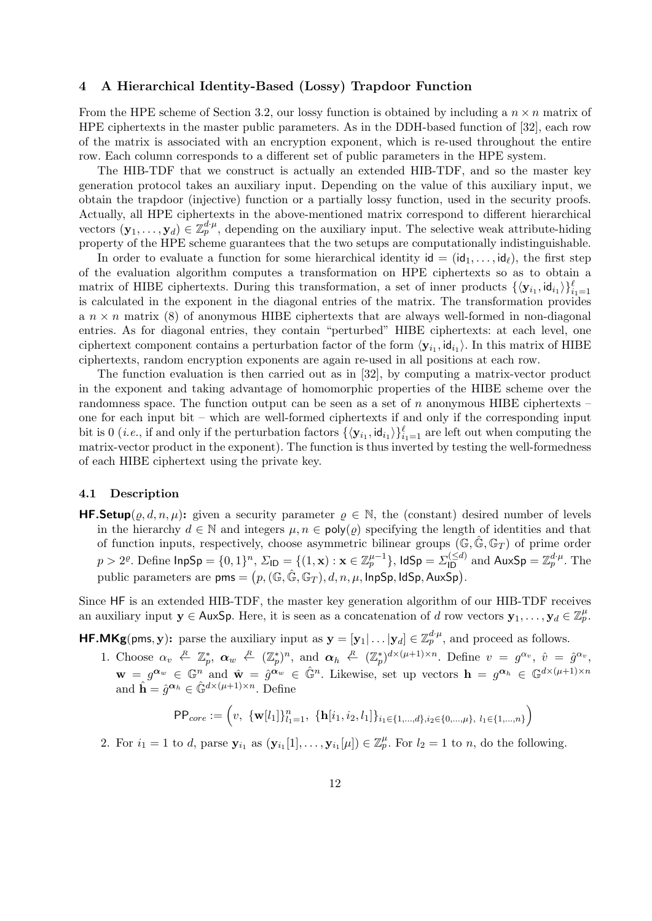## 4 A Hierarchical Identity-Based (Lossy) Trapdoor Function

From the HPE scheme of Section 3.2, our lossy function is obtained by including a $n \times n$ matrix of HPE ciphertexts in the master public parameters. As in the DDH-based function of [32], each row of the matrix is associated with an encryption exponent, which is re-used throughout the entire row. Each column corresponds to a different set of public parameters in the HPE system.

The HIB-TDF that we construct is actually an extended HIB-TDF, and so the master key generation protocol takes an auxiliary input. Depending on the value of this auxiliary input, we obtain the trapdoor (injective) function or a partially lossy function, used in the security proofs. Actually, all HPE ciphertexts in the above-mentioned matrix correspond to different hierarchical vectors $(\mathbf{y}_1, \ldots, \mathbf{y}_d) \in \mathbb{Z}_p^{d \cdot \mu}$, depending on the auxiliary input. The selective weak attribute-hiding property of the HPE scheme guarantees that the two setups are computationally indistinguishable.

In order to evaluate a function for some hierarchical identity $\mathsf{id} = (\mathsf{id}_1, \ldots, \mathsf{id}_\ell)$, the first step of the evaluation algorithm computes a transformation on HPE ciphertexts so as to obtain a matrix of HIBE ciphertexts. During this transformation, a set of inner products $\{\langle \mathbf{y}_{i_1}, \mathsf{id}_{i_1} \rangle\}_{i_1=1}^{\ell}$ is calculated in the exponent in the diagonal entries of the matrix. The transformation provides a $n \times n$ matrix (8) of anonymous HIBE ciphertexts that are always well-formed in non-diagonal entries. As for diagonal entries, they contain "perturbed" HIBE ciphertexts: at each level, one ciphertext component contains a perturbation factor of the form $\langle \mathbf{y}_{i_1}, \mathsf{id}_{i_1} \rangle$. In this matrix of HIBE ciphertexts, random encryption exponents are again re-used in all positions at each row.

The function evaluation is then carried out as in [32], by computing a matrix-vector product in the exponent and taking advantage of homomorphic properties of the HIBE scheme over the randomness space. The function output can be seen as a set of $n$ anonymous HIBE ciphertexts – one for each input bit – which are well-formed ciphertexts if and only if the corresponding input bit is 0 (*i.e.*, if and only if the perturbation factors $\{\langle \mathbf{y}_{i_1}, \mathsf{id}_{i_1} \rangle\}_{i_1=1}^{\ell}$ are left out when computing the matrix-vector product in the exponent). The function is thus inverted by testing the well-formedness of each HIBE ciphertext using the private key.

### 4.1 Description

**HF.Setup**$(\varrho, d, n, \mu)$**:** given a security parameter $\varrho \in \mathbb{N}$, the (constant) desired number of levels in the hierarchy $d \in \mathbb{N}$ and integers $\mu, n \in \mathsf{poly}(\varrho)$ specifying the length of identities and that of function inputs, respectively, choose asymmetric bilinear groups $(\mathbb{G}, \hat{\mathbb{G}}, \mathbb{G}_T)$ of prime order $p > 2^{\varrho}$. Define $\mathsf{InpSp} = \{0,1\}^n$, $\Sigma_{\mathsf{ID}} = \{(1, \mathbf{x}) : \mathbf{x} \in \mathbb{Z}_p^{\mu-1}\}$, $\mathsf{IdSp} = \Sigma_{\mathsf{ID}}^{(\leq d)}$ and $\mathsf{AuxSp} = \mathbb{Z}_p^{d \cdot \mu}$. The public parameters are $\mathsf{pms} = \big(p, (\mathbb{G}, \hat{\mathbb{G}}, \mathbb{G}_T), d, n, \mu, \mathsf{InpSp}, \mathsf{IdSp}, \mathsf{AuxSp}\big)$.

Since $\mathsf{HF}$ is an extended HIB-TDF, the master key generation algorithm of our HIB-TDF receives an auxiliary input $\mathbf{y} \in \mathsf{AuxSp}$. Here, it is seen as a concatenation of $d$ row vectors $\mathbf{y}_1, \ldots, \mathbf{y}_d \in \mathbb{Z}_p^{\mu}$.

**HF.MKg**$(\mathsf{pms}, \mathbf{y})$**:** parse the auxiliary input as $\mathbf{y} = [\mathbf{y}_1 | \ldots | \mathbf{y}_d] \in \mathbb{Z}_p^{d \cdot \mu}$, and proceed as follows.

1. Choose $\alpha_v \stackrel{R}{\leftarrow} \mathbb{Z}_p^*$, $\boldsymbol{\alpha}_w \stackrel{R}{\leftarrow} (\mathbb{Z}_p^*)^n$, and $\boldsymbol{\alpha}_h \stackrel{R}{\leftarrow} (\mathbb{Z}_p^*)^{d \times (\mu+1) \times n}$. Define $v = g^{\alpha_v}$, $\hat{v} = \hat{g}^{\alpha_v}$, $\mathbf{w} = g^{\boldsymbol{\alpha}_w} \in \mathbb{G}^n$ and $\hat{\mathbf{w}} = \hat{g}^{\boldsymbol{\alpha}_w} \in \hat{\mathbb{G}}^n$. Likewise, set up vectors $\mathbf{h} = g^{\boldsymbol{\alpha}_h} \in \mathbb{G}^{d \times (\mu+1) \times n}$ and $\hat{\mathbf{h}} = \hat{g}^{\boldsymbol{\alpha}_h} \in \hat{\mathbb{G}}^{d \times (\mu+1) \times n}$. Define
$$\mathsf{PP}_{core} := \Big(v,\ \{\mathbf{w}[l_1]\}_{l_1=1}^{n},\ \{\mathbf{h}[i_1, i_2, l_1]\}_{i_1 \in \{1,\ldots,d\}, i_2 \in \{0,\ldots,\mu\},\ l_1 \in \{1,\ldots,n\}}\Big)$$
2. For $i_1 = 1$ to $d$, parse $\mathbf{y}_{i_1}$ as $(\mathbf{y}_{i_1}[1], \ldots, \mathbf{y}_{i_1}[\mu]) \in \mathbb{Z}_p^{\mu}$. For $l_2 = 1$ to $n$, do the following.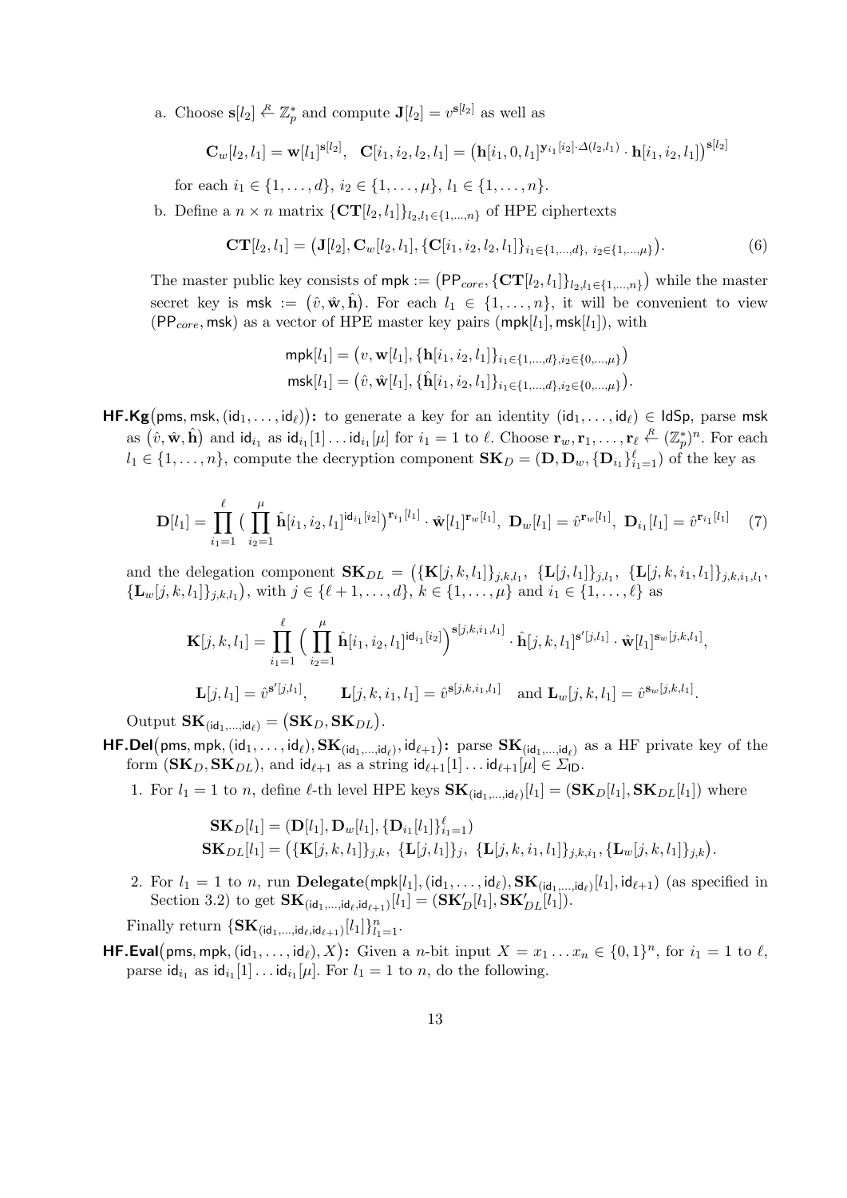a. Choose $\mathbf{s}[l_2] \stackrel{R}{\leftarrow} \mathbb{Z}_p^*$ and compute $\mathbf{J}[l_2] = v^{\mathbf{s}[l_2]}$ as well as

$$\mathbf{C}_w[l_2, l_1] = \mathbf{w}[l_1]^{\mathbf{s}[l_2]}, \quad \mathbf{C}[i_1, i_2, l_2, l_1] = \big(\mathbf{h}[i_1, 0, l_1]^{\mathbf{y}_{i_1}[i_2] \cdot \Delta(l_2, l_1)} \cdot \mathbf{h}[i_1, i_2, l_1]\big)^{\mathbf{s}[l_2]}$$

for each $i_1 \in \{1, \ldots, d\}$, $i_2 \in \{1, \ldots, \mu\}$, $l_1 \in \{1, \ldots, n\}$.

b. Define a $n \times n$ matrix $\{\mathbf{CT}[l_2, l_1]\}_{l_2, l_1 \in \{1, \ldots, n\}}$ of HPE ciphertexts

$$\mathbf{CT}[l_2, l_1] = \big(\mathbf{J}[l_2], \mathbf{C}_w[l_2, l_1], \{\mathbf{C}[i_1, i_2, l_2, l_1]\}_{i_1 \in \{1, \ldots, d\},\ i_2 \in \{1, \ldots, \mu\}}\big). \tag{6}$$

The master public key consists of $\mathsf{mpk} := \big(\mathsf{PP}_{core}, \{\mathbf{CT}[l_2, l_1]\}_{l_2, l_1 \in \{1, \ldots, n\}}\big)$ while the master secret key is $\mathsf{msk} := \big(\hat{v}, \hat{\mathbf{w}}, \hat{\mathbf{h}}\big)$. For each $l_1 \in \{1, \ldots, n\}$, it will be convenient to view $(\mathsf{PP}_{core}, \mathsf{msk})$ as a vector of HPE master key pairs $(\mathsf{mpk}[l_1], \mathsf{msk}[l_1])$, with

$$\mathsf{mpk}[l_1] = \big(v, \mathbf{w}[l_1], \{\mathbf{h}[i_1, i_2, l_1]\}_{i_1 \in \{1, \ldots, d\}, i_2 \in \{0, \ldots, \mu\}}\big)$$
$$\mathsf{msk}[l_1] = \big(\hat{v}, \hat{\mathbf{w}}[l_1], \{\hat{\mathbf{h}}[i_1, i_2, l_1]\}_{i_1 \in \{1, \ldots, d\}, i_2 \in \{0, \ldots, \mu\}}\big).$$

**HF.Kg**$\big(\mathsf{pms}, \mathsf{msk}, (\mathsf{id}_1, \ldots, \mathsf{id}_\ell)\big)$**:** to generate a key for an identity $(\mathsf{id}_1, \ldots, \mathsf{id}_\ell) \in \mathsf{IdSp}$, parse $\mathsf{msk}$ as $\big(\hat{v}, \hat{\mathbf{w}}, \hat{\mathbf{h}}\big)$ and $\mathsf{id}_{i_1}$ as $\mathsf{id}_{i_1}[1] \ldots \mathsf{id}_{i_1}[\mu]$ for $i_1 = 1$ to $\ell$. Choose $\mathbf{r}_w, \mathbf{r}_1, \ldots, \mathbf{r}_\ell \stackrel{R}{\leftarrow} (\mathbb{Z}_p^*)^n$. For each $l_1 \in \{1, \ldots, n\}$, compute the decryption component $\mathbf{SK}_D = (\mathbf{D}, \mathbf{D}_w, \{\mathbf{D}_{i_1}\}_{i_1=1}^{\ell})$ of the key as

$$\mathbf{D}[l_1] = \prod_{i_1=1}^{\ell} \big( \prod_{i_2=1}^{\mu} \hat{\mathbf{h}}[i_1, i_2, l_1]^{\mathsf{id}_{i_1}[i_2]}\big)^{\mathbf{r}_{i_1}[l_1]} \cdot \hat{\mathbf{w}}[l_1]^{\mathbf{r}_w[l_1]}, \ \mathbf{D}_w[l_1] = \hat{v}^{\mathbf{r}_w[l_1]}, \ \mathbf{D}_{i_1}[l_1] = \hat{v}^{\mathbf{r}_{i_1}[l_1]} \tag{7}$$

and the delegation component $\mathbf{SK}_{DL} = \big(\{\mathbf{K}[j, k, l_1]\}_{j,k,l_1},\ \{\mathbf{L}[j, l_1]\}_{j,l_1},\ \{\mathbf{L}[j, k, i_1, l_1]\}_{j,k,i_1,l_1},$ $\{\mathbf{L}_w[j, k, l_1]\}_{j,k,l_1}\big)$, with $j \in \{\ell+1, \ldots, d\}$, $k \in \{1, \ldots, \mu\}$ and $i_1 \in \{1, \ldots, \ell\}$ as

$$\mathbf{K}[j, k, l_1] = \prod_{i_1=1}^{\ell} \Big( \prod_{i_2=1}^{\mu} \hat{\mathbf{h}}[i_1, i_2, l_1]^{\mathsf{id}_{i_1}[i_2]}\Big)^{\mathbf{s}[j,k,i_1,l_1]} \cdot \hat{\mathbf{h}}[j, k, l_1]^{\mathbf{s}'[j,l_1]} \cdot \hat{\mathbf{w}}[l_1]^{\mathbf{s}_w[j,k,l_1]},$$

$$\mathbf{L}[j, l_1] = \hat{v}^{\mathbf{s}'[j,l_1]}, \qquad \mathbf{L}[j, k, i_1, l_1] = \hat{v}^{\mathbf{s}[j,k,i_1,l_1]} \quad \text{and } \mathbf{L}_w[j, k, l_1] = \hat{v}^{\mathbf{s}_w[j,k,l_1]}.$$

Output $\mathbf{SK}_{(\mathsf{id}_1, \ldots, \mathsf{id}_\ell)} = \big(\mathbf{SK}_D, \mathbf{SK}_{DL}\big)$.

**HF.Del**$\big(\mathsf{pms}, \mathsf{mpk}, (\mathsf{id}_1, \ldots, \mathsf{id}_\ell), \mathbf{SK}_{(\mathsf{id}_1, \ldots, \mathsf{id}_\ell)}, \mathsf{id}_{\ell+1}\big)$**:** parse $\mathbf{SK}_{(\mathsf{id}_1, \ldots, \mathsf{id}_\ell)}$ as a HF private key of the form $(\mathbf{SK}_D, \mathbf{SK}_{DL})$, and $\mathsf{id}_{\ell+1}$ as a string $\mathsf{id}_{\ell+1}[1] \ldots \mathsf{id}_{\ell+1}[\mu] \in \Sigma_{\mathsf{ID}}$.

1. For $l_1 = 1$ to $n$, define $\ell$-th level HPE keys $\mathbf{SK}_{(\mathsf{id}_1, \ldots, \mathsf{id}_\ell)}[l_1] = (\mathbf{SK}_D[l_1], \mathbf{SK}_{DL}[l_1])$ where

$$\mathbf{SK}_D[l_1] = (\mathbf{D}[l_1], \mathbf{D}_w[l_1], \{\mathbf{D}_{i_1}[l_1]\}_{i_1=1}^{\ell})$$
$$\mathbf{SK}_{DL}[l_1] = \big(\{\mathbf{K}[j, k, l_1]\}_{j,k},\ \{\mathbf{L}[j, l_1]\}_{j},\ \{\mathbf{L}[j, k, i_1, l_1]\}_{j,k,i_1}, \{\mathbf{L}_w[j, k, l_1]\}_{j,k}\big).$$

2. For $l_1 = 1$ to $n$, run **Delegate**$(\mathsf{mpk}[l_1], (\mathsf{id}_1, \ldots, \mathsf{id}_\ell), \mathbf{SK}_{(\mathsf{id}_1, \ldots, \mathsf{id}_\ell)}[l_1], \mathsf{id}_{\ell+1})$ (as specified in Section 3.2) to get $\mathbf{SK}_{(\mathsf{id}_1, \ldots, \mathsf{id}_\ell, \mathsf{id}_{\ell+1})}[l_1] = (\mathbf{SK}'_D[l_1], \mathbf{SK}'_{DL}[l_1])$.

Finally return $\{\mathbf{SK}_{(\mathsf{id}_1, \ldots, \mathsf{id}_\ell, \mathsf{id}_{\ell+1})}[l_1]\}_{l_1=1}^{n}$.

**HF.Eval**$\big(\mathsf{pms}, \mathsf{mpk}, (\mathsf{id}_1, \ldots, \mathsf{id}_\ell), X\big)$**:** Given a $n$-bit input $X = x_1 \ldots x_n \in \{0, 1\}^n$, for $i_1 = 1$ to $\ell$, parse $\mathsf{id}_{i_1}$ as $\mathsf{id}_{i_1}[1] \ldots \mathsf{id}_{i_1}[\mu]$. For $l_1 = 1$ to $n$, do the following.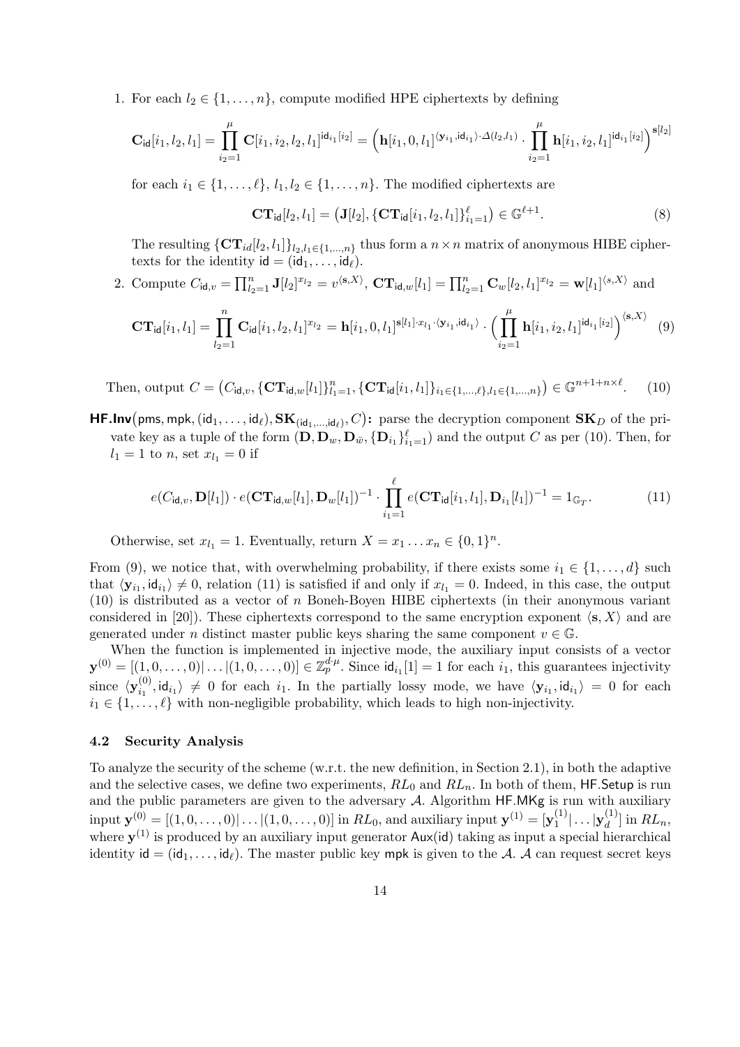1. For each $l_2 \in \{1, \ldots, n\}$, compute modified HPE ciphertexts by defining

$$\mathbf{C}_{\mathsf{id}}[i_1, l_2, l_1] = \prod_{i_2=1}^{\mu} \mathbf{C}[i_1, i_2, l_2, l_1]^{\mathsf{id}_{i_1}[i_2]} = \Big(\mathbf{h}[i_1, 0, l_1]^{\langle \mathbf{y}_{i_1}, \mathsf{id}_{i_1} \rangle \cdot \Delta(l_2, l_1)} \cdot \prod_{i_2=1}^{\mu} \mathbf{h}[i_1, i_2, l_1]^{\mathsf{id}_{i_1}[i_2]}\Big)^{\mathbf{s}[l_2]}$$

for each $i_1 \in \{1, \ldots, \ell\}$, $l_1, l_2 \in \{1, \ldots, n\}$. The modified ciphertexts are

$$\mathbf{CT}_{\mathsf{id}}[l_2, l_1] = \big(\mathbf{J}[l_2], \{\mathbf{CT}_{\mathsf{id}}[i_1, l_2, l_1]\}_{i_1=1}^{\ell}\big) \in \mathbb{G}^{\ell+1}. \tag{8}$$

The resulting $\{\mathbf{CT}_{id}[l_2, l_1]\}_{l_2, l_1 \in \{1, \ldots, n\}}$ thus form a $n \times n$ matrix of anonymous HIBE ciphertexts for the identity $\mathsf{id} = (\mathsf{id}_1, \ldots, \mathsf{id}_\ell)$.

2. Compute $C_{\mathsf{id},v} = \prod_{l_2=1}^{n} \mathbf{J}[l_2]^{x_{l_2}} = v^{\langle \mathbf{s}, X \rangle}$, $\mathbf{CT}_{\mathsf{id},w}[l_1] = \prod_{l_2=1}^{n} \mathbf{C}_w[l_2, l_1]^{x_{l_2}} = \mathbf{w}[l_1]^{\langle s, X \rangle}$ and

$$\mathbf{CT}_{\mathsf{id}}[i_1, l_1] = \prod_{l_2=1}^{n} \mathbf{C}_{\mathsf{id}}[i_1, l_2, l_1]^{x_{l_2}} = \mathbf{h}[i_1, 0, l_1]^{\mathbf{s}[l_1] \cdot x_{l_1} \cdot \langle \mathbf{y}_{i_1}, \mathsf{id}_{i_1} \rangle} \cdot \Big(\prod_{i_2=1}^{\mu} \mathbf{h}[i_1, i_2, l_1]^{\mathsf{id}_{i_1}[i_2]}\Big)^{\langle \mathbf{s}, X \rangle} \tag{9}$$

Then, output $C = \big(C_{\mathsf{id},v}, \{\mathbf{CT}_{\mathsf{id},w}[l_1]\}_{l_1=1}^{n}, \{\mathbf{CT}_{\mathsf{id}}[i_1, l_1]\}_{i_1 \in \{1, \ldots, \ell\}, l_1 \in \{1, \ldots, n\}}\big) \in \mathbb{G}^{n+1+n \times \ell}$. (10)

**$\mathsf{HF.Inv}\big(\mathsf{pms}, \mathsf{mpk}, (\mathsf{id}_1, \ldots, \mathsf{id}_\ell), \mathbf{SK}_{(\mathsf{id}_1, \ldots, \mathsf{id}_\ell)}, C\big)$:** parse the decryption component $\mathbf{SK}_D$ of the private key as a tuple of the form $(\mathbf{D}, \mathbf{D}_w, \mathbf{D}_{\bar{w}}, \{\mathbf{D}_{i_1}\}_{i_1=1}^{\ell})$ and the output $C$ as per (10). Then, for $l_1 = 1$ to $n$, set $x_{l_1} = 0$ if

$$e(C_{\mathsf{id},v}, \mathbf{D}[l_1]) \cdot e(\mathbf{CT}_{\mathsf{id},w}[l_1], \mathbf{D}_w[l_1])^{-1} \cdot \prod_{i_1=1}^{\ell} e(\mathbf{CT}_{\mathsf{id}}[i_1, l_1], \mathbf{D}_{i_1}[l_1])^{-1} = 1_{\mathbb{G}_T}. \tag{11}$$

Otherwise, set $x_{l_1} = 1$. Eventually, return $X = x_1 \ldots x_n \in \{0, 1\}^n$.

From (9), we notice that, with overwhelming probability, if there exists some $i_1 \in \{1, \ldots, d\}$ such that $\langle \mathbf{y}_{i_1}, \mathsf{id}_{i_1} \rangle \neq 0$, relation (11) is satisfied if and only if $x_{l_1} = 0$. Indeed, in this case, the output (10) is distributed as a vector of $n$ Boneh-Boyen HIBE ciphertexts (in their anonymous variant considered in [20]). These ciphertexts correspond to the same encryption exponent $\langle \mathbf{s}, X \rangle$ and are generated under $n$ distinct master public keys sharing the same component $v \in \mathbb{G}$.

When the function is implemented in injective mode, the auxiliary input consists of a vector $\mathbf{y}^{(0)} = [(1, 0, \ldots, 0)| \ldots |(1, 0, \ldots, 0)] \in \mathbb{Z}_p^{d \cdot \mu}$. Since $\mathsf{id}_{i_1}[1] = 1$ for each $i_1$, this guarantees injectivity since $\langle \mathbf{y}_{i_1}^{(0)}, \mathsf{id}_{i_1} \rangle \neq 0$ for each $i_1$. In the partially lossy mode, we have $\langle \mathbf{y}_{i_1}, \mathsf{id}_{i_1} \rangle = 0$ for each $i_1 \in \{1, \ldots, \ell\}$ with non-negligible probability, which leads to high non-injectivity.

### 4.2 Security Analysis

To analyze the security of the scheme (w.r.t. the new definition, in Section 2.1), in both the adaptive and the selective cases, we define two experiments, $RL_0$ and $RL_n$. In both of them, $\mathsf{HF.Setup}$ is run and the public parameters are given to the adversary $\mathcal{A}$. Algorithm $\mathsf{HF.MKg}$ is run with auxiliary input $\mathbf{y}^{(0)} = [(1, 0, \ldots, 0)| \ldots |(1, 0, \ldots, 0)]$ in $RL_0$, and auxiliary input $\mathbf{y}^{(1)} = [\mathbf{y}_1^{(1)}| \ldots |\mathbf{y}_d^{(1)}]$ in $RL_n$, where $\mathbf{y}^{(1)}$ is produced by an auxiliary input generator $\mathsf{Aux}(\mathsf{id})$ taking as input a special hierarchical identity $\mathsf{id} = (\mathsf{id}_1, \ldots, \mathsf{id}_\ell)$. The master public key $\mathsf{mpk}$ is given to the $\mathcal{A}$. $\mathcal{A}$ can request secret keys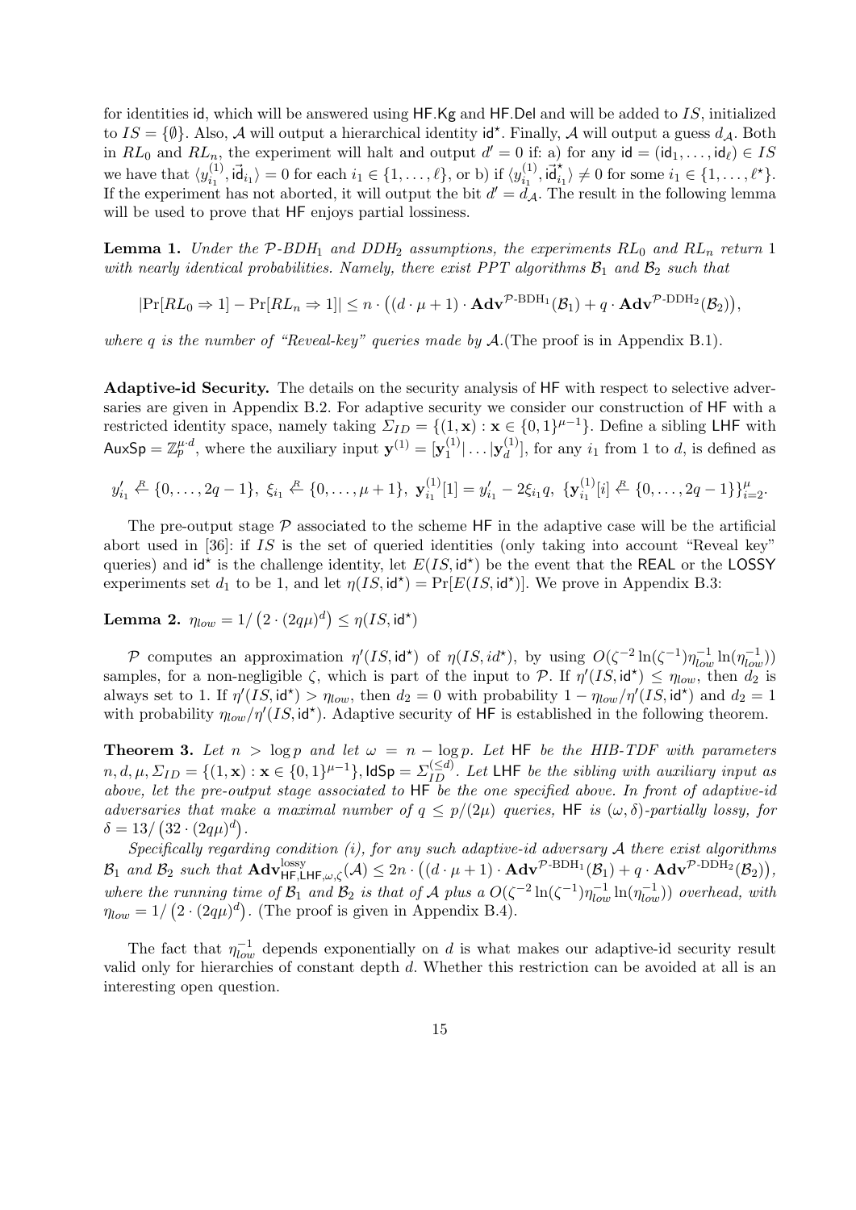for identities id, which will be answered using HF.Kg and HF.Del and will be added to $IS$, initialized to $IS = \{\emptyset\}$. Also, $\mathcal{A}$ will output a hierarchical identity $\mathsf{id}^\star$. Finally, $\mathcal{A}$ will output a guess $d_{\mathcal{A}}$. Both in $RL_0$ and $RL_n$, the experiment will halt and output $d' = 0$ if: a) for any $\mathsf{id} = (\mathsf{id}_1, \ldots, \mathsf{id}_\ell) \in IS$ we have that $\langle y_{i_1}^{(1)}, \vec{\mathsf{id}}_{i_1} \rangle = 0$ for each $i_1 \in \{1, \ldots, \ell\}$, or b) if $\langle y_{i_1}^{(1)}, \vec{\mathsf{id}}_{i_1}^\star \rangle \neq 0$ for some $i_1 \in \{1, \ldots, \ell^\star\}$. If the experiment has not aborted, it will output the bit $d' = d_{\mathcal{A}}$. The result in the following lemma will be used to prove that HF enjoys partial lossiness.

**Lemma 1.** *Under the $\mathcal{P}$-BDH$_1$ and DDH$_2$ assumptions, the experiments $RL_0$ and $RL_n$ return 1 with nearly identical probabilities. Namely, there exist PPT algorithms $\mathcal{B}_1$ and $\mathcal{B}_2$ such that*

$$|\Pr[RL_0 \Rightarrow 1] - \Pr[RL_n \Rightarrow 1]| \leq n \cdot \big((d \cdot \mu + 1) \cdot \mathbf{Adv}^{\mathcal{P}\text{-BDH}_1}(\mathcal{B}_1) + q \cdot \mathbf{Adv}^{\mathcal{P}\text{-DDH}_2}(\mathcal{B}_2)\big),$$

*where $q$ is the number of "Reveal-key" queries made by $\mathcal{A}$.*(The proof is in Appendix B.1).

**Adaptive-id Security.** The details on the security analysis of HF with respect to selective adversaries are given in Appendix B.2. For adaptive security we consider our construction of HF with a restricted identity space, namely taking $\Sigma_{ID} = \{(1, \mathbf{x}) : \mathbf{x} \in \{0,1\}^{\mu-1}\}$. Define a sibling LHF with $\mathsf{AuxSp} = \mathbb{Z}_p^{\mu \cdot d}$, where the auxiliary input $\mathbf{y}^{(1)} = [\mathbf{y}_1^{(1)} | \ldots | \mathbf{y}_d^{(1)}]$, for any $i_1$ from 1 to $d$, is defined as

$$y'_{i_1} \stackrel{R}{\leftarrow} \{0, \ldots, 2q-1\},\ \xi_{i_1} \stackrel{R}{\leftarrow} \{0, \ldots, \mu+1\},\ \mathbf{y}_{i_1}^{(1)}[1] = y'_{i_1} - 2\xi_{i_1} q,\ \{\mathbf{y}_{i_1}^{(1)}[i] \stackrel{R}{\leftarrow} \{0, \ldots, 2q-1\}\}_{i=2}^{\mu}.$$

The pre-output stage $\mathcal{P}$ associated to the scheme HF in the adaptive case will be the artificial abort used in [36]: if $IS$ is the set of queried identities (only taking into account "Reveal key" queries) and $\mathsf{id}^\star$ is the challenge identity, let $E(IS, \mathsf{id}^\star)$ be the event that the REAL or the LOSSY experiments set $d_1$ to be 1, and let $\eta(IS, \mathsf{id}^\star) = \Pr[E(IS, \mathsf{id}^\star)]$. We prove in Appendix B.3:

**Lemma 2.** $\eta_{low} = 1/\left(2 \cdot (2q\mu)^d\right) \leq \eta(IS, \mathsf{id}^\star)$

$\mathcal{P}$ computes an approximation $\eta'(IS, \mathsf{id}^\star)$ of $\eta(IS, id^\star)$, by using $O(\zeta^{-2} \ln(\zeta^{-1}) \eta_{low}^{-1} \ln(\eta_{low}^{-1}))$ samples, for a non-negligible $\zeta$, which is part of the input to $\mathcal{P}$. If $\eta'(IS, \mathsf{id}^\star) \leq \eta_{low}$, then $d_2$ is always set to 1. If $\eta'(IS, \mathsf{id}^\star) > \eta_{low}$, then $d_2 = 0$ with probability $1 - \eta_{low}/\eta'(IS, \mathsf{id}^\star)$ and $d_2 = 1$ with probability $\eta_{low}/\eta'(IS, \mathsf{id}^\star)$. Adaptive security of HF is established in the following theorem.

**Theorem 3.** *Let $n > \log p$ and let $\omega = n - \log p$. Let HF be the HIB-TDF with parameters $n, d, \mu, \Sigma_{ID} = \{(1, \mathbf{x}) : \mathbf{x} \in \{0,1\}^{\mu-1}\}, \mathsf{IdSp} = \Sigma_{ID}^{(\leq d)}$. Let LHF be the sibling with auxiliary input as above, let the pre-output stage associated to HF be the one specified above. In front of adaptive-id adversaries that make a maximal number of $q \leq p/(2\mu)$ queries, HF is $(\omega, \delta)$-partially lossy, for $\delta = 13/\left(32 \cdot (2q\mu)^d\right)$.*

*Specifically regarding condition (i), for any such adaptive-id adversary $\mathcal{A}$ there exist algorithms $\mathcal{B}_1$ and $\mathcal{B}_2$ such that $\mathbf{Adv}^{\text{lossy}}_{\mathsf{HF},\mathsf{LHF},\omega,\zeta}(\mathcal{A}) \leq 2n \cdot \big((d \cdot \mu + 1) \cdot \mathbf{Adv}^{\mathcal{P}\text{-BDH}_1}(\mathcal{B}_1) + q \cdot \mathbf{Adv}^{\mathcal{P}\text{-DDH}_2}(\mathcal{B}_2)\big)$, where the running time of $\mathcal{B}_1$ and $\mathcal{B}_2$ is that of $\mathcal{A}$ plus a $O(\zeta^{-2} \ln(\zeta^{-1}) \eta_{low}^{-1} \ln(\eta_{low}^{-1}))$ overhead, with $\eta_{low} = 1/\left(2 \cdot (2q\mu)^d\right)$.* (The proof is given in Appendix B.4).

The fact that $\eta_{low}^{-1}$ depends exponentially on $d$ is what makes our adaptive-id security result valid only for hierarchies of constant depth $d$. Whether this restriction can be avoided at all is an interesting open question.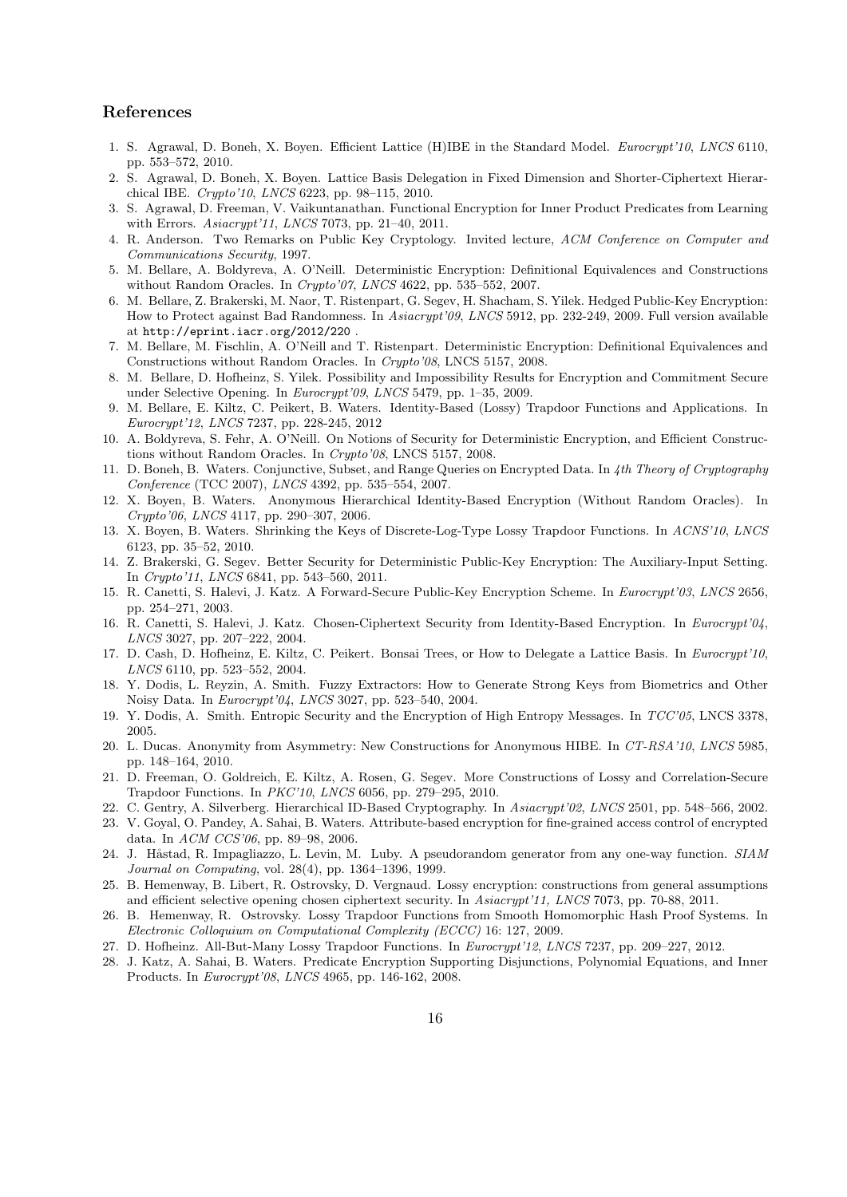## References

1. S. Agrawal, D. Boneh, X. Boyen. Efficient Lattice (H)IBE in the Standard Model. *Eurocrypt'10*, *LNCS* 6110, pp. 553–572, 2010.
2. S. Agrawal, D. Boneh, X. Boyen. Lattice Basis Delegation in Fixed Dimension and Shorter-Ciphertext Hierarchical IBE. *Crypto'10*, *LNCS* 6223, pp. 98–115, 2010.
3. S. Agrawal, D. Freeman, V. Vaikuntanathan. Functional Encryption for Inner Product Predicates from Learning with Errors. *Asiacrypt'11*, *LNCS* 7073, pp. 21–40, 2011.
4. R. Anderson. Two Remarks on Public Key Cryptology. Invited lecture, *ACM Conference on Computer and Communications Security*, 1997.
5. M. Bellare, A. Boldyreva, A. O'Neill. Deterministic Encryption: Definitional Equivalences and Constructions without Random Oracles. In *Crypto'07*, *LNCS* 4622, pp. 535–552, 2007.
6. M. Bellare, Z. Brakerski, M. Naor, T. Ristenpart, G. Segev, H. Shacham, S. Yilek. Hedged Public-Key Encryption: How to Protect against Bad Randomness. In *Asiacrypt'09*, *LNCS* 5912, pp. 232-249, 2009. Full version available at `http://eprint.iacr.org/2012/220` .
7. M. Bellare, M. Fischlin, A. O'Neill and T. Ristenpart. Deterministic Encryption: Definitional Equivalences and Constructions without Random Oracles. In *Crypto'08*, LNCS 5157, 2008.
8. M. Bellare, D. Hofheinz, S. Yilek. Possibility and Impossibility Results for Encryption and Commitment Secure under Selective Opening. In *Eurocrypt'09*, *LNCS* 5479, pp. 1–35, 2009.
9. M. Bellare, E. Kiltz, C. Peikert, B. Waters. Identity-Based (Lossy) Trapdoor Functions and Applications. In *Eurocrypt'12*, *LNCS* 7237, pp. 228-245, 2012
10. A. Boldyreva, S. Fehr, A. O'Neill. On Notions of Security for Deterministic Encryption, and Efficient Constructions without Random Oracles. In *Crypto'08*, LNCS 5157, 2008.
11. D. Boneh, B. Waters. Conjunctive, Subset, and Range Queries on Encrypted Data. In *4th Theory of Cryptography Conference* (TCC 2007), *LNCS* 4392, pp. 535–554, 2007.
12. X. Boyen, B. Waters. Anonymous Hierarchical Identity-Based Encryption (Without Random Oracles). In *Crypto'06*, *LNCS* 4117, pp. 290–307, 2006.
13. X. Boyen, B. Waters. Shrinking the Keys of Discrete-Log-Type Lossy Trapdoor Functions. In *ACNS'10*, *LNCS* 6123, pp. 35–52, 2010.
14. Z. Brakerski, G. Segev. Better Security for Deterministic Public-Key Encryption: The Auxiliary-Input Setting. In *Crypto'11*, *LNCS* 6841, pp. 543–560, 2011.
15. R. Canetti, S. Halevi, J. Katz. A Forward-Secure Public-Key Encryption Scheme. In *Eurocrypt'03*, *LNCS* 2656, pp. 254–271, 2003.
16. R. Canetti, S. Halevi, J. Katz. Chosen-Ciphertext Security from Identity-Based Encryption. In *Eurocrypt'04*, *LNCS* 3027, pp. 207–222, 2004.
17. D. Cash, D. Hofheinz, E. Kiltz, C. Peikert. Bonsai Trees, or How to Delegate a Lattice Basis. In *Eurocrypt'10*, *LNCS* 6110, pp. 523–552, 2004.
18. Y. Dodis, L. Reyzin, A. Smith. Fuzzy Extractors: How to Generate Strong Keys from Biometrics and Other Noisy Data. In *Eurocrypt'04*, *LNCS* 3027, pp. 523–540, 2004.
19. Y. Dodis, A. Smith. Entropic Security and the Encryption of High Entropy Messages. In *TCC'05*, LNCS 3378, 2005.
20. L. Ducas. Anonymity from Asymmetry: New Constructions for Anonymous HIBE. In *CT-RSA'10*, *LNCS* 5985, pp. 148–164, 2010.
21. D. Freeman, O. Goldreich, E. Kiltz, A. Rosen, G. Segev. More Constructions of Lossy and Correlation-Secure Trapdoor Functions. In *PKC'10*, *LNCS* 6056, pp. 279–295, 2010.
22. C. Gentry, A. Silverberg. Hierarchical ID-Based Cryptography. In *Asiacrypt'02*, *LNCS* 2501, pp. 548–566, 2002.
23. V. Goyal, O. Pandey, A. Sahai, B. Waters. Attribute-based encryption for fine-grained access control of encrypted data. In *ACM CCS'06*, pp. 89–98, 2006.
24. J. Håstad, R. Impagliazzo, L. Levin, M. Luby. A pseudorandom generator from any one-way function. *SIAM Journal on Computing*, vol. 28(4), pp. 1364–1396, 1999.
25. B. Hemenway, B. Libert, R. Ostrovsky, D. Vergnaud. Lossy encryption: constructions from general assumptions and efficient selective opening chosen ciphertext security. In *Asiacrypt'11, LNCS* 7073, pp. 70-88, 2011.
26. B. Hemenway, R. Ostrovsky. Lossy Trapdoor Functions from Smooth Homomorphic Hash Proof Systems. In *Electronic Colloquium on Computational Complexity (ECCC)* 16: 127, 2009.
27. D. Hofheinz. All-But-Many Lossy Trapdoor Functions. In *Eurocrypt'12*, *LNCS* 7237, pp. 209–227, 2012.
28. J. Katz, A. Sahai, B. Waters. Predicate Encryption Supporting Disjunctions, Polynomial Equations, and Inner Products. In *Eurocrypt'08*, *LNCS* 4965, pp. 146-162, 2008.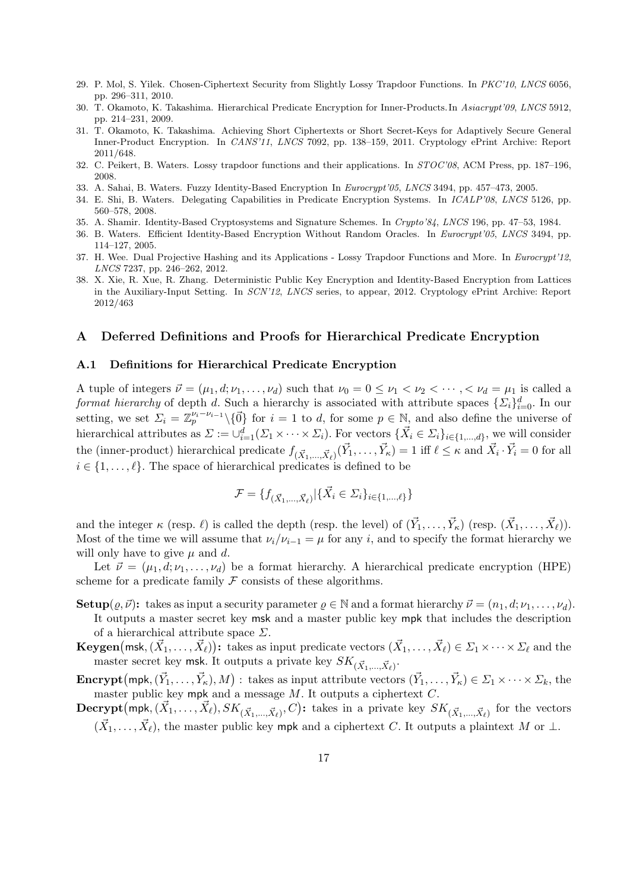29. P. Mol, S. Yilek. Chosen-Ciphertext Security from Slightly Lossy Trapdoor Functions. In *PKC'10*, *LNCS* 6056, pp. 296–311, 2010.
30. T. Okamoto, K. Takashima. Hierarchical Predicate Encryption for Inner-Products. In *Asiacrypt'09*, *LNCS* 5912, pp. 214–231, 2009.
31. T. Okamoto, K. Takashima. Achieving Short Ciphertexts or Short Secret-Keys for Adaptively Secure General Inner-Product Encryption. In *CANS'11*, *LNCS* 7092, pp. 138–159, 2011. Cryptology ePrint Archive: Report 2011/648.
32. C. Peikert, B. Waters. Lossy trapdoor functions and their applications. In *STOC'08*, ACM Press, pp. 187–196, 2008.
33. A. Sahai, B. Waters. Fuzzy Identity-Based Encryption In *Eurocrypt'05*, *LNCS* 3494, pp. 457–473, 2005.
34. E. Shi, B. Waters. Delegating Capabilities in Predicate Encryption Systems. In *ICALP'08*, *LNCS* 5126, pp. 560–578, 2008.
35. A. Shamir. Identity-Based Cryptosystems and Signature Schemes. In *Crypto'84*, *LNCS* 196, pp. 47–53, 1984.
36. B. Waters. Efficient Identity-Based Encryption Without Random Oracles. In *Eurocrypt'05*, *LNCS* 3494, pp. 114–127, 2005.
37. H. Wee. Dual Projective Hashing and its Applications - Lossy Trapdoor Functions and More. In *Eurocrypt'12*, *LNCS* 7237, pp. 246–262, 2012.
38. X. Xie, R. Xue, R. Zhang. Deterministic Public Key Encryption and Identity-Based Encryption from Lattices in the Auxiliary-Input Setting. In *SCN'12*, *LNCS* series, to appear, 2012. Cryptology ePrint Archive: Report 2012/463

## A Deferred Definitions and Proofs for Hierarchical Predicate Encryption

### A.1 Definitions for Hierarchical Predicate Encryption

A tuple of integers $\vec{\nu} = (\mu_1, d; \nu_1, \ldots, \nu_d)$ such that $\nu_0 = 0 \leq \nu_1 < \nu_2 < \cdots, < \nu_d = \mu_1$ is called a *format hierarchy* of depth $d$. Such a hierarchy is associated with attribute spaces $\{\Sigma_i\}_{i=0}^d$. In our setting, we set $\Sigma_i = \mathbb{Z}_p^{\nu_i - \nu_{i-1}} \backslash \{\vec{0}\}$ for $i = 1$ to $d$, for some $p \in \mathbb{N}$, and also define the universe of hierarchical attributes as $\Sigma := \cup_{i=1}^d (\Sigma_1 \times \cdots \times \Sigma_i)$. For vectors $\{\vec{X}_i \in \Sigma_i\}_{i \in \{1,\ldots,d\}}$, we will consider the (inner-product) hierarchical predicate $f_{(\vec{X}_1,\ldots,\vec{X}_\ell)}(\vec{Y}_1, \ldots, \vec{Y}_\kappa) = 1$ iff $\ell \leq \kappa$ and $\vec{X}_i \cdot \vec{Y}_i = 0$ for all $i \in \{1, \ldots, \ell\}$. The space of hierarchical predicates is defined to be

$$\mathcal{F} = \{f_{(\vec{X}_1,\ldots,\vec{X}_\ell)} | \{\vec{X}_i \in \Sigma_i\}_{i \in \{1,\ldots,\ell\}}\}$$

and the integer $\kappa$ (resp. $\ell$) is called the depth (resp. the level) of $(\vec{Y}_1, \ldots, \vec{Y}_\kappa)$ (resp. $(\vec{X}_1, \ldots, \vec{X}_\ell)$). Most of the time we will assume that $\nu_i / \nu_{i-1} = \mu$ for any $i$, and to specify the format hierarchy we will only have to give $\mu$ and $d$.

Let $\vec{\nu} = (\mu_1, d; \nu_1, \ldots, \nu_d)$ be a format hierarchy. A hierarchical predicate encryption (HPE) scheme for a predicate family $\mathcal{F}$ consists of these algorithms.

**Setup**$(\varrho, \vec{\nu})$**:** takes as input a security parameter $\varrho \in \mathbb{N}$ and a format hierarchy $\vec{\nu} = (n_1, d; \nu_1, \ldots, \nu_d)$. It outputs a master secret key $\mathsf{msk}$ and a master public key $\mathsf{mpk}$ that includes the description of a hierarchical attribute space $\Sigma$.

**Keygen**$\big(\mathsf{msk}, (\vec{X}_1, \ldots, \vec{X}_\ell)\big)$**:** takes as input predicate vectors $(\vec{X}_1, \ldots, \vec{X}_\ell) \in \Sigma_1 \times \cdots \times \Sigma_\ell$ and the master secret key $\mathsf{msk}$. It outputs a private key $SK_{(\vec{X}_1,\ldots,\vec{X}_\ell)}$.

**Encrypt**$\big(\mathsf{mpk}, (\vec{Y}_1, \ldots, \vec{Y}_\kappa), M\big)$ **:** takes as input attribute vectors $(\vec{Y}_1, \ldots, \vec{Y}_\kappa) \in \Sigma_1 \times \cdots \times \Sigma_k$, the master public key $\mathsf{mpk}$ and a message $M$. It outputs a ciphertext $C$.

**Decrypt**$\big(\mathsf{mpk}, (\vec{X}_1, \ldots, \vec{X}_\ell), SK_{(\vec{X}_1,\ldots,\vec{X}_\ell)}, C\big)$**:** takes in a private key $SK_{(\vec{X}_1,\ldots,\vec{X}_\ell)}$ for the vectors $(\vec{X}_1, \ldots, \vec{X}_\ell)$, the master public key $\mathsf{mpk}$ and a ciphertext $C$. It outputs a plaintext $M$ or $\perp$.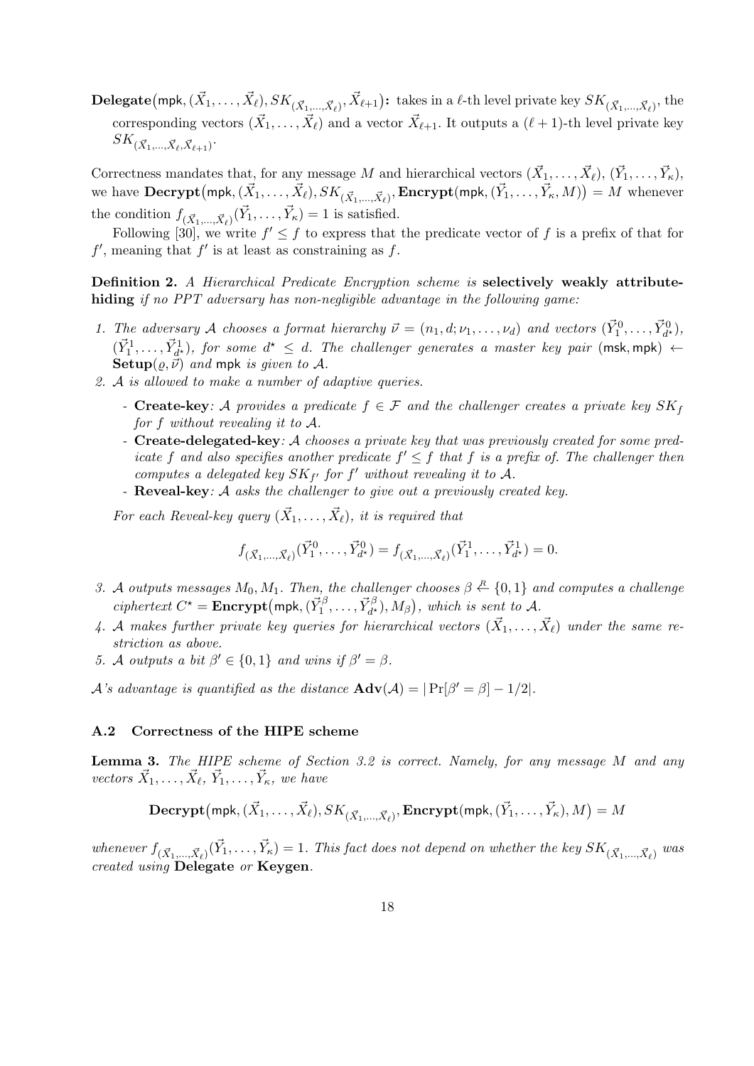**Delegate**$\big(\mathsf{mpk}, (\vec{X}_1, \ldots, \vec{X}_\ell), SK_{(\vec{X}_1,\ldots,\vec{X}_\ell)}, \vec{X}_{\ell+1}\big)$**:** takes in a $\ell$-th level private key $SK_{(\vec{X}_1,\ldots,\vec{X}_\ell)}$, the corresponding vectors $(\vec{X}_1, \ldots, \vec{X}_\ell)$ and a vector $\vec{X}_{\ell+1}$. It outputs a $(\ell+1)$-th level private key $SK_{(\vec{X}_1,\ldots,\vec{X}_\ell,\vec{X}_{\ell+1})}$.

Correctness mandates that, for any message $M$ and hierarchical vectors $(\vec{X}_1, \ldots, \vec{X}_\ell)$, $(\vec{Y}_1, \ldots, \vec{Y}_\kappa)$, we have $\mathbf{Decrypt}\big(\mathsf{mpk}, (\vec{X}_1, \ldots, \vec{X}_\ell), SK_{(\vec{X}_1,\ldots,\vec{X}_\ell)}, \mathbf{Encrypt}(\mathsf{mpk}, (\vec{Y}_1, \ldots, \vec{Y}_\kappa, M)\big) = M$ whenever the condition $f_{(\vec{X}_1,\ldots,\vec{X}_\ell)}(\vec{Y}_1, \ldots, \vec{Y}_\kappa) = 1$ is satisfied.

Following [30], we write $f' \leq f$ to express that the predicate vector of $f$ is a prefix of that for $f'$, meaning that $f'$ is at least as constraining as $f$.

**Definition 2.** *A Hierarchical Predicate Encryption scheme is* **selectively weakly attribute-hiding** *if no PPT adversary has non-negligible advantage in the following game:*

1. *The adversary $\mathcal{A}$ chooses a format hierarchy $\vec{\nu} = (n_1, d; \nu_1, \ldots, \nu_d)$ and vectors $(\vec{Y}_1^0, \ldots, \vec{Y}_{d^\star}^0)$, $(\vec{Y}_1^1, \ldots, \vec{Y}_{d^\star}^1)$, for some $d^\star \leq d$. The challenger generates a master key pair $(\mathsf{msk}, \mathsf{mpk}) \leftarrow$ $\mathbf{Setup}(\varrho, \vec{\nu})$ and $\mathsf{mpk}$ is given to $\mathcal{A}$.*
2. *$\mathcal{A}$ is allowed to make a number of adaptive queries.*
   - **Create-key***: $\mathcal{A}$ provides a predicate $f \in \mathcal{F}$ and the challenger creates a private key $SK_f$ for $f$ without revealing it to $\mathcal{A}$.*
   - **Create-delegated-key***: $\mathcal{A}$ chooses a private key that was previously created for some predicate $f$ and also specifies another predicate $f' \leq f$ that $f$ is a prefix of. The challenger then computes a delegated key $SK_{f'}$ for $f'$ without revealing it to $\mathcal{A}$.*
   - **Reveal-key***: $\mathcal{A}$ asks the challenger to give out a previously created key.*

   *For each Reveal-key query $(\vec{X}_1, \ldots, \vec{X}_\ell)$, it is required that*

   $$f_{(\vec{X}_1,\ldots,\vec{X}_\ell)}(\vec{Y}_1^0, \ldots, \vec{Y}_{d^\star}^0) = f_{(\vec{X}_1,\ldots,\vec{X}_\ell)}(\vec{Y}_1^1, \ldots, \vec{Y}_{d^\star}^1) = 0.$$

3. *$\mathcal{A}$ outputs messages $M_0, M_1$. Then, the challenger chooses $\beta \stackrel{R}{\leftarrow} \{0,1\}$ and computes a challenge ciphertext $C^\star = \mathbf{Encrypt}\big(\mathsf{mpk}, (\vec{Y}_1^\beta, \ldots, \vec{Y}_{d^\star}^\beta), M_\beta\big)$, which is sent to $\mathcal{A}$.*
4. *$\mathcal{A}$ makes further private key queries for hierarchical vectors $(\vec{X}_1, \ldots, \vec{X}_\ell)$ under the same restriction as above.*
5. *$\mathcal{A}$ outputs a bit $\beta' \in \{0,1\}$ and wins if $\beta' = \beta$.*

*$\mathcal{A}$'s advantage is quantified as the distance $\mathbf{Adv}(\mathcal{A}) = |\Pr[\beta' = \beta] - 1/2|$.*

### A.2 Correctness of the HIPE scheme

**Lemma 3.** *The HIPE scheme of Section 3.2 is correct. Namely, for any message $M$ and any vectors $\vec{X}_1, \ldots, \vec{X}_\ell$, $\vec{Y}_1, \ldots, \vec{Y}_\kappa$, we have*

$$\mathbf{Decrypt}\big(\mathsf{mpk}, (\vec{X}_1, \ldots, \vec{X}_\ell), SK_{(\vec{X}_1,\ldots,\vec{X}_\ell)}, \mathbf{Encrypt}(\mathsf{mpk}, (\vec{Y}_1, \ldots, \vec{Y}_\kappa), M\big) = M$$

*whenever $f_{(\vec{X}_1,\ldots,\vec{X}_\ell)}(\vec{Y}_1, \ldots, \vec{Y}_\kappa) = 1$. This fact does not depend on whether the key $SK_{(\vec{X}_1,\ldots,\vec{X}_\ell)}$ was created using* **Delegate** *or* **Keygen**.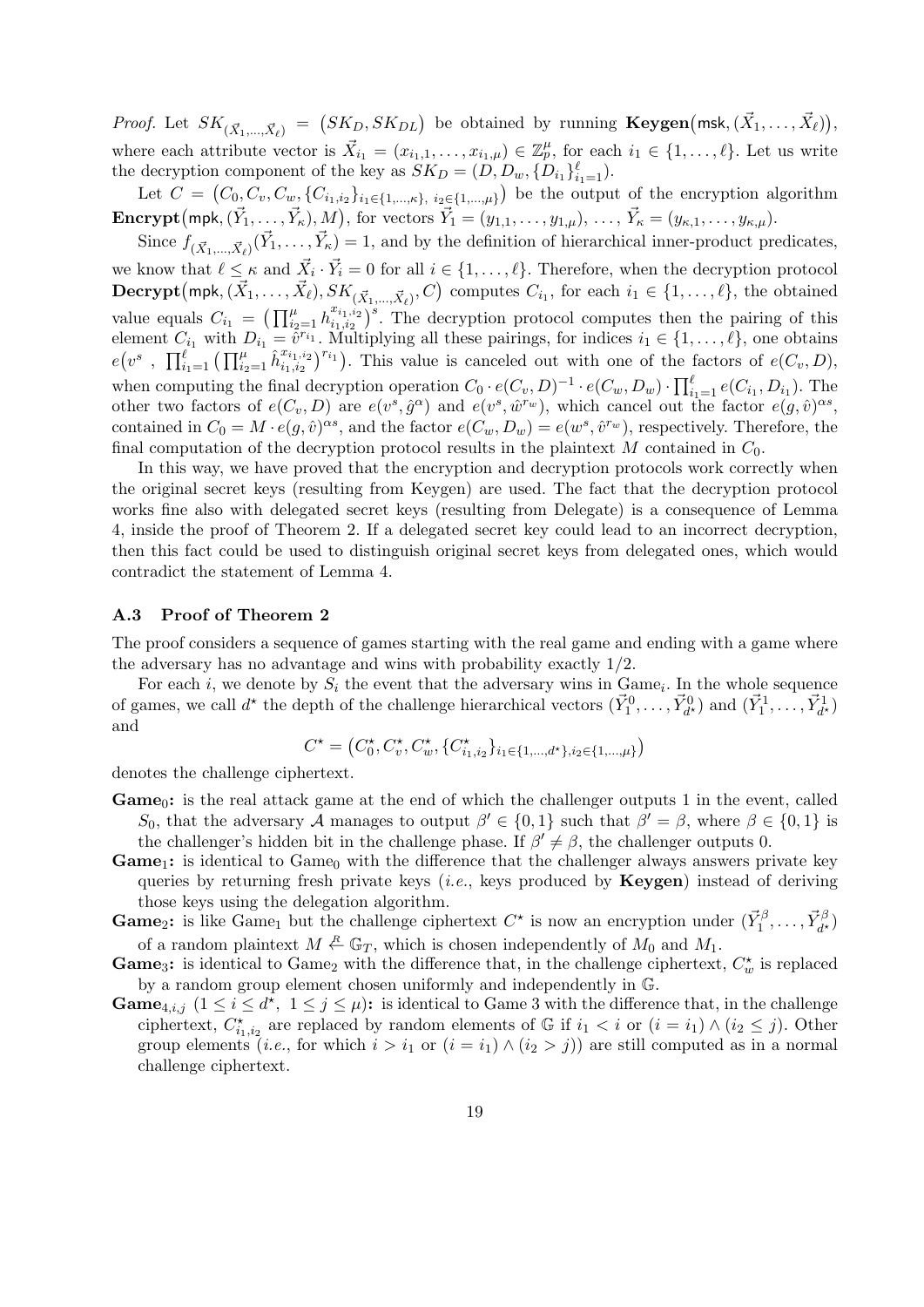*Proof.* Let $SK_{(\vec{X}_1,\ldots,\vec{X}_\ell)} = \big(SK_D, SK_{DL}\big)$ be obtained by running $\mathbf{Keygen}\big(\mathsf{msk}, (\vec{X}_1,\ldots,\vec{X}_\ell)\big)$, where each attribute vector is $\vec{X}_{i_1} = (x_{i_1,1},\ldots,x_{i_1,\mu}) \in \mathbb{Z}_p^\mu$, for each $i_1 \in \{1,\ldots,\ell\}$. Let us write the decryption component of the key as $SK_D = (D, D_w, \{D_{i_1}\}_{i_1=1}^{\ell})$.

Let $C = \big(C_0, C_v, C_w, \{C_{i_1,i_2}\}_{i_1\in\{1,\ldots,\kappa\},\ i_2\in\{1,\ldots,\mu\}}\big)$ be the output of the encryption algorithm $\mathbf{Encrypt}\big(\mathsf{mpk}, (\vec{Y}_1,\ldots,\vec{Y}_\kappa), M\big)$, for vectors $\vec{Y}_1 = (y_{1,1},\ldots,y_{1,\mu}),\ \ldots,\ \vec{Y}_\kappa = (y_{\kappa,1},\ldots,y_{\kappa,\mu})$.

Since $f_{(\vec{X}_1,\ldots,\vec{X}_\ell)}(\vec{Y}_1,\ldots,\vec{Y}_\kappa) = 1$, and by the definition of hierarchical inner-product predicates, we know that $\ell \le \kappa$ and $\vec{X}_i \cdot \vec{Y}_i = 0$ for all $i \in \{1,\ldots,\ell\}$. Therefore, when the decryption protocol $\mathbf{Decrypt}\big(\mathsf{mpk}, (\vec{X}_1,\ldots,\vec{X}_\ell), SK_{(\vec{X}_1,\ldots,\vec{X}_\ell)}, C\big)$ computes $C_{i_1}$, for each $i_1 \in \{1,\ldots,\ell\}$, the obtained value equals $C_{i_1} = \big(\prod_{i_2=1}^{\mu} h_{i_1,i_2}^{x_{i_1,i_2}}\big)^s$. The decryption protocol computes then the pairing of this element $C_{i_1}$ with $D_{i_1} = \hat{v}^{r_{i_1}}$. Multiplying all these pairings, for indices $i_1 \in \{1,\ldots,\ell\}$, one obtains $e\big(v^s\ ,\ \prod_{i_1=1}^{\ell}\big(\prod_{i_2=1}^{\mu} \hat{h}_{i_1,i_2}^{x_{i_1,i_2}}\big)^{r_{i_1}}\big)$. This value is canceled out with one of the factors of $e(C_v, D)$, when computing the final decryption operation $C_0 \cdot e(C_v, D)^{-1} \cdot e(C_w, D_w) \cdot \prod_{i_1=1}^{\ell} e(C_{i_1}, D_{i_1})$. The other two factors of $e(C_v, D)$ are $e(v^s, \hat{g}^\alpha)$ and $e(v^s, \hat{w}^{r_w})$, which cancel out the factor $e(g,\hat{v})^{\alpha s}$, contained in $C_0 = M \cdot e(g,\hat{v})^{\alpha s}$, and the factor $e(C_w, D_w) = e(w^s, \hat{v}^{r_w})$, respectively. Therefore, the final computation of the decryption protocol results in the plaintext $M$ contained in $C_0$.

In this way, we have proved that the encryption and decryption protocols work correctly when the original secret keys (resulting from Keygen) are used. The fact that the decryption protocol works fine also with delegated secret keys (resulting from Delegate) is a consequence of Lemma 4, inside the proof of Theorem 2. If a delegated secret key could lead to an incorrect decryption, then this fact could be used to distinguish original secret keys from delegated ones, which would contradict the statement of Lemma 4.

### A.3 Proof of Theorem 2

The proof considers a sequence of games starting with the real game and ending with a game where the adversary has no advantage and wins with probability exactly 1/2.

For each $i$, we denote by $S_i$ the event that the adversary wins in Game$_i$. In the whole sequence of games, we call $d^\star$ the depth of the challenge hierarchical vectors $(\vec{Y}_1^0,\ldots,\vec{Y}_{d^\star}^0)$ and $(\vec{Y}_1^1,\ldots,\vec{Y}_{d^\star}^1)$ and

$$C^\star = \big(C_0^\star, C_v^\star, C_w^\star, \{C_{i_1,i_2}^\star\}_{i_1\in\{1,\ldots,d^\star\}, i_2\in\{1,\ldots,\mu\}}\big)$$

denotes the challenge ciphertext.

**Game$_0$:** is the real attack game at the end of which the challenger outputs 1 in the event, called $S_0$, that the adversary $\mathcal{A}$ manages to output $\beta' \in \{0,1\}$ such that $\beta' = \beta$, where $\beta \in \{0,1\}$ is the challenger's hidden bit in the challenge phase. If $\beta' \neq \beta$, the challenger outputs 0.

**Game$_1$:** is identical to Game$_0$ with the difference that the challenger always answers private key queries by returning fresh private keys (*i.e.*, keys produced by **Keygen**) instead of deriving those keys using the delegation algorithm.

**Game$_2$:** is like Game$_1$ but the challenge ciphertext $C^\star$ is now an encryption under $(\vec{Y}_1^\beta,\ldots,\vec{Y}_{d^\star}^\beta)$ of a random plaintext $M \xleftarrow{R} \mathbb{G}_T$, which is chosen independently of $M_0$ and $M_1$.

**Game$_3$:** is identical to Game$_2$ with the difference that, in the challenge ciphertext, $C_w^\star$ is replaced by a random group element chosen uniformly and independently in $\mathbb{G}$.

**Game$_{4,i,j}$** $(1 \le i \le d^\star,\ 1 \le j \le \mu)$**:** is identical to Game 3 with the difference that, in the challenge ciphertext, $C_{i_1,i_2}^\star$ are replaced by random elements of $\mathbb{G}$ if $i_1 < i$ or $(i = i_1) \wedge (i_2 \le j)$. Other group elements (*i.e.*, for which $i > i_1$ or $(i = i_1) \wedge (i_2 > j)$) are still computed as in a normal challenge ciphertext.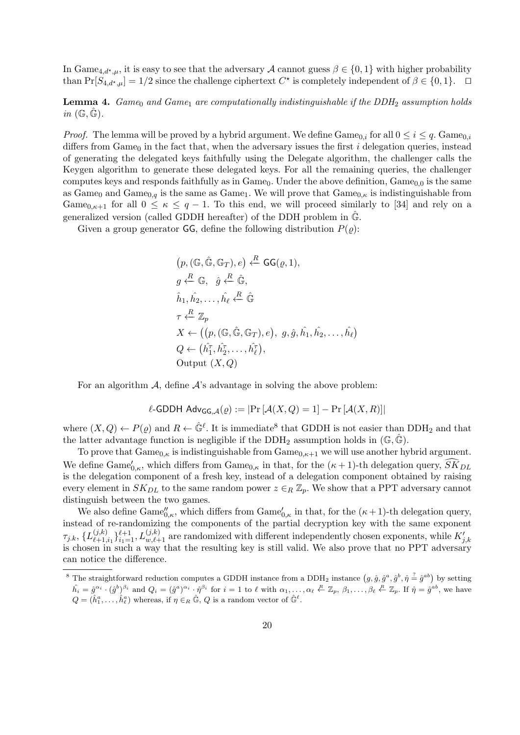In $\text{Game}_{4,d^\star,\mu}$, it is easy to see that the adversary $\mathcal{A}$ cannot guess $\beta \in \{0,1\}$ with higher probability than $\Pr[S_{4,d^\star,\mu}] = 1/2$ since the challenge ciphertext $C^\star$ is completely independent of $\beta \in \{0,1\}$. $\square$

**Lemma 4.** *$\text{Game}_0$ and $\text{Game}_1$ are computationally indistinguishable if the $\text{DDH}_2$ assumption holds in $(\mathbb{G}, \hat{\mathbb{G}})$.*

*Proof.* The lemma will be proved by a hybrid argument. We define $\text{Game}_{0,i}$ for all $0 \leq i \leq q$. $\text{Game}_{0,i}$ differs from $\text{Game}_0$ in the fact that, when the adversary issues the first $i$ delegation queries, instead of generating the delegated keys faithfully using the Delegate algorithm, the challenger calls the Keygen algorithm to generate these delegated keys. For all the remaining queries, the challenger computes keys and responds faithfully as in $\text{Game}_0$. Under the above definition, $\text{Game}_{0,0}$ is the same as $\text{Game}_0$ and $\text{Game}_{0,q}$ is the same as $\text{Game}_1$. We will prove that $\text{Game}_{0,\kappa}$ is indistinguishable from $\text{Game}_{0,\kappa+1}$ for all $0 \leq \kappa \leq q-1$. To this end, we will proceed similarly to [34] and rely on a generalized version (called GDDH hereafter) of the DDH problem in $\hat{\mathbb{G}}$.

Given a group generator $\mathsf{GG}$, define the following distribution $P(\varrho)$:

$$
\begin{aligned}
&\big(p, (\mathbb{G}, \hat{\mathbb{G}}, \mathbb{G}_T), e\big) \stackrel{R}{\leftarrow} \mathsf{GG}(\varrho, 1),\\
&g \stackrel{R}{\leftarrow} \mathbb{G}, \quad \hat{g} \stackrel{R}{\leftarrow} \hat{\mathbb{G}},\\
&\hat{h}_1, \hat{h}_2, \ldots, \hat{h}_\ell \stackrel{R}{\leftarrow} \hat{\mathbb{G}}\\
&\tau \stackrel{R}{\leftarrow} \mathbb{Z}_p\\
&X \leftarrow \big((p, (\mathbb{G}, \hat{\mathbb{G}}, \mathbb{G}_T), e),\ g, \hat{g}, \hat{h}_1, \hat{h}_2, \ldots, \hat{h}_\ell\big)\\
&Q \leftarrow \big(\hat{h}_1^\tau, \hat{h}_2^\tau, \ldots, \hat{h}_\ell^\tau\big),\\
&\text{Output } (X, Q)
\end{aligned}
$$

For an algorithm $\mathcal{A}$, define $\mathcal{A}$'s advantage in solving the above problem:

$$\ell\text{-}\mathsf{GDDH}\ \mathsf{Adv}_{\mathsf{GG},\mathcal{A}}(\varrho) := |\Pr[\mathcal{A}(X,Q) = 1] - \Pr[\mathcal{A}(X,R)]|$$

where $(X,Q) \leftarrow P(\varrho)$ and $R \leftarrow \hat{\mathbb{G}}^\ell$. It is immediate[8] that GDDH is not easier than $\text{DDH}_2$ and that the latter advantage function is negligible if the $\text{DDH}_2$ assumption holds in $(\mathbb{G}, \hat{\mathbb{G}})$.

To prove that $\text{Game}_{0,\kappa}$ is indistinguishable from $\text{Game}_{0,\kappa+1}$ we will use another hybrid argument. We define $\text{Game}'_{0,\kappa}$, which differs from $\text{Game}_{0,\kappa}$ in that, for the $(\kappa+1)$-th delegation query, $\widehat{SK}_{DL}$ is the delegation component of a fresh key, instead of a delegation component obtained by raising every element in $SK_{DL}$ to the same random power $z \in_R \mathbb{Z}_p$. We show that a PPT adversary cannot distinguish between the two games.

We also define $\text{Game}''_{0,\kappa}$, which differs from $\text{Game}'_{0,\kappa}$ in that, for the $(\kappa+1)$-th delegation query, instead of re-randomizing the components of the partial decryption key with the same exponent $\tau_{j,k}$, $\{L^{(j,k)}_{\ell+1,i_1}\}_{i_1=1}^{\ell+1}, L^{(j,k)}_{w,\ell+1}$ are randomized with different independently chosen exponents, while $K'_{j,k}$ is chosen in such a way that the resulting key is still valid. We also prove that no PPT adversary can notice the difference.

---

[8] The straightforward reduction computes a GDDH instance from a $\text{DDH}_2$ instance $\big(g, \hat{g}, \hat{g}^a, \hat{g}^b, \hat{\eta} \stackrel{?}{=} \hat{g}^{ab}\big)$ by setting $\hat{h}_i = \hat{g}^{\alpha_i} \cdot (\hat{g}^b)^{\beta_i}$ and $Q_i = (\hat{g}^a)^{\alpha_i} \cdot \hat{\eta}^{\beta_i}$ for $i = 1$ to $\ell$ with $\alpha_1, \ldots, \alpha_\ell \stackrel{R}{\leftarrow} \mathbb{Z}_p$, $\beta_1, \ldots, \beta_\ell \stackrel{R}{\leftarrow} \mathbb{Z}_p$. If $\hat{\eta} = \hat{g}^{ab}$, we have $Q = (\hat{h}_1^a, \ldots, \hat{h}_\ell^a)$ whereas, if $\eta \in_R \hat{\mathbb{G}}$, $Q$ is a random vector of $\hat{\mathbb{G}}^\ell$.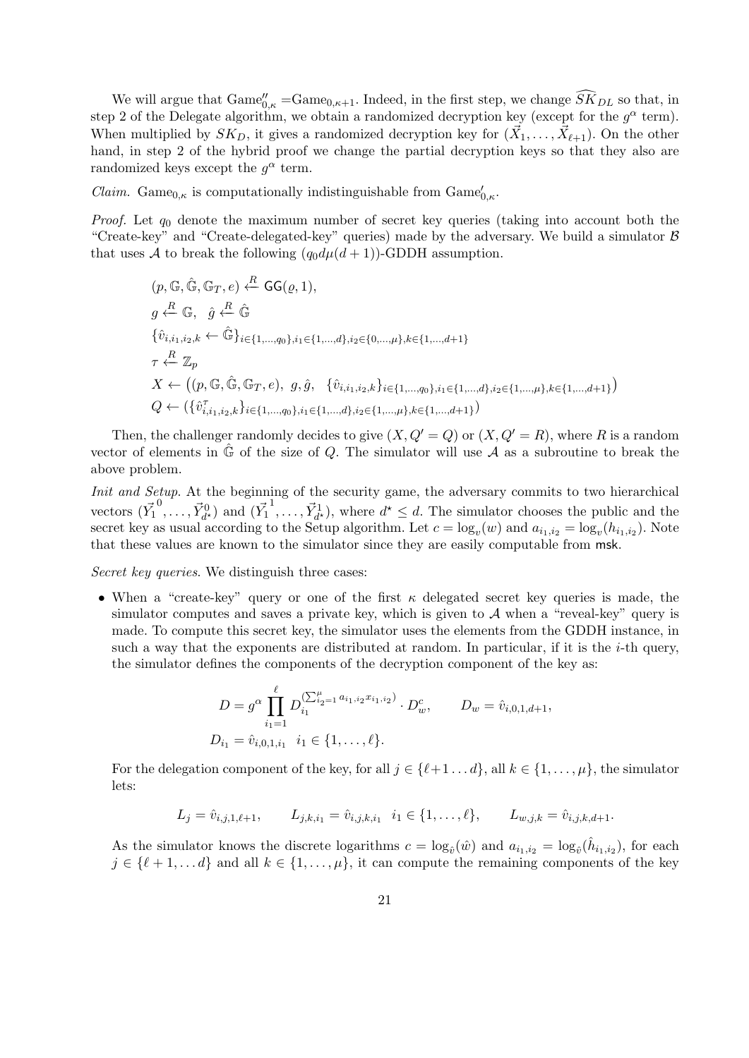We will argue that $\text{Game}''_{0,\kappa} = \text{Game}_{0,\kappa+1}$. Indeed, in the first step, we change $\widehat{SK}_{DL}$ so that, in step 2 of the Delegate algorithm, we obtain a randomized decryption key (except for the $g^\alpha$ term). When multiplied by $SK_D$, it gives a randomized decryption key for $(\vec{X}_1, \ldots, \vec{X}_{\ell+1})$. On the other hand, in step 2 of the hybrid proof we change the partial decryption keys so that they also are randomized keys except the $g^\alpha$ term.

*Claim.* $\text{Game}_{0,\kappa}$ is computationally indistinguishable from $\text{Game}'_{0,\kappa}$.

*Proof.* Let $q_0$ denote the maximum number of secret key queries (taking into account both the "Create-key" and "Create-delegated-key" queries) made by the adversary. We build a simulator $\mathcal{B}$ that uses $\mathcal{A}$ to break the following $(q_0 d\mu(d+1))$-GDDH assumption.

$$
\begin{aligned}
&(p, \mathbb{G}, \hat{\mathbb{G}}, \mathbb{G}_T, e) \xleftarrow{R} \mathsf{GG}(\varrho, 1),\\
&g \xleftarrow{R} \mathbb{G}, \quad \hat{g} \xleftarrow{R} \hat{\mathbb{G}}\\
&\{\hat{v}_{i,i_1,i_2,k} \leftarrow \hat{\mathbb{G}}\}_{i \in \{1,\ldots,q_0\}, i_1 \in \{1,\ldots,d\}, i_2 \in \{0,\ldots,\mu\}, k \in \{1,\ldots,d+1\}}\\
&\tau \xleftarrow{R} \mathbb{Z}_p\\
&X \leftarrow \big((p, \mathbb{G}, \hat{\mathbb{G}}, \mathbb{G}_T, e),\ g, \hat{g},\ \{\hat{v}_{i,i_1,i_2,k}\}_{i \in \{1,\ldots,q_0\}, i_1 \in \{1,\ldots,d\}, i_2 \in \{1,\ldots,\mu\}, k \in \{1,\ldots,d+1\}}\big)\\
&Q \leftarrow \big(\{\hat{v}^{\tau}_{i,i_1,i_2,k}\}_{i \in \{1,\ldots,q_0\}, i_1 \in \{1,\ldots,d\}, i_2 \in \{1,\ldots,\mu\}, k \in \{1,\ldots,d+1\}}\big)
\end{aligned}
$$

Then, the challenger randomly decides to give $(X, Q' = Q)$ or $(X, Q' = R)$, where $R$ is a random vector of elements in $\hat{\mathbb{G}}$ of the size of $Q$. The simulator will use $\mathcal{A}$ as a subroutine to break the above problem.

*Init and Setup.* At the beginning of the security game, the adversary commits to two hierarchical vectors $(\vec{Y}_1^{\,0}, \ldots, \vec{Y}_{d^\star}^{0})$ and $(\vec{Y}_1^{\,1}, \ldots, \vec{Y}_{d^\star}^{1})$, where $d^\star \leq d$. The simulator chooses the public and the secret key as usual according to the Setup algorithm. Let $c = \log_v(w)$ and $a_{i_1,i_2} = \log_v(h_{i_1,i_2})$. Note that these values are known to the simulator since they are easily computable from $\mathsf{msk}$.

*Secret key queries.* We distinguish three cases:

- When a "create-key" query or one of the first $\kappa$ delegated secret key queries is made, the simulator computes and saves a private key, which is given to $\mathcal{A}$ when a "reveal-key" query is made. To compute this secret key, the simulator uses the elements from the GDDH instance, in such a way that the exponents are distributed at random. In particular, if it is the $i$-th query, the simulator defines the components of the decryption component of the key as:

$$
\begin{aligned}
D &= g^\alpha \prod_{i_1=1}^{\ell} D_{i_1}^{(\sum_{i_2=1}^{\mu} a_{i_1,i_2} x_{i_1,i_2})} \cdot D_w^c, \qquad D_w = \hat{v}_{i,0,1,d+1},\\
D_{i_1} &= \hat{v}_{i,0,1,i_1} \quad i_1 \in \{1,\ldots,\ell\}.
\end{aligned}
$$

For the delegation component of the key, for all $j \in \{\ell+1 \ldots d\}$, all $k \in \{1,\ldots,\mu\}$, the simulator lets:

$$
L_j = \hat{v}_{i,j,1,\ell+1}, \qquad L_{j,k,i_1} = \hat{v}_{i,j,k,i_1} \quad i_1 \in \{1,\ldots,\ell\}, \qquad L_{w,j,k} = \hat{v}_{i,j,k,d+1}.
$$

As the simulator knows the discrete logarithms $c = \log_{\hat{v}}(\hat{w})$ and $a_{i_1,i_2} = \log_{\hat{v}}(\hat{h}_{i_1,i_2})$, for each $j \in \{\ell+1,\ldots d\}$ and all $k \in \{1,\ldots,\mu\}$, it can compute the remaining components of the key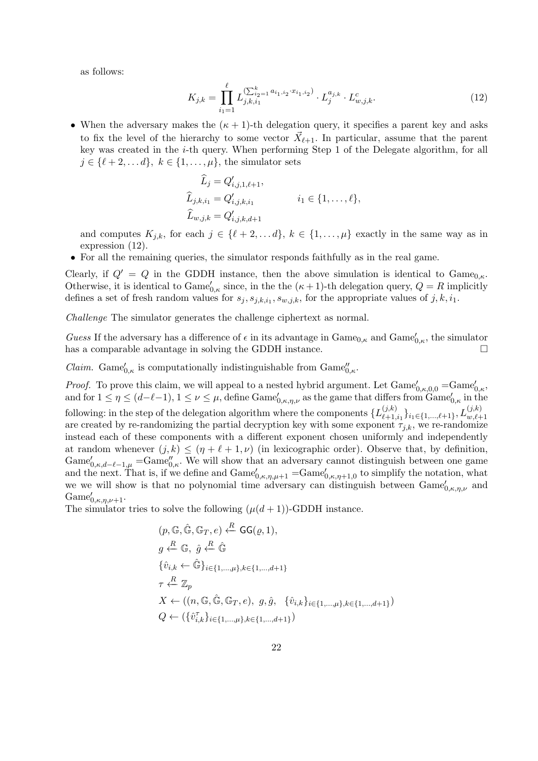as follows:

$$K_{j,k} = \prod_{i_1=1}^{\ell} L_{j,k,i_1}^{(\sum_{i_2=1}^{k} a_{i_1,i_2} \cdot x_{i_1,i_2})} \cdot L_j^{a_{j,k}} \cdot L_{w,j,k}^{c}. \tag{12}$$

- When the adversary makes the $(\kappa+1)$-th delegation query, it specifies a parent key and asks to fix the level of the hierarchy to some vector $\vec{X}_{\ell+1}$. In particular, assume that the parent key was created in the $i$-th query. When performing Step 1 of the Delegate algorithm, for all $j \in \{\ell+2, \ldots d\}$, $k \in \{1, \ldots, \mu\}$, the simulator sets

$$\begin{aligned}
\widehat{L}_j &= Q'_{i,j,1,\ell+1}, \\
\widehat{L}_{j,k,i_1} &= Q'_{i,j,k,i_1} \qquad\qquad i_1 \in \{1, \ldots, \ell\}, \\
\widehat{L}_{w,j,k} &= Q'_{i,j,k,d+1}
\end{aligned}$$

  and computes $K_{j,k}$, for each $j \in \{\ell+2, \ldots d\}$, $k \in \{1, \ldots, \mu\}$ exactly in the same way as in expression (12).
- For all the remaining queries, the simulator responds faithfully as in the real game.

Clearly, if $Q' = Q$ in the GDDH instance, then the above simulation is identical to $\text{Game}_{0,\kappa}$. Otherwise, it is identical to $\text{Game}'_{0,\kappa}$ since, in the the $(\kappa+1)$-th delegation query, $Q = R$ implicitly defines a set of fresh random values for $s_j, s_{j,k,i_1}, s_{w,j,k}$, for the appropriate values of $j, k, i_1$.

*Challenge* The simulator generates the challenge ciphertext as normal.

*Guess* If the adversary has a difference of $\epsilon$ in its advantage in $\text{Game}_{0,\kappa}$ and $\text{Game}'_{0,\kappa}$, the simulator has a comparable advantage in solving the GDDH instance. □

*Claim.* $\text{Game}'_{0,\kappa}$ is computationally indistinguishable from $\text{Game}''_{0,\kappa}$.

*Proof.* To prove this claim, we will appeal to a nested hybrid argument. Let $\text{Game}'_{0,\kappa,0,0} = \text{Game}'_{0,\kappa}$, and for $1 \leq \eta \leq (d-\ell-1)$, $1 \leq \nu \leq \mu$, define $\text{Game}'_{0,\kappa,\eta,\nu}$ as the game that differs from $\text{Game}'_{0,\kappa}$ in the following: in the step of the delegation algorithm where the components $\{L_{\ell+1,i_1}^{(j,k)}\}_{i_1 \in \{1,\ldots,\ell+1\}}, L_{w,\ell+1}^{(j,k)}$ are created by re-randomizing the partial decryption key with some exponent $\tau_{j,k}$, we re-randomize instead each of these components with a different exponent chosen uniformly and independently at random whenever $(j,k) \leq (\eta+\ell+1, \nu)$ (in lexicographic order). Observe that, by definition, $\text{Game}'_{0,\kappa,d-\ell-1,\mu} = \text{Game}''_{0,\kappa}$. We will show that an adversary cannot distinguish between one game and the next. That is, if we define and $\text{Game}'_{0,\kappa,\eta,\mu+1} = \text{Game}'_{0,\kappa,\eta+1,0}$ to simplify the notation, what we we will show is that no polynomial time adversary can distinguish between $\text{Game}'_{0,\kappa,\eta,\nu}$ and $\text{Game}'_{0,\kappa,\eta,\nu+1}$.
The simulator tries to solve the following $(\mu(d+1))$-GDDH instance.

$$\begin{aligned}
&(p, \mathbb{G}, \hat{\mathbb{G}}, \mathbb{G}_T, e) \xleftarrow{R} \mathsf{GG}(\varrho, 1), \\
&g \xleftarrow{R} \mathbb{G},\ \hat{g} \xleftarrow{R} \hat{\mathbb{G}} \\
&\{\hat{v}_{i,k} \leftarrow \hat{\mathbb{G}}\}_{i \in \{1,\ldots,\mu\}, k \in \{1,\ldots,d+1\}} \\
&\tau \xleftarrow{R} \mathbb{Z}_p \\
&X \leftarrow ((n, \mathbb{G}, \hat{\mathbb{G}}, \mathbb{G}_T, e),\ g, \hat{g}, \ \ \{\hat{v}_{i,k}\}_{i \in \{1,\ldots,\mu\}, k \in \{1,\ldots,d+1\}}) \\
&Q \leftarrow (\{\hat{v}_{i,k}^{\tau}\}_{i \in \{1,\ldots,\mu\}, k \in \{1,\ldots,d+1\}})
\end{aligned}$$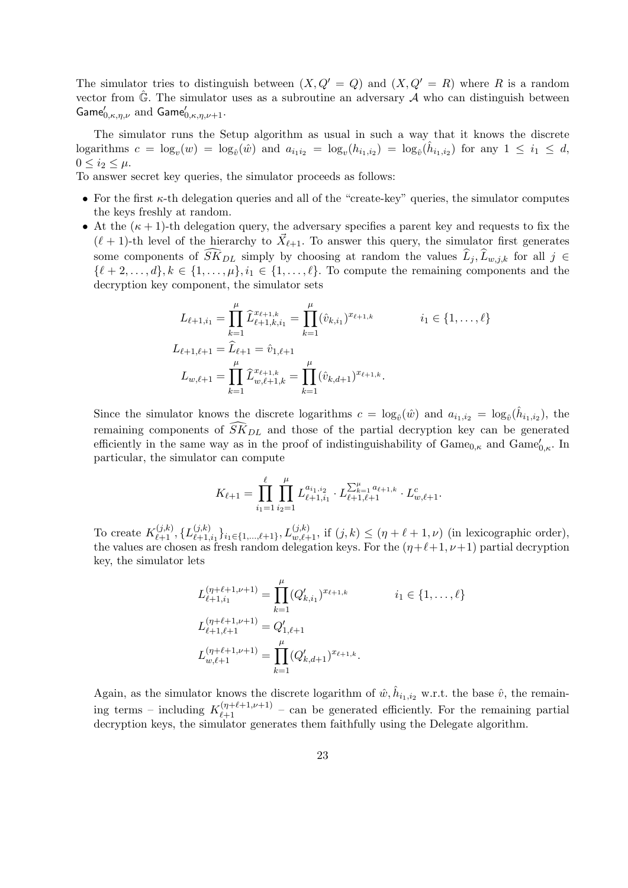The simulator tries to distinguish between $(X, Q' = Q)$ and $(X, Q' = R)$ where $R$ is a random vector from $\hat{\mathbb{G}}$. The simulator uses as a subroutine an adversary $\mathcal{A}$ who can distinguish between $\mathsf{Game}'_{0,\kappa,\eta,\nu}$ and $\mathsf{Game}'_{0,\kappa,\eta,\nu+1}$.

The simulator runs the Setup algorithm as usual in such a way that it knows the discrete logarithms $c = \log_v(w) = \log_{\hat{v}}(\hat{w})$ and $a_{i_1 i_2} = \log_v(h_{i_1,i_2}) = \log_{\hat{v}}(\hat{h}_{i_1,i_2})$ for any $1 \leq i_1 \leq d$, $0 \leq i_2 \leq \mu$.
To answer secret key queries, the simulator proceeds as follows:

- For the first $\kappa$-th delegation queries and all of the "create-key" queries, the simulator computes the keys freshly at random.
- At the $(\kappa+1)$-th delegation query, the adversary specifies a parent key and requests to fix the $(\ell+1)$-th level of the hierarchy to $\vec{X}_{\ell+1}$. To answer this query, the simulator first generates some components of $\widehat{SK}_{DL}$ simply by choosing at random the values $\widehat{L}_j, \widehat{L}_{w,j,k}$ for all $j \in \{\ell+2,\ldots,d\}, k \in \{1,\ldots,\mu\}, i_1 \in \{1,\ldots,\ell\}$. To compute the remaining components and the decryption key component, the simulator sets

$$
\begin{aligned}
L_{\ell+1,i_1} &= \prod_{k=1}^{\mu} \widehat{L}_{\ell+1,k,i_1}^{x_{\ell+1,k}} = \prod_{k=1}^{\mu} (\hat{v}_{k,i_1})^{x_{\ell+1,k}} \qquad\qquad i_1 \in \{1,\ldots,\ell\} \\
L_{\ell+1,\ell+1} &= \widehat{L}_{\ell+1} = \hat{v}_{1,\ell+1} \\
L_{w,\ell+1} &= \prod_{k=1}^{\mu} \widehat{L}_{w,\ell+1,k}^{x_{\ell+1,k}} = \prod_{k=1}^{\mu} (\hat{v}_{k,d+1})^{x_{\ell+1,k}}.
\end{aligned}
$$

Since the simulator knows the discrete logarithms $c = \log_{\hat{v}}(\hat{w})$ and $a_{i_1,i_2} = \log_{\hat{v}}(\hat{h}_{i_1,i_2})$, the remaining components of $\widehat{SK}_{DL}$ and those of the partial decryption key can be generated efficiently in the same way as in the proof of indistinguishability of $\mathrm{Game}_{0,\kappa}$ and $\mathrm{Game}'_{0,\kappa}$. In particular, the simulator can compute

$$
K_{\ell+1} = \prod_{i_1=1}^{\ell} \prod_{i_2=1}^{\mu} L_{\ell+1,i_1}^{a_{i_1,i_2}} \cdot L_{\ell+1,\ell+1}^{\sum_{k=1}^{\mu} a_{\ell+1,k}} \cdot L_{w,\ell+1}^{c}.
$$

To create $K_{\ell+1}^{(j,k)}, \{L_{\ell+1,i_1}^{(j,k)}\}_{i_1 \in \{1,\ldots,\ell+1\}}, L_{w,\ell+1}^{(j,k)}$, if $(j,k) \leq (\eta+\ell+1,\nu)$ (in lexicographic order), the values are chosen as fresh random delegation keys. For the $(\eta+\ell+1,\nu+1)$ partial decryption key, the simulator lets

$$
\begin{aligned}
L_{\ell+1,i_1}^{(\eta+\ell+1,\nu+1)} &= \prod_{k=1}^{\mu} (Q'_{k,i_1})^{x_{\ell+1,k}} \qquad\qquad i_1 \in \{1,\ldots,\ell\} \\
L_{\ell+1,\ell+1}^{(\eta+\ell+1,\nu+1)} &= Q'_{1,\ell+1} \\
L_{w,\ell+1}^{(\eta+\ell+1,\nu+1)} &= \prod_{k=1}^{\mu} (Q'_{k,d+1})^{x_{\ell+1,k}}.
\end{aligned}
$$

Again, as the simulator knows the discrete logarithm of $\hat{w}, \hat{h}_{i_1,i_2}$ w.r.t. the base $\hat{v}$, the remaining terms – including $K_{\ell+1}^{(\eta+\ell+1,\nu+1)}$ – can be generated efficiently. For the remaining partial decryption keys, the simulator generates them faithfully using the Delegate algorithm.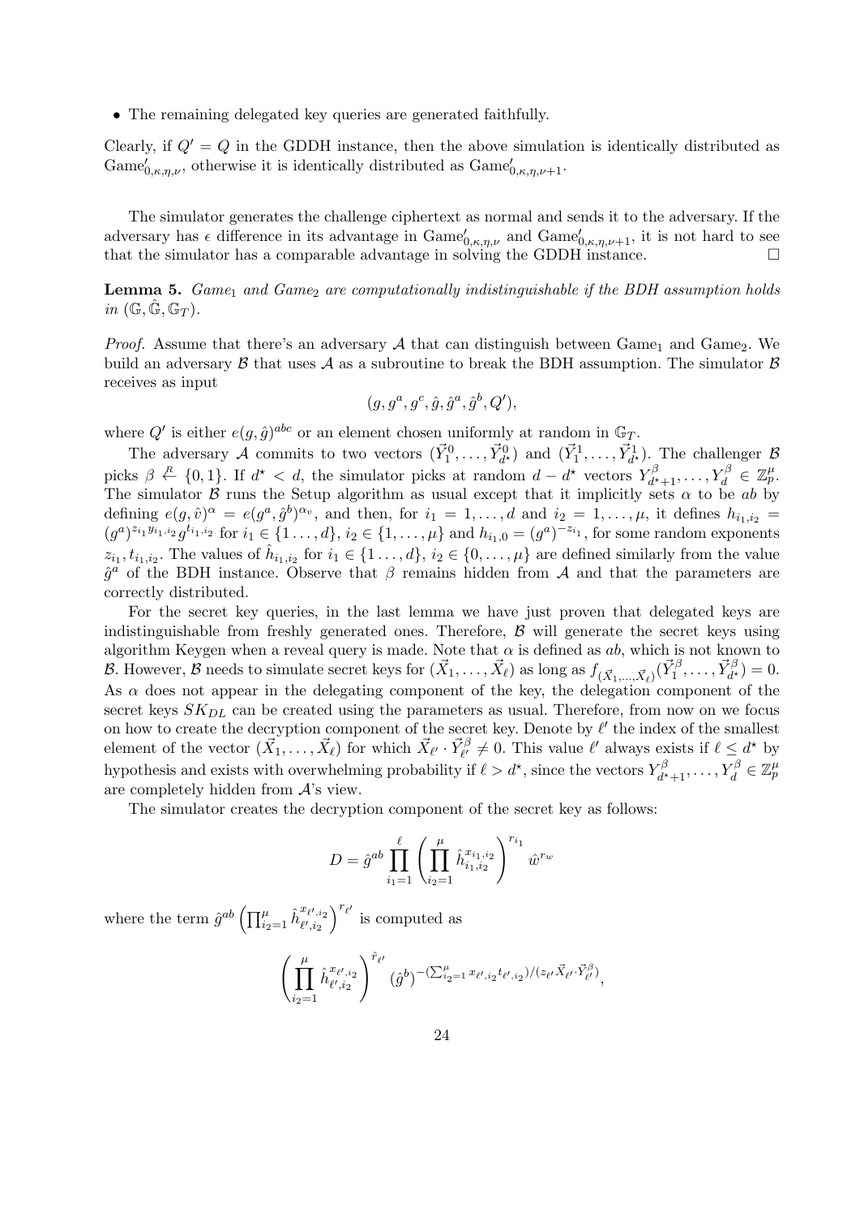- The remaining delegated key queries are generated faithfully.

Clearly, if $Q' = Q$ in the GDDH instance, then the above simulation is identically distributed as $\text{Game}'_{0,\kappa,\eta,\nu}$, otherwise it is identically distributed as $\text{Game}'_{0,\kappa,\eta,\nu+1}$.

The simulator generates the challenge ciphertext as normal and sends it to the adversary. If the adversary has $\epsilon$ difference in its advantage in $\text{Game}'_{0,\kappa,\eta,\nu}$ and $\text{Game}'_{0,\kappa,\eta,\nu+1}$, it is not hard to see that the simulator has a comparable advantage in solving the GDDH instance. □

**Lemma 5.** *Game*$_1$ *and Game*$_2$ *are computationally indistinguishable if the BDH assumption holds in* $(\mathbb{G}, \hat{\mathbb{G}}, \mathbb{G}_T)$.

*Proof.* Assume that there's an adversary $\mathcal{A}$ that can distinguish between $\text{Game}_1$ and $\text{Game}_2$. We build an adversary $\mathcal{B}$ that uses $\mathcal{A}$ as a subroutine to break the BDH assumption. The simulator $\mathcal{B}$ receives as input

$$(g, g^a, g^c, \hat{g}, \hat{g}^a, \hat{g}^b, Q'),$$

where $Q'$ is either $e(g, \hat{g})^{abc}$ or an element chosen uniformly at random in $\mathbb{G}_T$.

The adversary $\mathcal{A}$ commits to two vectors $(\vec{Y}_1^0, \ldots, \vec{Y}_{d^\star}^0)$ and $(\vec{Y}_1^1, \ldots, \vec{Y}_{d^\star}^1)$. The challenger $\mathcal{B}$ picks $\beta \stackrel{R}{\leftarrow} \{0, 1\}$. If $d^\star < d$, the simulator picks at random $d - d^\star$ vectors $Y_{d^\star+1}^\beta, \ldots, Y_d^\beta \in \mathbb{Z}_p^\mu$. The simulator $\mathcal{B}$ runs the Setup algorithm as usual except that it implicitly sets $\alpha$ to be $ab$ by defining $e(g, \hat{v})^\alpha = e(g^a, \hat{g}^b)^{\alpha_v}$, and then, for $i_1 = 1, \ldots, d$ and $i_2 = 1, \ldots, \mu$, it defines $h_{i_1,i_2} = (g^a)^{z_{i_1} y_{i_1,i_2}} g^{t_{i_1,i_2}}$ for $i_1 \in \{1 \ldots, d\}$, $i_2 \in \{1, \ldots, \mu\}$ and $h_{i_1,0} = (g^a)^{-z_{i_1}}$, for some random exponents $z_{i_1}, t_{i_1,i_2}$. The values of $\hat{h}_{i_1,i_2}$ for $i_1 \in \{1 \ldots, d\}$, $i_2 \in \{0, \ldots, \mu\}$ are defined similarly from the value $\hat{g}^a$ of the BDH instance. Observe that $\beta$ remains hidden from $\mathcal{A}$ and that the parameters are correctly distributed.

For the secret key queries, in the last lemma we have just proven that delegated keys are indistinguishable from freshly generated ones. Therefore, $\mathcal{B}$ will generate the secret keys using algorithm Keygen when a reveal query is made. Note that $\alpha$ is defined as $ab$, which is not known to $\mathcal{B}$. However, $\mathcal{B}$ needs to simulate secret keys for $(\vec{X}_1, \ldots, \vec{X}_\ell)$ as long as $f_{(\vec{X}_1,\ldots,\vec{X}_\ell)}(\vec{Y}_1^\beta, \ldots, \vec{Y}_{d^\star}^\beta) = 0$. As $\alpha$ does not appear in the delegating component of the key, the delegation component of the secret keys $SK_{DL}$ can be created using the parameters as usual. Therefore, from now on we focus on how to create the decryption component of the secret key. Denote by $\ell'$ the index of the smallest element of the vector $(\vec{X}_1, \ldots, \vec{X}_\ell)$ for which $\vec{X}_{\ell'} \cdot \vec{Y}_{\ell'}^\beta \neq 0$. This value $\ell'$ always exists if $\ell \leq d^\star$ by hypothesis and exists with overwhelming probability if $\ell > d^\star$, since the vectors $Y_{d^\star+1}^\beta, \ldots, Y_d^\beta \in \mathbb{Z}_p^\mu$ are completely hidden from $\mathcal{A}$'s view.

The simulator creates the decryption component of the secret key as follows:

$$D = \hat{g}^{ab} \prod_{i_1=1}^{\ell} \left( \prod_{i_2=1}^{\mu} \hat{h}_{i_1,i_2}^{x_{i_1,i_2}} \right)^{r_{i_1}} \hat{w}^{r_w}$$

where the term $\hat{g}^{ab} \left( \prod_{i_2=1}^{\mu} \hat{h}_{\ell',i_2}^{x_{\ell',i_2}} \right)^{r_{\ell'}}$ is computed as

$$\left( \prod_{i_2=1}^{\mu} \hat{h}_{\ell',i_2}^{x_{\ell',i_2}} \right)^{\hat{r}_{\ell'}} (\hat{g}^b)^{-(\sum_{i_2=1}^{\mu} x_{\ell',i_2} t_{\ell',i_2})/(z_{\ell'} \vec{X}_{\ell'} \cdot \vec{Y}_{\ell'}^\beta)},$$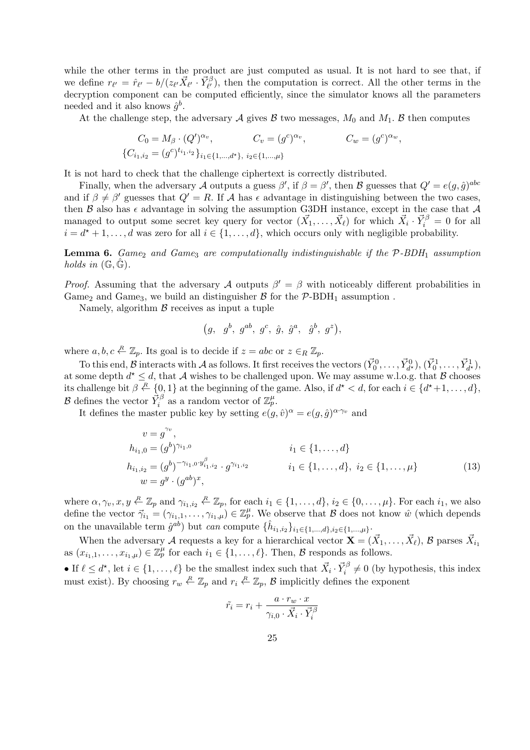while the other terms in the product are just computed as usual. It is not hard to see that, if we define $r_{\ell'} = \hat{r}_{\ell'} - b/(z_{\ell'} \vec{X}_{\ell'} \cdot \vec{Y}_{\ell'}^{\beta})$, then the computation is correct. All the other terms in the decryption component can be computed efficiently, since the simulator knows all the parameters needed and it also knows $\hat{g}^b$.

At the challenge step, the adversary $\mathcal{A}$ gives $\mathcal{B}$ two messages, $M_0$ and $M_1$. $\mathcal{B}$ then computes

$$C_0 = M_\beta \cdot (Q')^{\alpha_v}, \qquad C_v = (g^c)^{\alpha_v}, \qquad C_w = (g^c)^{\alpha_w},$$
$$\{C_{i_1,i_2} = (g^c)^{t_{i_1,i_2}}\}_{i_1 \in \{1,\ldots,d^\star\},\ i_2 \in \{1,\ldots,\mu\}}$$

It is not hard to check that the challenge ciphertext is correctly distributed.

Finally, when the adversary $\mathcal{A}$ outputs a guess $\beta'$, if $\beta = \beta'$, then $\mathcal{B}$ guesses that $Q' = e(g, \hat{g})^{abc}$ and if $\beta \neq \beta'$ guesses that $Q' = R$. If $\mathcal{A}$ has $\epsilon$ advantage in distinguishing between the two cases, then $\mathcal{B}$ also has $\epsilon$ advantage in solving the assumption G3DH instance, except in the case that $\mathcal{A}$ managed to output some secret key query for vector $(\vec{X}_1, \ldots, \vec{X}_\ell)$ for which $\vec{X}_i \cdot \vec{Y}_i^{\beta} = 0$ for all $i = d^\star + 1, \ldots, d$ was zero for all $i \in \{1, \ldots, d\}$, which occurs only with negligible probability.

**Lemma 6.** *Game*$_2$ *and Game*$_3$ *are computationally indistinguishable if the $\mathcal{P}$-BDH$_1$ assumption holds in* $(\mathbb{G}, \hat{\mathbb{G}})$.

*Proof.* Assuming that the adversary $\mathcal{A}$ outputs $\beta' = \beta$ with noticeably different probabilities in Game$_2$ and Game$_3$, we build an distinguisher $\mathcal{B}$ for the $\mathcal{P}$-BDH$_1$ assumption .

Namely, algorithm $\mathcal{B}$ receives as input a tuple

$$\big(g,\ g^b,\ g^{ab},\ g^c,\ \hat{g},\ \hat{g}^a,\ \ \hat{g}^b,\ g^z\big),$$

where $a, b, c \stackrel{R}{\leftarrow} \mathbb{Z}_p$. Its goal is to decide if $z = abc$ or $z \in_R \mathbb{Z}_p$.

To this end, $\mathcal{B}$ interacts with $\mathcal{A}$ as follows. It first receives the vectors $(\vec{Y}_0^0, \ldots, \vec{Y}_{d^\star}^0), (\vec{Y}_0^1, \ldots, \vec{Y}_{d^\star}^1)$, at some depth $d^\star \leq d$, that $\mathcal{A}$ wishes to be challenged upon. We may assume w.l.o.g. that $\mathcal{B}$ chooses its challenge bit $\beta \stackrel{R}{\leftarrow} \{0, 1\}$ at the beginning of the game. Also, if $d^\star < d$, for each $i \in \{d^\star + 1, \ldots, d\}$, $\mathcal{B}$ defines the vector $\vec{Y}_i^{\beta}$ as a random vector of $\mathbb{Z}_p^\mu$.

It defines the master public key by setting $e(g, \hat{v})^\alpha = e(g, \hat{g})^{\alpha \cdot \gamma_v}$ and

$$\begin{aligned}
v &= g^{\gamma_v}, && \\
h_{i_1,0} &= (g^b)^{\gamma_{i_1,0}} && i_1 \in \{1, \ldots, d\} \\
h_{i_1,i_2} &= (g^b)^{-\gamma_{i_1,0} \cdot y^{\beta}_{i_1,i_2}} \cdot g^{\gamma_{i_1,i_2}} && i_1 \in \{1, \ldots, d\},\ i_2 \in \{1, \ldots, \mu\} \\
w &= g^y \cdot (g^{ab})^x, &&
\end{aligned} \tag{13}$$

where $\alpha, \gamma_v, x, y \stackrel{R}{\leftarrow} \mathbb{Z}_p$ and $\gamma_{i_1,i_2} \stackrel{R}{\leftarrow} \mathbb{Z}_p$, for each $i_1 \in \{1, \ldots, d\}$, $i_2 \in \{0, \ldots, \mu\}$. For each $i_1$, we also define the vector $\vec{\gamma}_{i_1} = (\gamma_{i_1,1}, \ldots, \gamma_{i_1,\mu}) \in \mathbb{Z}_p^\mu$. We observe that $\mathcal{B}$ does not know $\hat{w}$ (which depends on the unavailable term $\hat{g}^{ab}$) but *can* compute $\{\hat{h}_{i_1,i_2}\}_{i_1 \in \{1,\ldots,d\}, i_2 \in \{1,\ldots,\mu\}}$.

When the adversary $\mathcal{A}$ requests a key for a hierarchical vector $\mathbf{X} = (\vec{X}_1, \ldots, \vec{X}_\ell)$, $\mathcal{B}$ parses $\vec{X}_{i_1}$ as $(x_{i_1,1}, \ldots, x_{i_1,\mu}) \in \mathbb{Z}_p^\mu$ for each $i_1 \in \{1, \ldots, \ell\}$. Then, $\mathcal{B}$ responds as follows.

• If $\ell \leq d^\star$, let $i \in \{1, \ldots, \ell\}$ be the smallest index such that $\vec{X}_i \cdot \vec{Y}_i^{\beta} \neq 0$ (by hypothesis, this index must exist). By choosing $r_w \stackrel{R}{\leftarrow} \mathbb{Z}_p$ and $r_i \stackrel{R}{\leftarrow} \mathbb{Z}_p$, $\mathcal{B}$ implicitly defines the exponent

$$\tilde{r}_i = r_i + \frac{a \cdot r_w \cdot x}{\gamma_{i,0} \cdot \vec{X}_i \cdot \vec{Y}_i^{\beta}}$$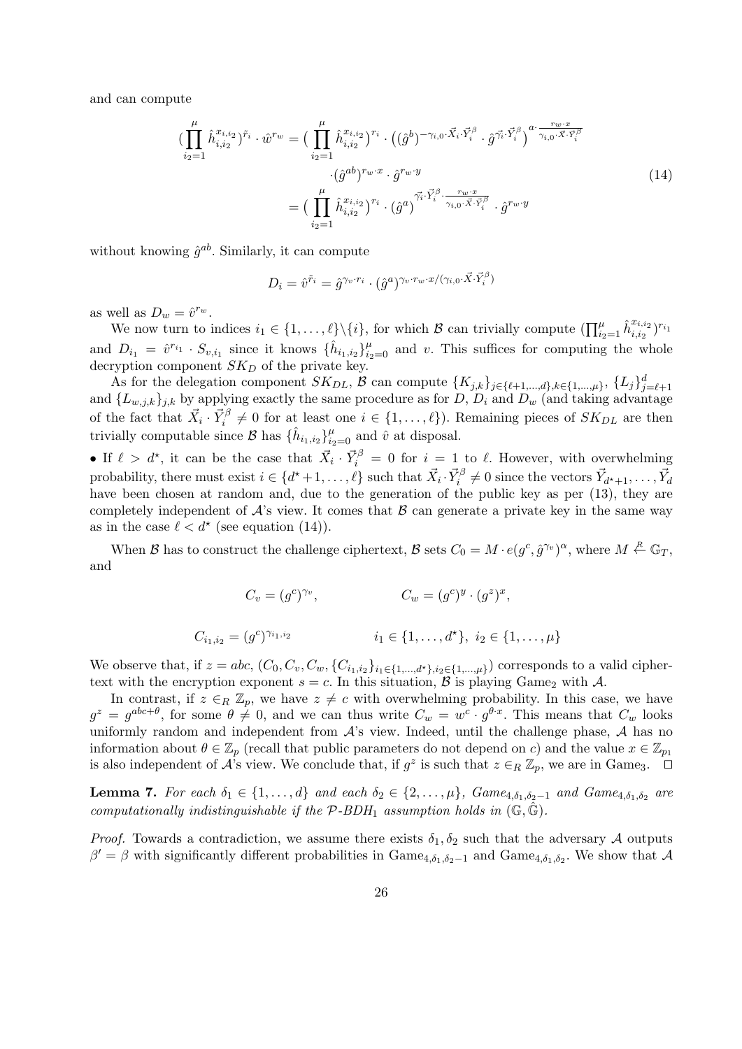and can compute

$$
\begin{aligned}
(\prod_{i_2=1}^{\mu} \hat{h}_{i,i_2}^{x_{i,i_2}})^{\tilde{r}_i} \cdot \hat{w}^{r_w} &= (\prod_{i_2=1}^{\mu} \hat{h}_{i,i_2}^{x_{i,i_2}})^{r_i} \cdot \big((\hat{g}^b)^{-\gamma_{i,0}\cdot \vec{X}_i \cdot \vec{Y}_i^{\beta}} \cdot \hat{g}^{\vec{\gamma_i}\cdot \vec{Y}_i^{\beta}}\big)^{a \cdot \frac{r_w \cdot x}{\gamma_{i,0}\cdot \vec{X}\cdot \vec{Y}_i^{\beta}}} \\
&\quad \cdot (\hat{g}^{ab})^{r_w \cdot x} \cdot \hat{g}^{r_w \cdot y} \\
&= (\prod_{i_2=1}^{\mu} \hat{h}_{i,i_2}^{x_{i,i_2}})^{r_i} \cdot (\hat{g}^a)^{\vec{\gamma_i}\cdot \vec{Y}_i^{\beta} \cdot \frac{r_w \cdot x}{\gamma_{i,0}\cdot \vec{X}\cdot \vec{Y}_i^{\beta}}} \cdot \hat{g}^{r_w \cdot y}
\end{aligned} \tag{14}
$$

without knowing $\hat{g}^{ab}$. Similarly, it can compute

$$
D_i = \hat{v}^{\tilde{r}_i} = \hat{g}^{\gamma_v \cdot r_i} \cdot (\hat{g}^a)^{\gamma_v \cdot r_w \cdot x/(\gamma_{i,0}\cdot \vec{X}\cdot \vec{Y}_i^{\beta})}
$$

as well as $D_w = \hat{v}^{r_w}$.

We now turn to indices $i_1 \in \{1,\ldots,\ell\}\backslash\{i\}$, for which $\mathcal{B}$ can trivially compute $(\prod_{i_2=1}^{\mu} \hat{h}_{i,i_2}^{x_{i,i_2}})^{r_{i_1}}$ and $D_{i_1} = \hat{v}^{r_{i_1}} \cdot S_{v,i_1}$ since it knows $\{\hat{h}_{i_1,i_2}\}_{i_2=0}^{\mu}$ and $v$. This suffices for computing the whole decryption component $SK_D$ of the private key.

As for the delegation component $SK_{DL}$, $\mathcal{B}$ can compute $\{K_{j,k}\}_{j\in\{\ell+1,\ldots,d\},k\in\{1,\ldots,\mu\}}$, $\{L_j\}_{j=\ell+1}^{d}$ and $\{L_{w,j,k}\}_{j,k}$ by applying exactly the same procedure as for $D$, $D_i$ and $D_w$ (and taking advantage of the fact that $\vec{X}_i \cdot \vec{Y}_i^{\beta} \neq 0$ for at least one $i \in \{1,\ldots,\ell\}$). Remaining pieces of $SK_{DL}$ are then trivially computable since $\mathcal{B}$ has $\{\hat{h}_{i_1,i_2}\}_{i_2=0}^{\mu}$ and $\hat{v}$ at disposal.

• If $\ell > d^\star$, it can be the case that $\vec{X}_i \cdot \vec{Y}_i^{\beta} = 0$ for $i = 1$ to $\ell$. However, with overwhelming probability, there must exist $i \in \{d^\star+1,\ldots,\ell\}$ such that $\vec{X}_i \cdot \vec{Y}_i^{\beta} \neq 0$ since the vectors $\vec{Y}_{d^\star+1},\ldots,\vec{Y}_d$ have been chosen at random and, due to the generation of the public key as per (13), they are completely independent of $\mathcal{A}$'s view. It comes that $\mathcal{B}$ can generate a private key in the same way as in the case $\ell < d^\star$ (see equation (14)).

When $\mathcal{B}$ has to construct the challenge ciphertext, $\mathcal{B}$ sets $C_0 = M \cdot e(g^c, \hat{g}^{\gamma_v})^{\alpha}$, where $M \stackrel{R}{\leftarrow} \mathbb{G}_T$, and

$$
C_v = (g^c)^{\gamma_v}, \qquad\qquad C_w = (g^c)^y \cdot (g^z)^x,
$$

$$
C_{i_1,i_2} = (g^c)^{\gamma_{i_1,i_2}} \qquad\qquad i_1 \in \{1,\ldots,d^\star\},\ i_2 \in \{1,\ldots,\mu\}
$$

We observe that, if $z = abc$, $(C_0, C_v, C_w, \{C_{i_1,i_2}\}_{i_1\in\{1,\ldots,d^\star\},i_2\in\{1,\ldots,\mu\}})$ corresponds to a valid ciphertext with the encryption exponent $s = c$. In this situation, $\mathcal{B}$ is playing Game$_2$ with $\mathcal{A}$.

In contrast, if $z \in_R \mathbb{Z}_p$, we have $z \neq c$ with overwhelming probability. In this case, we have $g^z = g^{abc+\theta}$, for some $\theta \neq 0$, and we can thus write $C_w = w^c \cdot g^{\theta \cdot x}$. This means that $C_w$ looks uniformly random and independent from $\mathcal{A}$'s view. Indeed, until the challenge phase, $\mathcal{A}$ has no information about $\theta \in \mathbb{Z}_p$ (recall that public parameters do not depend on $c$) and the value $x \in \mathbb{Z}_{p_1}$ is also independent of $\mathcal{A}$'s view. We conclude that, if $g^z$ is such that $z \in_R \mathbb{Z}_p$, we are in Game$_3$. $\square$

**Lemma 7.** *For each $\delta_1 \in \{1,\ldots,d\}$ and each $\delta_2 \in \{2,\ldots,\mu\}$, Game$_{4,\delta_1,\delta_2-1}$ and Game$_{4,\delta_1,\delta_2}$ are computationally indistinguishable if the $\mathcal{P}$-BDH$_1$ assumption holds in $(\mathbb{G},\hat{\mathbb{G}})$.*

*Proof.* Towards a contradiction, we assume there exists $\delta_1, \delta_2$ such that the adversary $\mathcal{A}$ outputs $\beta' = \beta$ with significantly different probabilities in Game$_{4,\delta_1,\delta_2-1}$ and Game$_{4,\delta_1,\delta_2}$. We show that $\mathcal{A}$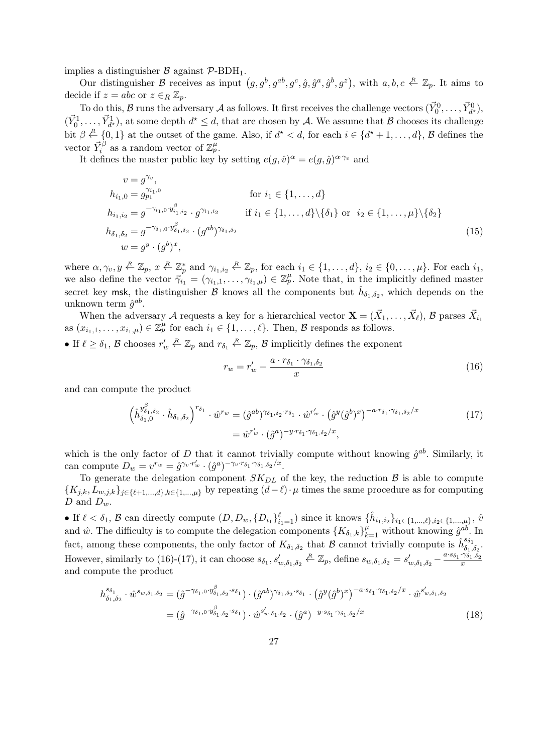implies a distinguisher $\mathcal{B}$ against $\mathcal{P}$-BDH$_1$.

Our distinguisher $\mathcal{B}$ receives as input $\left(g, g^b, g^{ab}, g^c, \hat{g}, \hat{g}^a, \hat{g}^b, g^z\right)$, with $a, b, c \stackrel{R}{\leftarrow} \mathbb{Z}_p$. It aims to decide if $z = abc$ or $z \in_R \mathbb{Z}_p$.

To do this, $\mathcal{B}$ runs the adversary $\mathcal{A}$ as follows. It first receives the challenge vectors $(\vec{Y}_0^0, \ldots, \vec{Y}_{d^\star}^0)$, $(\vec{Y}_0^1, \ldots, \vec{Y}_{d^\star}^1)$, at some depth $d^\star \leq d$, that are chosen by $\mathcal{A}$. We assume that $\mathcal{B}$ chooses its challenge bit $\beta \stackrel{R}{\leftarrow} \{0,1\}$ at the outset of the game. Also, if $d^\star < d$, for each $i \in \{d^\star + 1, \ldots, d\}$, $\mathcal{B}$ defines the vector $\vec{Y}_i^\beta$ as a random vector of $\mathbb{Z}_p^\mu$.

It defines the master public key by setting $e(g, \hat{v})^\alpha = e(g, \hat{g})^{\alpha \cdot \gamma_v}$ and

$$
\begin{aligned}
v &= g^{\gamma_v}, \\
h_{i_1,0} &= g_{p_1}^{\gamma_{i_1,0}} && \text{for } i_1 \in \{1, \ldots, d\} \\
h_{i_1,i_2} &= g^{-\gamma_{i_1,0} \cdot y^\beta_{i_1,i_2}} \cdot g^{\gamma_{i_1,i_2}} && \text{if } i_1 \in \{1, \ldots, d\} \backslash \{\delta_1\} \text{ or } \; i_2 \in \{1, \ldots, \mu\} \backslash \{\delta_2\} \\
h_{\delta_1,\delta_2} &= g^{-\gamma_{\delta_1,0} \cdot y^\beta_{\delta_1,\delta_2}} \cdot (g^{ab})^{\gamma_{\delta_1,\delta_2}} \\
w &= g^y \cdot (g^b)^x,
\end{aligned}
\tag{15}
$$

where $\alpha, \gamma_v, y \stackrel{R}{\leftarrow} \mathbb{Z}_p$, $x \stackrel{R}{\leftarrow} \mathbb{Z}_p^*$ and $\gamma_{i_1,i_2} \stackrel{R}{\leftarrow} \mathbb{Z}_p$, for each $i_1 \in \{1, \ldots, d\}$, $i_2 \in \{0, \ldots, \mu\}$. For each $i_1$, we also define the vector $\vec{\gamma}_{i_1} = (\gamma_{i_1,1}, \ldots, \gamma_{i_1,\mu}) \in \mathbb{Z}_p^\mu$. Note that, in the implicitly defined master secret key $\mathsf{msk}$, the distinguisher $\mathcal{B}$ knows all the components but $\hat{h}_{\delta_1,\delta_2}$, which depends on the unknown term $\hat{g}^{ab}$.

When the adversary $\mathcal{A}$ requests a key for a hierarchical vector $\mathbf{X} = (\vec{X}_1, \ldots, \vec{X}_\ell)$, $\mathcal{B}$ parses $\vec{X}_{i_1}$ as $(x_{i_1,1}, \ldots, x_{i_1,\mu}) \in \mathbb{Z}_p^\mu$ for each $i_1 \in \{1, \ldots, \ell\}$. Then, $\mathcal{B}$ responds as follows.

- If $\ell \geq \delta_1$, $\mathcal{B}$ chooses $r'_w \stackrel{R}{\leftarrow} \mathbb{Z}_p$ and $r_{\delta_1} \stackrel{R}{\leftarrow} \mathbb{Z}_p$, $\mathcal{B}$ implicitly defines the exponent

$$
r_w = r'_w - \frac{a \cdot r_{\delta_1} \cdot \gamma_{\delta_1,\delta_2}}{x} \tag{16}
$$

and can compute the product

$$
\begin{aligned}
\left(\hat{h}_{\delta_1,0}^{y^\beta_{\delta_1,\delta_2}} \cdot \hat{h}_{\delta_1,\delta_2}\right)^{r_{\delta_1}} \cdot \hat{w}^{r_w} &= (\hat{g}^{ab})^{\gamma_{\delta_1,\delta_2} \cdot r_{\delta_1}} \cdot \hat{w}^{r'_w} \cdot \left(\hat{g}^y (\hat{g}^b)^x\right)^{-a \cdot r_{\delta_1} \cdot \gamma_{\delta_1,\delta_2}/x} \\
&= \hat{w}^{r'_w} \cdot (\hat{g}^a)^{-y \cdot r_{\delta_1} \cdot \gamma_{\delta_1,\delta_2}/x},
\end{aligned}
\tag{17}
$$

which is the only factor of $D$ that it cannot trivially compute without knowing $\hat{g}^{ab}$. Similarly, it can compute $D_w = v^{r_w} = \hat{g}^{\gamma_v \cdot r'_w} \cdot (\hat{g}^a)^{-\gamma_v \cdot r_{\delta_1} \cdot \gamma_{\delta_1,\delta_2}/x}$.

To generate the delegation component $SK_{DL}$ of the key, the reduction $\mathcal{B}$ is able to compute $\{K_{j,k}, L_{w,j,k}\}_{j \in \{\ell+1,\ldots,d\}, k \in \{1,\ldots,\mu\}}$ by repeating $(d - \ell) \cdot \mu$ times the same procedure as for computing $D$ and $D_w$.

- If $\ell < \delta_1$, $\mathcal{B}$ can directly compute $(D, D_w, \{D_{i_1}\}_{i_1=1}^\ell)$ since it knows $\{\hat{h}_{i_1,i_2}\}_{i_1 \in \{1,\ldots,\ell\}, i_2 \in \{1,\ldots,\mu\}}$, $\hat{v}$ and $\hat{w}$. The difficulty is to compute the delegation components $\{K_{\delta_1,k}\}_{k=1}^\mu$ without knowing $\hat{g}^{ab}$. In fact, among these components, the only factor of $K_{\delta_1,\delta_2}$ that $\mathcal{B}$ cannot trivially compute is $\hat{h}_{\delta_1,\delta_2}^{s_{\delta_1}}$. However, similarly to (16)-(17), it can choose $s_{\delta_1}, s'_{w,\delta_1,\delta_2} \stackrel{R}{\leftarrow} \mathbb{Z}_p$, define $s_{w,\delta_1,\delta_2} = s'_{w,\delta_1,\delta_2} - \frac{a \cdot s_{\delta_1} \cdot \gamma_{\delta_1,\delta_2}}{x}$ and compute the product

$$
\begin{aligned}
h_{\delta_1,\delta_2}^{s_{\delta_1}} \cdot \hat{w}^{s_{w,\delta_1,\delta_2}} &= (\hat{g}^{-\gamma_{\delta_1,0} \cdot y^\beta_{\delta_1,\delta_2} \cdot s_{\delta_1}}) \cdot (\hat{g}^{ab})^{\gamma_{\delta_1,\delta_2} \cdot s_{\delta_1}} \cdot \left(\hat{g}^y (\hat{g}^b)^x\right)^{-a \cdot s_{\delta_1} \cdot \gamma_{\delta_1,\delta_2}/x} \cdot \hat{w}^{s'_{w,\delta_1,\delta_2}} \\
&= (\hat{g}^{-\gamma_{\delta_1,0} \cdot y^\beta_{\delta_1,\delta_2} \cdot s_{\delta_1}}) \cdot \hat{w}^{s'_{w,\delta_1,\delta_2}} \cdot (\hat{g}^a)^{-y \cdot s_{\delta_1} \cdot \gamma_{\delta_1,\delta_2}/x}
\end{aligned}
\tag{18}
$$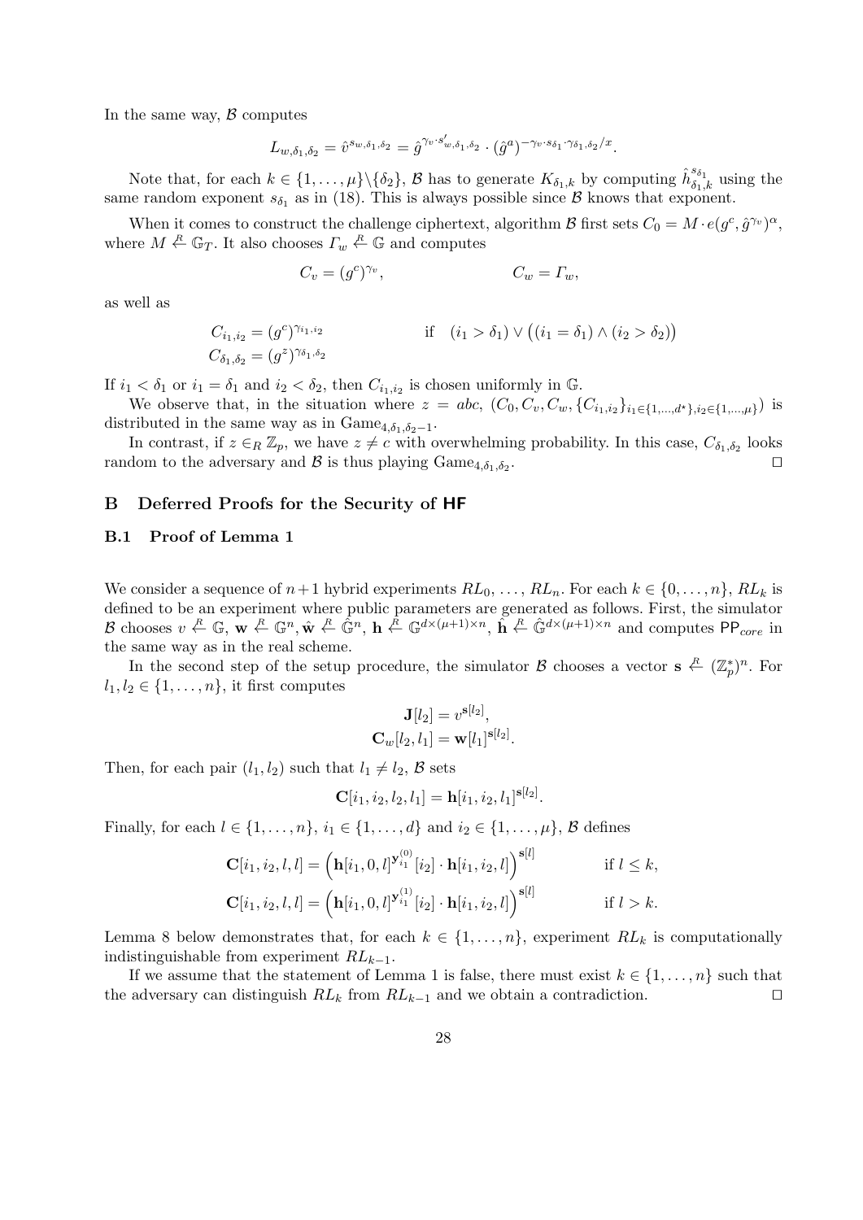In the same way, $\mathcal{B}$ computes

$$L_{w,\delta_1,\delta_2} = \hat{v}^{s_{w,\delta_1,\delta_2}} = \hat{g}^{\gamma_v \cdot s'_{w,\delta_1,\delta_2}} \cdot (\hat{g}^a)^{-\gamma_v \cdot s_{\delta_1} \cdot \gamma_{\delta_1,\delta_2}/x}.$$

Note that, for each $k \in \{1,\ldots,\mu\} \backslash \{\delta_2\}$, $\mathcal{B}$ has to generate $K_{\delta_1,k}$ by computing $\hat{h}_{\delta_1,k}^{s_{\delta_1}}$ using the same random exponent $s_{\delta_1}$ as in (18). This is always possible since $\mathcal{B}$ knows that exponent.

When it comes to construct the challenge ciphertext, algorithm $\mathcal{B}$ first sets $C_0 = M \cdot e(g^c, \hat{g}^{\gamma_v})^\alpha$, where $M \stackrel{R}{\leftarrow} \mathbb{G}_T$. It also chooses $\Gamma_w \stackrel{R}{\leftarrow} \mathbb{G}$ and computes

$$C_v = (g^c)^{\gamma_v}, \qquad\qquad C_w = \Gamma_w,$$

as well as

$$\begin{aligned} C_{i_1,i_2} &= (g^c)^{\gamma_{i_1,i_2}} && \text{if} \quad (i_1 > \delta_1) \vee \big((i_1 = \delta_1) \wedge (i_2 > \delta_2)\big) \\ C_{\delta_1,\delta_2} &= (g^z)^{\gamma_{\delta_1,\delta_2}} \end{aligned}$$

If $i_1 < \delta_1$ or $i_1 = \delta_1$ and $i_2 < \delta_2$, then $C_{i_1,i_2}$ is chosen uniformly in $\mathbb{G}$.

We observe that, in the situation where $z = abc$, $(C_0, C_v, C_w, \{C_{i_1,i_2}\}_{i_1 \in \{1,\ldots,d^\star\}, i_2 \in \{1,\ldots,\mu\}})$ is distributed in the same way as in $\mathrm{Game}_{4,\delta_1,\delta_2-1}$.

In contrast, if $z \in_R \mathbb{Z}_p$, we have $z \neq c$ with overwhelming probability. In this case, $C_{\delta_1,\delta_2}$ looks random to the adversary and $\mathcal{B}$ is thus playing $\mathrm{Game}_{4,\delta_1,\delta_2}$. $\square$

## B Deferred Proofs for the Security of **HF**

### B.1 Proof of Lemma 1

We consider a sequence of $n+1$ hybrid experiments $RL_0, \ldots, RL_n$. For each $k \in \{0,\ldots,n\}$, $RL_k$ is defined to be an experiment where public parameters are generated as follows. First, the simulator $\mathcal{B}$ chooses $v \stackrel{R}{\leftarrow} \mathbb{G}$, $\mathbf{w} \stackrel{R}{\leftarrow} \mathbb{G}^n$, $\hat{\mathbf{w}} \stackrel{R}{\leftarrow} \hat{\mathbb{G}}^n$, $\mathbf{h} \stackrel{R}{\leftarrow} \mathbb{G}^{d \times (\mu+1) \times n}$, $\hat{\mathbf{h}} \stackrel{R}{\leftarrow} \hat{\mathbb{G}}^{d \times (\mu+1) \times n}$ and computes $\mathsf{PP}_{core}$ in the same way as in the real scheme.

In the second step of the setup procedure, the simulator $\mathcal{B}$ chooses a vector $\mathbf{s} \stackrel{R}{\leftarrow} (\mathbb{Z}_p^*)^n$. For $l_1, l_2 \in \{1,\ldots,n\}$, it first computes

$$\begin{aligned} \mathbf{J}[l_2] &= v^{\mathbf{s}[l_2]}, \\ \mathbf{C}_w[l_2, l_1] &= \mathbf{w}[l_1]^{\mathbf{s}[l_2]}. \end{aligned}$$

Then, for each pair $(l_1, l_2)$ such that $l_1 \neq l_2$, $\mathcal{B}$ sets

$$\mathbf{C}[i_1, i_2, l_2, l_1] = \mathbf{h}[i_1, i_2, l_1]^{\mathbf{s}[l_2]}.$$

Finally, for each $l \in \{1,\ldots,n\}$, $i_1 \in \{1,\ldots,d\}$ and $i_2 \in \{1,\ldots,\mu\}$, $\mathcal{B}$ defines

$$\begin{aligned} \mathbf{C}[i_1, i_2, l, l] &= \Big(\mathbf{h}[i_1, 0, l]^{\mathbf{y}_{i_1}^{(0)}[i_2]} \cdot \mathbf{h}[i_1, i_2, l]\Big)^{\mathbf{s}[l]} && \text{if } l \leq k, \\ \mathbf{C}[i_1, i_2, l, l] &= \Big(\mathbf{h}[i_1, 0, l]^{\mathbf{y}_{i_1}^{(1)}[i_2]} \cdot \mathbf{h}[i_1, i_2, l]\Big)^{\mathbf{s}[l]} && \text{if } l > k. \end{aligned}$$

Lemma 8 below demonstrates that, for each $k \in \{1,\ldots,n\}$, experiment $RL_k$ is computationally indistinguishable from experiment $RL_{k-1}$.

If we assume that the statement of Lemma 1 is false, there must exist $k \in \{1,\ldots,n\}$ such that the adversary can distinguish $RL_k$ from $RL_{k-1}$ and we obtain a contradiction. $\square$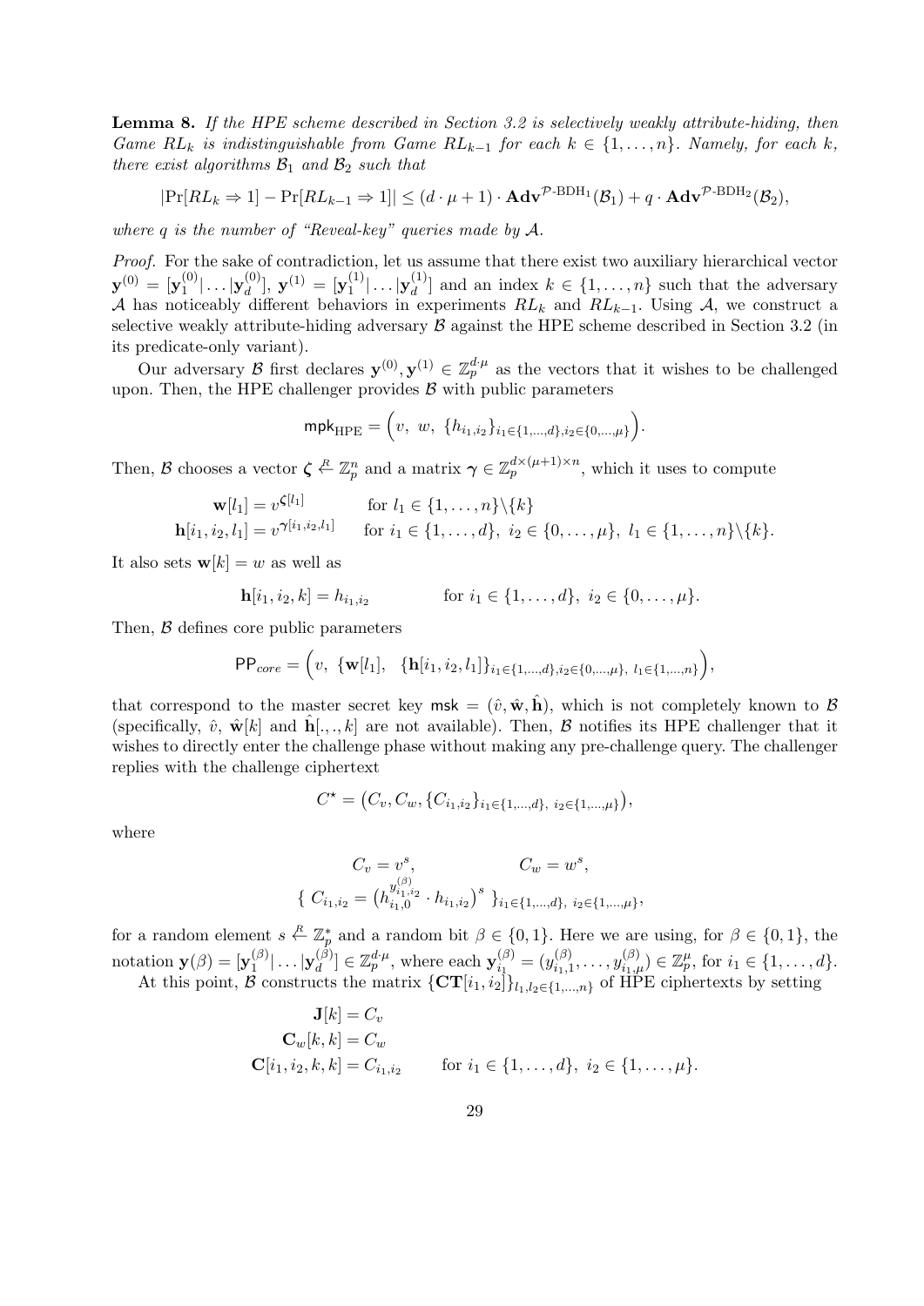**Lemma 8.** *If the HPE scheme described in Section 3.2 is selectively weakly attribute-hiding, then Game $RL_k$ is indistinguishable from Game $RL_{k-1}$ for each $k \in \{1, \ldots, n\}$. Namely, for each $k$, there exist algorithms $\mathcal{B}_1$ and $\mathcal{B}_2$ such that*

$$|\Pr[RL_k \Rightarrow 1] - \Pr[RL_{k-1} \Rightarrow 1]| \leq (d \cdot \mu + 1) \cdot \mathbf{Adv}^{\mathcal{P}\text{-BDH}_1}(\mathcal{B}_1) + q \cdot \mathbf{Adv}^{\mathcal{P}\text{-BDH}_2}(\mathcal{B}_2),$$

*where $q$ is the number of "Reveal-key" queries made by $\mathcal{A}$.*

*Proof.* For the sake of contradiction, let us assume that there exist two auxiliary hierarchical vector $\mathbf{y}^{(0)} = [\mathbf{y}_1^{(0)}| \ldots |\mathbf{y}_d^{(0)}]$, $\mathbf{y}^{(1)} = [\mathbf{y}_1^{(1)}| \ldots |\mathbf{y}_d^{(1)}]$ and an index $k \in \{1, \ldots, n\}$ such that the adversary $\mathcal{A}$ has noticeably different behaviors in experiments $RL_k$ and $RL_{k-1}$. Using $\mathcal{A}$, we construct a selective weakly attribute-hiding adversary $\mathcal{B}$ against the HPE scheme described in Section 3.2 (in its predicate-only variant).

Our adversary $\mathcal{B}$ first declares $\mathbf{y}^{(0)}, \mathbf{y}^{(1)} \in \mathbb{Z}_p^{d \cdot \mu}$ as the vectors that it wishes to be challenged upon. Then, the HPE challenger provides $\mathcal{B}$ with public parameters

$$\mathsf{mpk}_{\text{HPE}} = \Big(v, \ w, \ \{h_{i_1,i_2}\}_{i_1 \in \{1,\ldots,d\}, i_2 \in \{0,\ldots,\mu\}}\Big).$$

Then, $\mathcal{B}$ chooses a vector $\boldsymbol{\zeta} \xleftarrow{R} \mathbb{Z}_p^n$ and a matrix $\boldsymbol{\gamma} \in \mathbb{Z}_p^{d \times (\mu+1) \times n}$, which it uses to compute

$$\begin{aligned}
\mathbf{w}[l_1] &= v^{\boldsymbol{\zeta}[l_1]} && \text{for } l_1 \in \{1, \ldots, n\} \backslash \{k\} \\
\mathbf{h}[i_1, i_2, l_1] &= v^{\boldsymbol{\gamma}[i_1, i_2, l_1]} && \text{for } i_1 \in \{1, \ldots, d\}, \ i_2 \in \{0, \ldots, \mu\}, \ l_1 \in \{1, \ldots, n\} \backslash \{k\}.
\end{aligned}$$

It also sets $\mathbf{w}[k] = w$ as well as

$$\mathbf{h}[i_1, i_2, k] = h_{i_1,i_2} \qquad \text{for } i_1 \in \{1, \ldots, d\}, \ i_2 \in \{0, \ldots, \mu\}.$$

Then, $\mathcal{B}$ defines core public parameters

$$\mathsf{PP}_{core} = \Big(v, \ \{\mathbf{w}[l_1], \ \ \{\mathbf{h}[i_1, i_2, l_1]\}_{i_1 \in \{1,\ldots,d\}, i_2 \in \{0,\ldots,\mu\}, \ l_1 \in \{1,\ldots,n\}}\Big),$$

that correspond to the master secret key $\mathsf{msk} = (\hat{v}, \hat{\mathbf{w}}, \hat{\mathbf{h}})$, which is not completely known to $\mathcal{B}$ (specifically, $\hat{v}$, $\hat{\mathbf{w}}[k]$ and $\hat{\mathbf{h}}[.,.,k]$ are not available). Then, $\mathcal{B}$ notifies its HPE challenger that it wishes to directly enter the challenge phase without making any pre-challenge query. The challenger replies with the challenge ciphertext

$$C^\star = \big(C_v, C_w, \{C_{i_1,i_2}\}_{i_1 \in \{1,\ldots,d\}, \ i_2 \in \{1,\ldots,\mu\}}\big),$$

where

$$C_v = v^s, \qquad\qquad C_w = w^s,$$
$$\{ \ C_{i_1,i_2} = \big(h_{i_1,0}^{y_{i_1,i_2}^{(\beta)}} \cdot h_{i_1,i_2}\big)^s \ \}_{i_1 \in \{1,\ldots,d\}, \ i_2 \in \{1,\ldots,\mu\}},$$

for a random element $s \xleftarrow{R} \mathbb{Z}_p^*$ and a random bit $\beta \in \{0, 1\}$. Here we are using, for $\beta \in \{0, 1\}$, the notation $\mathbf{y}(\beta) = [\mathbf{y}_1^{(\beta)}| \ldots |\mathbf{y}_d^{(\beta)}] \in \mathbb{Z}_p^{d \cdot \mu}$, where each $\mathbf{y}_{i_1}^{(\beta)} = (y_{i_1,1}^{(\beta)}, \ldots, y_{i_1,\mu}^{(\beta)}) \in \mathbb{Z}_p^\mu$, for $i_1 \in \{1, \ldots, d\}$.

At this point, $\mathcal{B}$ constructs the matrix $\{\mathbf{CT}[i_1, i_2]\}_{l_1, l_2 \in \{1,\ldots,n\}}$ of HPE ciphertexts by setting

$$\begin{aligned}
\mathbf{J}[k] &= C_v \\
\mathbf{C}_w[k, k] &= C_w \\
\mathbf{C}[i_1, i_2, k, k] &= C_{i_1,i_2} \qquad \text{for } i_1 \in \{1, \ldots, d\}, \ i_2 \in \{1, \ldots, \mu\}.
\end{aligned}$$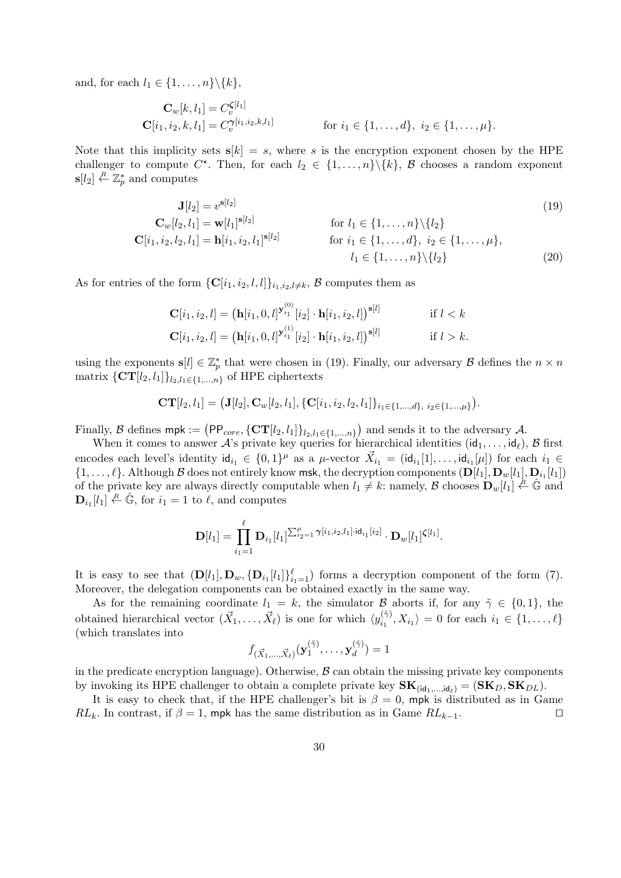and, for each $l_1 \in \{1, \ldots, n\} \backslash \{k\}$,

$$
\begin{aligned}
\mathbf{C}_w[k, l_1] &= C_v^{\boldsymbol{\zeta}[l_1]} \\
\mathbf{C}[i_1, i_2, k, l_1] &= C_v^{\boldsymbol{\gamma}[i_1, i_2, k, l_1]} \qquad\qquad \text{for } i_1 \in \{1, \ldots, d\},\ i_2 \in \{1, \ldots, \mu\}.
\end{aligned}
$$

Note that this implicity sets $\mathbf{s}[k] = s$, where $s$ is the encryption exponent chosen by the HPE challenger to compute $C^\star$. Then, for each $l_2 \in \{1, \ldots, n\} \backslash \{k\}$, $\mathcal{B}$ chooses a random exponent $\mathbf{s}[l_2] \stackrel{R}{\leftarrow} \mathbb{Z}_p^*$ and computes

$$
\begin{aligned}
\mathbf{J}[l_2] &= v^{\mathbf{s}[l_2]} && && (19) \\
\mathbf{C}_w[l_2, l_1] &= \mathbf{w}[l_1]^{\mathbf{s}[l_2]} && \text{for } l_1 \in \{1, \ldots, n\} \backslash \{l_2\} \\
\mathbf{C}[i_1, i_2, l_2, l_1] &= \mathbf{h}[i_1, i_2, l_1]^{\mathbf{s}[l_2]} && \text{for } i_1 \in \{1, \ldots, d\},\ i_2 \in \{1, \ldots, \mu\}, \\
& && \quad l_1 \in \{1, \ldots, n\} \backslash \{l_2\} && (20)
\end{aligned}
$$

As for entries of the form $\{\mathbf{C}[i_1, i_2, l, l]\}_{i_1, i_2, l \neq k}$, $\mathcal{B}$ computes them as

$$
\begin{aligned}
\mathbf{C}[i_1, i_2, l] &= \left(\mathbf{h}[i_1, 0, l]^{\mathbf{y}_{i_1}^{(0)}[i_2]} \cdot \mathbf{h}[i_1, i_2, l]\right)^{\mathbf{s}[l]} && \text{if } l < k \\
\mathbf{C}[i_1, i_2, l] &= \left(\mathbf{h}[i_1, 0, l]^{\mathbf{y}_{i_1}^{(1)}[i_2]} \cdot \mathbf{h}[i_1, i_2, l]\right)^{\mathbf{s}[l]} && \text{if } l > k.
\end{aligned}
$$

using the exponents $\mathbf{s}[l] \in \mathbb{Z}_p^*$ that were chosen in (19). Finally, our adversary $\mathcal{B}$ defines the $n \times n$ matrix $\{\mathbf{CT}[l_2, l_1]\}_{l_2, l_1 \in \{1, \ldots, n\}}$ of HPE ciphertexts

$$
\mathbf{CT}[l_2, l_1] = \left(\mathbf{J}[l_2], \mathbf{C}_w[l_2, l_1], \{\mathbf{C}[i_1, i_2, l_2, l_1]\}_{i_1 \in \{1, \ldots, d\},\ i_2 \in \{1, \ldots, \mu\}}\right).
$$

Finally, $\mathcal{B}$ defines $\mathsf{mpk} := \left(\mathsf{PP}_{core}, \{\mathbf{CT}[l_2, l_1]\}_{l_2, l_1 \in \{1, \ldots, n\}}\right)$ and sends it to the adversary $\mathcal{A}$.

When it comes to answer $\mathcal{A}$'s private key queries for hierarchical identities $(\mathsf{id}_1, \ldots, \mathsf{id}_\ell)$, $\mathcal{B}$ first encodes each level's identity $\mathsf{id}_{i_1} \in \{0, 1\}^\mu$ as a $\mu$-vector $\vec{X}_{i_1} = (\mathsf{id}_{i_1}[1], \ldots, \mathsf{id}_{i_1}[\mu])$ for each $i_1 \in \{1, \ldots, \ell\}$. Although $\mathcal{B}$ does not entirely know $\mathsf{msk}$, the decryption components $(\mathbf{D}[l_1], \mathbf{D}_w[l_1], \mathbf{D}_{i_1}[l_1])$ of the private key are always directly computable when $l_1 \neq k$: namely, $\mathcal{B}$ chooses $\mathbf{D}_w[l_1] \stackrel{R}{\leftarrow} \hat{\mathbb{G}}$ and $\mathbf{D}_{i_1}[l_1] \stackrel{R}{\leftarrow} \hat{\mathbb{G}}$, for $i_1 = 1$ to $\ell$, and computes

$$
\mathbf{D}[l_1] = \prod_{i_1=1}^{\ell} \mathbf{D}_{i_1}[l_1]^{\sum_{i_2=1}^{\mu} \boldsymbol{\gamma}[i_1, i_2, l_1] \cdot \mathsf{id}_{i_1}[i_2]} \cdot \mathbf{D}_w[l_1]^{\boldsymbol{\zeta}[l_1]}.
$$

It is easy to see that $(\mathbf{D}[l_1], \mathbf{D}_w, \{\mathbf{D}_{i_1}[l_1]\}_{i_1=1}^{\ell})$ forms a decryption component of the form (7). Moreover, the delegation components can be obtained exactly in the same way.

As for the remaining coordinate $l_1 = k$, the simulator $\mathcal{B}$ aborts if, for any $\tilde{\gamma} \in \{0, 1\}$, the obtained hierarchical vector $(\vec{X}_1, \ldots, \vec{X}_\ell)$ is one for which $\langle y_{i_1}^{(\tilde{\gamma})}, X_{i_1} \rangle = 0$ for each $i_1 \in \{1, \ldots, \ell\}$ (which translates into

$$
f_{(\vec{X}_1, \ldots, \vec{X}_\ell)}(\mathbf{y}_1^{(\tilde{\gamma})}, \ldots, \mathbf{y}_d^{(\tilde{\gamma})}) = 1
$$

in the predicate encryption language). Otherwise, $\mathcal{B}$ can obtain the missing private key components by invoking its HPE challenger to obtain a complete private key $\mathbf{SK}_{(\mathsf{id}_1, \ldots, \mathsf{id}_\ell)} = (\mathbf{SK}_D, \mathbf{SK}_{DL})$.

It is easy to check that, if the HPE challenger's bit is $\beta = 0$, $\mathsf{mpk}$ is distributed as in Game $RL_k$. In contrast, if $\beta = 1$, $\mathsf{mpk}$ has the same distribution as in Game $RL_{k-1}$. $\square$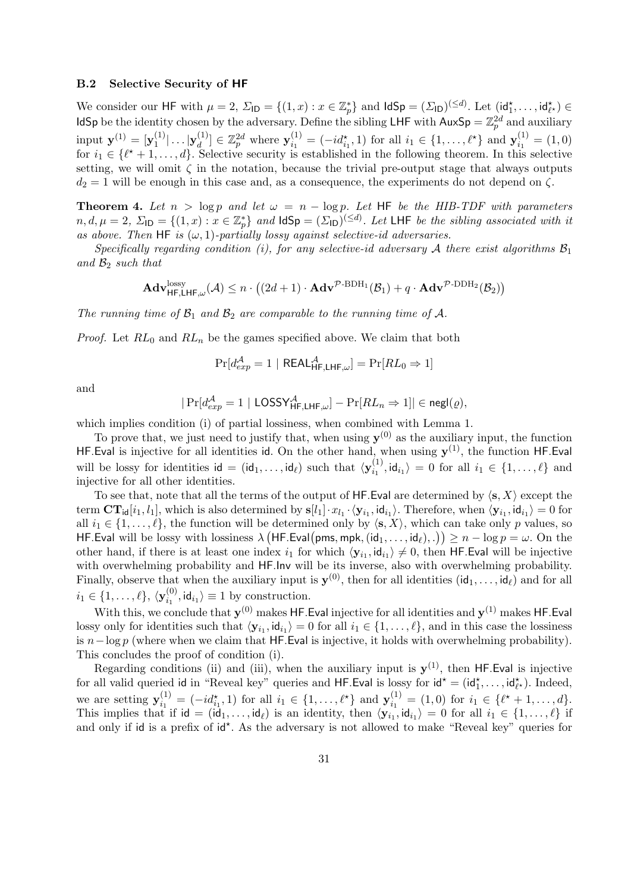### B.2 Selective Security of HF

We consider our $\mathsf{HF}$ with $\mu = 2$, $\Sigma_{\mathsf{ID}} = \{(1, x) : x \in \mathbb{Z}_p^*\}$ and $\mathsf{IdSp} = (\Sigma_{\mathsf{ID}})^{(\le d)}$. Let $(\mathsf{id}_1^\star, \ldots, \mathsf{id}_{\ell^\star}^\star) \in \mathsf{IdSp}$ be the identity chosen by the adversary. Define the sibling $\mathsf{LHF}$ with $\mathsf{AuxSp} = \mathbb{Z}_p^{2d}$ and auxiliary input $\mathbf{y}^{(1)} = [\mathbf{y}_1^{(1)}| \ldots |\mathbf{y}_d^{(1)}] \in \mathbb{Z}_p^{2d}$ where $\mathbf{y}_{i_1}^{(1)} = (-id_{i_1}^\star, 1)$ for all $i_1 \in \{1, \ldots, \ell^\star\}$ and $\mathbf{y}_{i_1}^{(1)} = (1, 0)$ for $i_1 \in \{\ell^\star + 1, \ldots, d\}$. Selective security is established in the following theorem. In this selective setting, we will omit $\zeta$ in the notation, because the trivial pre-output stage that always outputs $d_2 = 1$ will be enough in this case and, as a consequence, the experiments do not depend on $\zeta$.

**Theorem 4.** *Let $n > \log p$ and let $\omega = n - \log p$. Let $\mathsf{HF}$ be the HIB-TDF with parameters $n, d, \mu = 2$, $\Sigma_{\mathsf{ID}} = \{(1, x) : x \in \mathbb{Z}_p^*\}$ and $\mathsf{IdSp} = (\Sigma_{\mathsf{ID}})^{(\le d)}$. Let $\mathsf{LHF}$ be the sibling associated with it as above. Then $\mathsf{HF}$ is $(\omega, 1)$-partially lossy against selective-id adversaries.*

*Specifically regarding condition (i), for any selective-id adversary $\mathcal{A}$ there exist algorithms $\mathcal{B}_1$ and $\mathcal{B}_2$ such that*

$$\mathbf{Adv}^{\text{lossy}}_{\mathsf{HF},\mathsf{LHF},\omega}(\mathcal{A}) \le n \cdot \left((2d+1) \cdot \mathbf{Adv}^{\mathcal{P}\text{-BDH}_1}(\mathcal{B}_1) + q \cdot \mathbf{Adv}^{\mathcal{P}\text{-DDH}_2}(\mathcal{B}_2)\right)$$

*The running time of $\mathcal{B}_1$ and $\mathcal{B}_2$ are comparable to the running time of $\mathcal{A}$.*

*Proof.* Let $RL_0$ and $RL_n$ be the games specified above. We claim that both

$$\Pr[d_{exp}^{\mathcal{A}} = 1 \mid \mathsf{REAL}^{\mathcal{A}}_{\mathsf{HF},\mathsf{LHF},\omega}] = \Pr[RL_0 \Rightarrow 1]$$

and

$$|\Pr[d_{exp}^{\mathcal{A}} = 1 \mid \mathsf{LOSSY}^{\mathcal{A}}_{\mathsf{HF},\mathsf{LHF},\omega}] - \Pr[RL_n \Rightarrow 1]| \in \mathsf{negl}(\varrho),$$

which implies condition (i) of partial lossiness, when combined with Lemma 1.

To prove that, we just need to justify that, when using $\mathbf{y}^{(0)}$ as the auxiliary input, the function $\mathsf{HF.Eval}$ is injective for all identities $\mathsf{id}$. On the other hand, when using $\mathbf{y}^{(1)}$, the function $\mathsf{HF.Eval}$ will be lossy for identities $\mathsf{id} = (\mathsf{id}_1, \ldots, \mathsf{id}_\ell)$ such that $\langle \mathbf{y}_{i_1}^{(1)}, \mathsf{id}_{i_1}\rangle = 0$ for all $i_1 \in \{1, \ldots, \ell\}$ and injective for all other identities.

To see that, note that all the terms of the output of $\mathsf{HF.Eval}$ are determined by $\langle \mathbf{s}, X\rangle$ except the term $\mathbf{CT}_{\mathsf{id}}[i_1, l_1]$, which is also determined by $\mathbf{s}[l_1] \cdot x_{l_1} \cdot \langle \mathbf{y}_{i_1}, \mathsf{id}_{i_1}\rangle$. Therefore, when $\langle \mathbf{y}_{i_1}, \mathsf{id}_{i_1}\rangle = 0$ for all $i_1 \in \{1, \ldots, \ell\}$, the function will be determined only by $\langle \mathbf{s}, X\rangle$, which can take only $p$ values, so $\mathsf{HF.Eval}$ will be lossy with lossiness $\lambda\left(\mathsf{HF.Eval}(\mathsf{pms}, \mathsf{mpk}, (\mathsf{id}_1, \ldots, \mathsf{id}_\ell), .)\right) \ge n - \log p = \omega$. On the other hand, if there is at least one index $i_1$ for which $\langle \mathbf{y}_{i_1}, \mathsf{id}_{i_1}\rangle \neq 0$, then $\mathsf{HF.Eval}$ will be injective with overwhelming probability and $\mathsf{HF.Inv}$ will be its inverse, also with overwhelming probability. Finally, observe that when the auxiliary input is $\mathbf{y}^{(0)}$, then for all identities $(\mathsf{id}_1, \ldots, \mathsf{id}_\ell)$ and for all $i_1 \in \{1, \ldots, \ell\}$, $\langle \mathbf{y}_{i_1}^{(0)}, \mathsf{id}_{i_1}\rangle \equiv 1$ by construction.

With this, we conclude that $\mathbf{y}^{(0)}$ makes $\mathsf{HF.Eval}$ injective for all identities and $\mathbf{y}^{(1)}$ makes $\mathsf{HF.Eval}$ lossy only for identities such that $\langle \mathbf{y}_{i_1}, \mathsf{id}_{i_1}\rangle = 0$ for all $i_1 \in \{1, \ldots, \ell\}$, and in this case the lossiness is $n - \log p$ (where when we claim that $\mathsf{HF.Eval}$ is injective, it holds with overwhelming probability). This concludes the proof of condition (i).

Regarding conditions (ii) and (iii), when the auxiliary input is $\mathbf{y}^{(1)}$, then $\mathsf{HF.Eval}$ is injective for all valid queried $\mathsf{id}$ in "Reveal key" queries and $\mathsf{HF.Eval}$ is lossy for $\mathsf{id}^\star = (\mathsf{id}_1^\star, \ldots, \mathsf{id}_{\ell^\star}^\star)$. Indeed, we are setting $\mathbf{y}_{i_1}^{(1)} = (-id_{i_1}^\star, 1)$ for all $i_1 \in \{1, \ldots, \ell^\star\}$ and $\mathbf{y}_{i_1}^{(1)} = (1, 0)$ for $i_1 \in \{\ell^\star + 1, \ldots, d\}$. This implies that if $\mathsf{id} = (\mathsf{id}_1, \ldots, \mathsf{id}_\ell)$ is an identity, then $\langle \mathbf{y}_{i_1}, \mathsf{id}_{i_1}\rangle = 0$ for all $i_1 \in \{1, \ldots, \ell\}$ if and only if $\mathsf{id}$ is a prefix of $\mathsf{id}^\star$. As the adversary is not allowed to make "Reveal key" queries for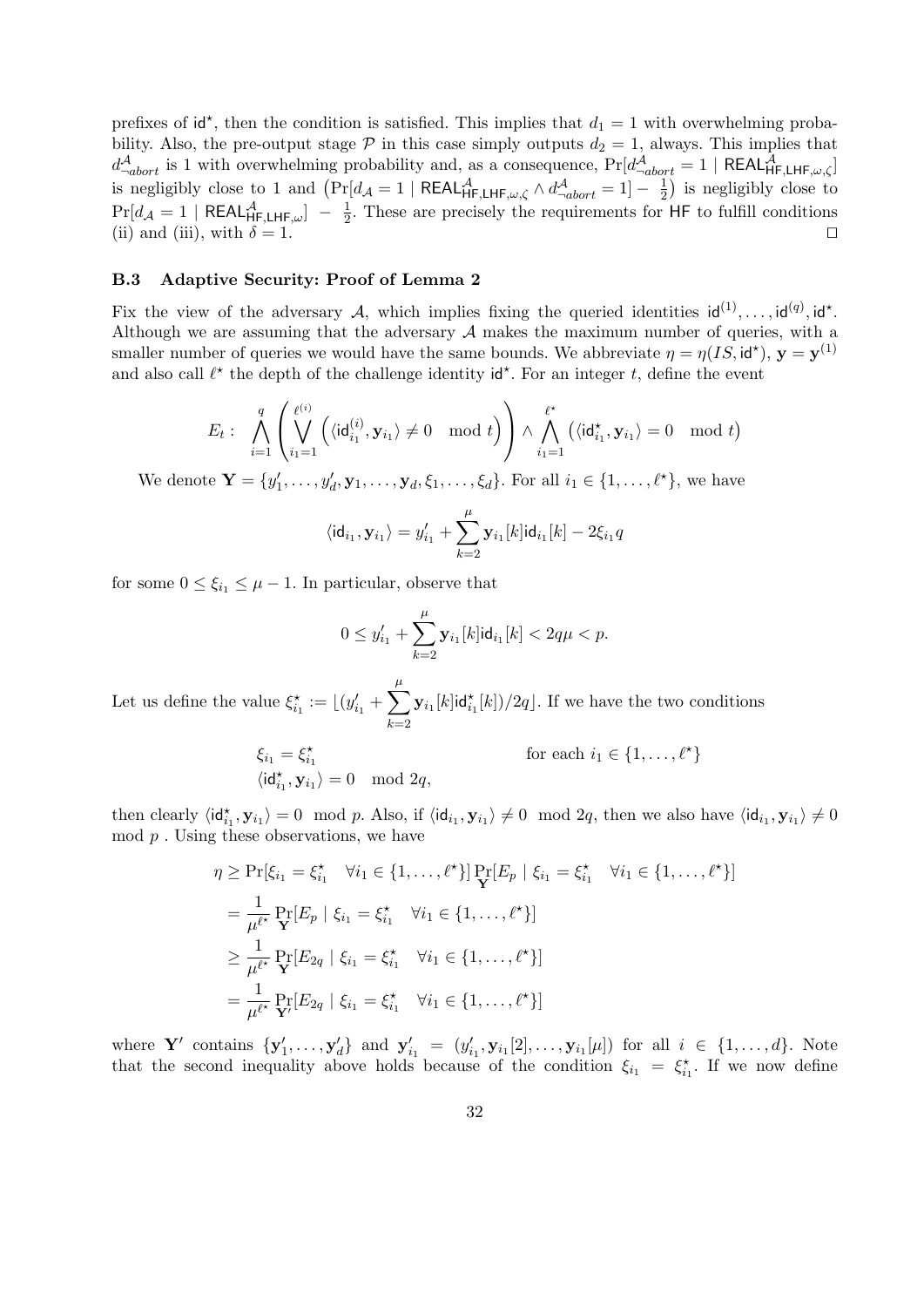prefixes of $\mathsf{id}^\star$, then the condition is satisfied. This implies that $d_1 = 1$ with overwhelming probability. Also, the pre-output stage $\mathcal{P}$ in this case simply outputs $d_2 = 1$, always. This implies that $d^{\mathcal{A}}_{\neg abort}$ is 1 with overwhelming probability and, as a consequence, $\Pr[d^{\mathcal{A}}_{\neg abort} = 1 \mid \mathsf{REAL}^{\mathcal{A}}_{\mathsf{HF},\mathsf{LHF},\omega,\zeta}]$ is negligibly close to 1 and $\left(\Pr[d_{\mathcal{A}} = 1 \mid \mathsf{REAL}^{\mathcal{A}}_{\mathsf{HF},\mathsf{LHF},\omega,\zeta} \wedge d^{\mathcal{A}}_{\neg abort} = 1] - \frac{1}{2}\right)$ is negligibly close to $\Pr[d_{\mathcal{A}} = 1 \mid \mathsf{REAL}^{\mathcal{A}}_{\mathsf{HF},\mathsf{LHF},\omega}] - \frac{1}{2}$. These are precisely the requirements for $\mathsf{HF}$ to fulfill conditions (ii) and (iii), with $\delta = 1$. □

### B.3 Adaptive Security: Proof of Lemma 2

Fix the view of the adversary $\mathcal{A}$, which implies fixing the queried identities $\mathsf{id}^{(1)}, \ldots, \mathsf{id}^{(q)}, \mathsf{id}^\star$. Although we are assuming that the adversary $\mathcal{A}$ makes the maximum number of queries, with a smaller number of queries we would have the same bounds. We abbreviate $\eta = \eta(IS, \mathsf{id}^\star)$, $\mathbf{y} = \mathbf{y}^{(1)}$ and also call $\ell^\star$ the depth of the challenge identity $\mathsf{id}^\star$. For an integer $t$, define the event

$$E_t : \bigwedge_{i=1}^{q} \left( \bigvee_{i_1=1}^{\ell^{(i)}} \left( \langle \mathsf{id}^{(i)}_{i_1}, \mathbf{y}_{i_1} \rangle \neq 0 \mod t \right) \right) \wedge \bigwedge_{i_1=1}^{\ell^\star} \left( \langle \mathsf{id}^\star_{i_1}, \mathbf{y}_{i_1} \rangle = 0 \mod t \right)$$

We denote $\mathbf{Y} = \{y'_1, \ldots, y'_d, \mathbf{y}_1, \ldots, \mathbf{y}_d, \xi_1, \ldots, \xi_d\}$. For all $i_1 \in \{1, \ldots, \ell^\star\}$, we have

$$\langle \mathsf{id}_{i_1}, \mathbf{y}_{i_1} \rangle = y'_{i_1} + \sum_{k=2}^{\mu} \mathbf{y}_{i_1}[k] \mathsf{id}_{i_1}[k] - 2\xi_{i_1} q$$

for some $0 \leq \xi_{i_1} \leq \mu - 1$. In particular, observe that

$$0 \leq y'_{i_1} + \sum_{k=2}^{\mu} \mathbf{y}_{i_1}[k] \mathsf{id}_{i_1}[k] < 2q\mu < p.$$

Let us define the value $\xi^\star_{i_1} := \lfloor (y'_{i_1} + \sum_{k=2}^{\mu} \mathbf{y}_{i_1}[k] \mathsf{id}^\star_{i_1}[k]) / 2q \rfloor$. If we have the two conditions

$$\begin{aligned} &\xi_{i_1} = \xi^\star_{i_1} && \text{for each } i_1 \in \{1, \ldots, \ell^\star\} \\ &\langle \mathsf{id}^\star_{i_1}, \mathbf{y}_{i_1} \rangle = 0 \mod 2q, \end{aligned}$$

then clearly $\langle \mathsf{id}^\star_{i_1}, \mathbf{y}_{i_1} \rangle = 0 \mod p$. Also, if $\langle \mathsf{id}_{i_1}, \mathbf{y}_{i_1} \rangle \neq 0 \mod 2q$, then we also have $\langle \mathsf{id}_{i_1}, \mathbf{y}_{i_1} \rangle \neq 0 \mod p$ . Using these observations, we have

$$\begin{aligned} \eta &\geq \Pr[\xi_{i_1} = \xi^\star_{i_1} \quad \forall i_1 \in \{1, \ldots, \ell^\star\}] \Pr_{\mathbf{Y}}[E_p \mid \xi_{i_1} = \xi^\star_{i_1} \quad \forall i_1 \in \{1, \ldots, \ell^\star\}] \\ &= \frac{1}{\mu^{\ell^\star}} \Pr_{\mathbf{Y}}[E_p \mid \xi_{i_1} = \xi^\star_{i_1} \quad \forall i_1 \in \{1, \ldots, \ell^\star\}] \\ &\geq \frac{1}{\mu^{\ell^\star}} \Pr_{\mathbf{Y}}[E_{2q} \mid \xi_{i_1} = \xi^\star_{i_1} \quad \forall i_1 \in \{1, \ldots, \ell^\star\}] \\ &= \frac{1}{\mu^{\ell^\star}} \Pr_{\mathbf{Y}'}[E_{2q} \mid \xi_{i_1} = \xi^\star_{i_1} \quad \forall i_1 \in \{1, \ldots, \ell^\star\}] \end{aligned}$$

where $\mathbf{Y}'$ contains $\{\mathbf{y}'_1, \ldots, \mathbf{y}'_d\}$ and $\mathbf{y}'_{i_1} = (y'_{i_1}, \mathbf{y}_{i_1}[2], \ldots, \mathbf{y}_{i_1}[\mu])$ for all $i \in \{1, \ldots, d\}$. Note that the second inequality above holds because of the condition $\xi_{i_1} = \xi^\star_{i_1}$. If we now define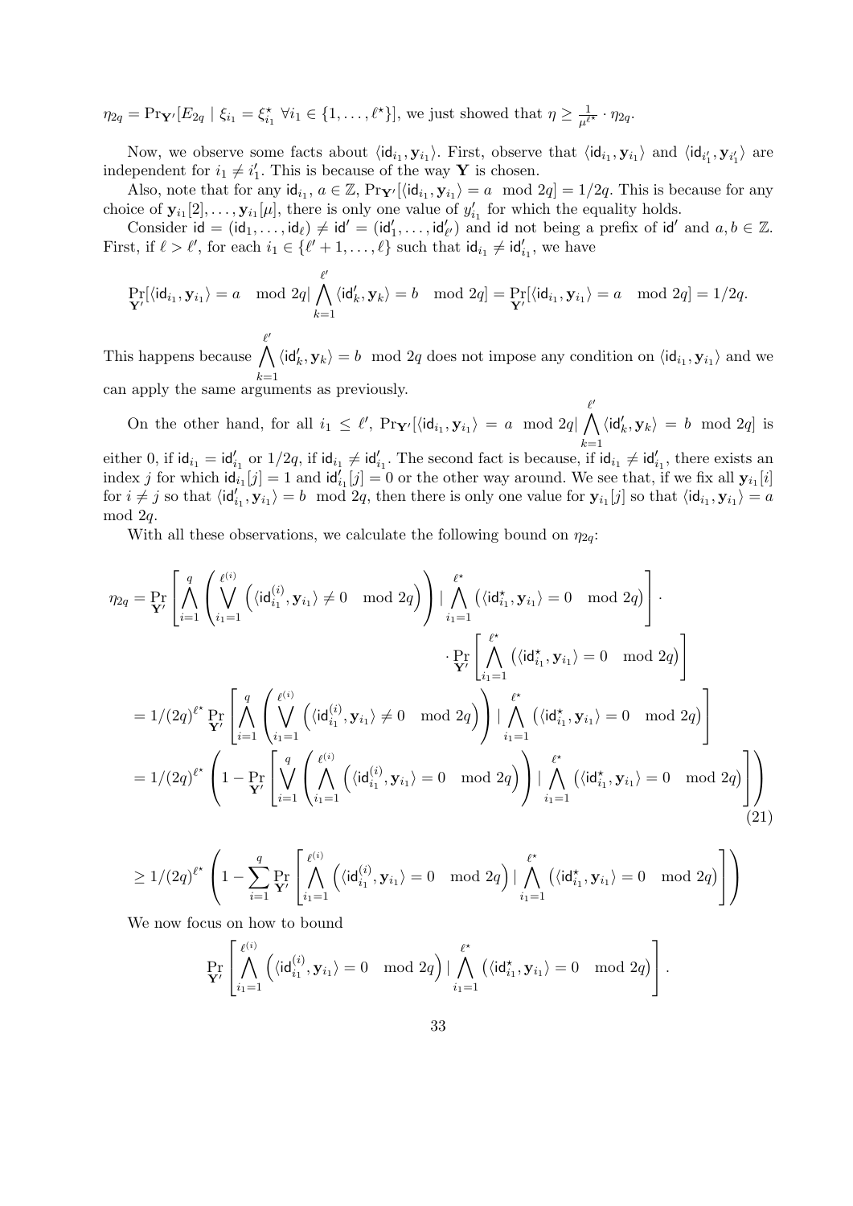$\eta_{2q} = \Pr_{\mathbf{Y}'}[E_{2q} \mid \xi_{i_1} = \xi^\star_{i_1} \ \forall i_1 \in \{1, \ldots, \ell^\star\}]$, we just showed that $\eta \geq \frac{1}{\mu^{\ell^\star}} \cdot \eta_{2q}$.

Now, we observe some facts about $\langle \mathsf{id}_{i_1}, \mathbf{y}_{i_1} \rangle$. First, observe that $\langle \mathsf{id}_{i_1}, \mathbf{y}_{i_1} \rangle$ and $\langle \mathsf{id}_{i'_1}, \mathbf{y}_{i'_1} \rangle$ are independent for $i_1 \neq i'_1$. This is because of the way $\mathbf{Y}$ is chosen.

Also, note that for any $\mathsf{id}_{i_1}$, $a \in \mathbb{Z}$, $\Pr_{\mathbf{Y}'}[\langle \mathsf{id}_{i_1}, \mathbf{y}_{i_1} \rangle = a \mod 2q] = 1/2q$. This is because for any choice of $\mathbf{y}_{i_1}[2], \ldots, \mathbf{y}_{i_1}[\mu]$, there is only one value of $y'_{i_1}$ for which the equality holds.

Consider $\mathsf{id} = (\mathsf{id}_1, \ldots, \mathsf{id}_\ell) \neq \mathsf{id}' = (\mathsf{id}'_1, \ldots, \mathsf{id}'_{\ell'})$ and $\mathsf{id}$ not being a prefix of $\mathsf{id}'$ and $a, b \in \mathbb{Z}$. First, if $\ell > \ell'$, for each $i_1 \in \{\ell'+1, \ldots, \ell\}$ such that $\mathsf{id}_{i_1} \neq \mathsf{id}'_{i_1}$, we have

$$\Pr_{\mathbf{Y}'}[\langle \mathsf{id}_{i_1}, \mathbf{y}_{i_1} \rangle = a \mod 2q | \bigwedge_{k=1}^{\ell'} \langle \mathsf{id}'_k, \mathbf{y}_k \rangle = b \mod 2q] = \Pr_{\mathbf{Y}'}[\langle \mathsf{id}_{i_1}, \mathbf{y}_{i_1} \rangle = a \mod 2q] = 1/2q.$$

This happens because $\bigwedge_{k=1}^{\ell'} \langle \mathsf{id}'_k, \mathbf{y}_k \rangle = b \mod 2q$ does not impose any condition on $\langle \mathsf{id}_{i_1}, \mathbf{y}_{i_1} \rangle$ and we can apply the same arguments as previously.

On the other hand, for all $i_1 \leq \ell'$, $\Pr_{\mathbf{Y}'}[\langle \mathsf{id}_{i_1}, \mathbf{y}_{i_1} \rangle = a \mod 2q | \bigwedge_{k=1}^{\ell'} \langle \mathsf{id}'_k, \mathbf{y}_k \rangle = b \mod 2q]$ is either 0, if $\mathsf{id}_{i_1} = \mathsf{id}'_{i_1}$ or $1/2q$, if $\mathsf{id}_{i_1} \neq \mathsf{id}'_{i_1}$. The second fact is because, if $\mathsf{id}_{i_1} \neq \mathsf{id}'_{i_1}$, there exists an index $j$ for which $\mathsf{id}_{i_1}[j] = 1$ and $\mathsf{id}'_{i_1}[j] = 0$ or the other way around. We see that, if we fix all $\mathbf{y}_{i_1}[i]$ for $i \neq j$ so that $\langle \mathsf{id}'_{i_1}, \mathbf{y}_{i_1} \rangle = b \mod 2q$, then there is only one value for $\mathbf{y}_{i_1}[j]$ so that $\langle \mathsf{id}_{i_1}, \mathbf{y}_{i_1} \rangle = a \mod 2q$.

With all these observations, we calculate the following bound on $\eta_{2q}$:

$$\begin{aligned}
\eta_{2q} &= \Pr_{\mathbf{Y}'}\left[ \bigwedge_{i=1}^{q} \left( \bigvee_{i_1=1}^{\ell^{(i)}} \left( \langle \mathsf{id}^{(i)}_{i_1}, \mathbf{y}_{i_1} \rangle \neq 0 \mod 2q \right) \right) | \bigwedge_{i_1=1}^{\ell^\star} \left( \langle \mathsf{id}^\star_{i_1}, \mathbf{y}_{i_1} \rangle = 0 \mod 2q \right) \right] \cdot \\
&\qquad \cdot \Pr_{\mathbf{Y}'}\left[ \bigwedge_{i_1=1}^{\ell^\star} \left( \langle \mathsf{id}^\star_{i_1}, \mathbf{y}_{i_1} \rangle = 0 \mod 2q \right) \right] \\
&= 1/(2q)^{\ell^\star} \Pr_{\mathbf{Y}'}\left[ \bigwedge_{i=1}^{q} \left( \bigvee_{i_1=1}^{\ell^{(i)}} \left( \langle \mathsf{id}^{(i)}_{i_1}, \mathbf{y}_{i_1} \rangle \neq 0 \mod 2q \right) \right) | \bigwedge_{i_1=1}^{\ell^\star} \left( \langle \mathsf{id}^\star_{i_1}, \mathbf{y}_{i_1} \rangle = 0 \mod 2q \right) \right] \\
&= 1/(2q)^{\ell^\star} \left( 1 - \Pr_{\mathbf{Y}'}\left[ \bigvee_{i=1}^{q} \left( \bigwedge_{i_1=1}^{\ell^{(i)}} \left( \langle \mathsf{id}^{(i)}_{i_1}, \mathbf{y}_{i_1} \rangle = 0 \mod 2q \right) \right) | \bigwedge_{i_1=1}^{\ell^\star} \left( \langle \mathsf{id}^\star_{i_1}, \mathbf{y}_{i_1} \rangle = 0 \mod 2q \right) \right] \right)
\end{aligned} \tag{21}$$

$$\geq 1/(2q)^{\ell^\star} \left( 1 - \sum_{i=1}^{q} \Pr_{\mathbf{Y}'}\left[ \bigwedge_{i_1=1}^{\ell^{(i)}} \left( \langle \mathsf{id}^{(i)}_{i_1}, \mathbf{y}_{i_1} \rangle = 0 \mod 2q \right) | \bigwedge_{i_1=1}^{\ell^\star} \left( \langle \mathsf{id}^\star_{i_1}, \mathbf{y}_{i_1} \rangle = 0 \mod 2q \right) \right] \right)$$

We now focus on how to bound

$$\Pr_{\mathbf{Y}'}\left[ \bigwedge_{i_1=1}^{\ell^{(i)}} \left( \langle \mathsf{id}^{(i)}_{i_1}, \mathbf{y}_{i_1} \rangle = 0 \mod 2q \right) | \bigwedge_{i_1=1}^{\ell^\star} \left( \langle \mathsf{id}^\star_{i_1}, \mathbf{y}_{i_1} \rangle = 0 \mod 2q \right) \right].$$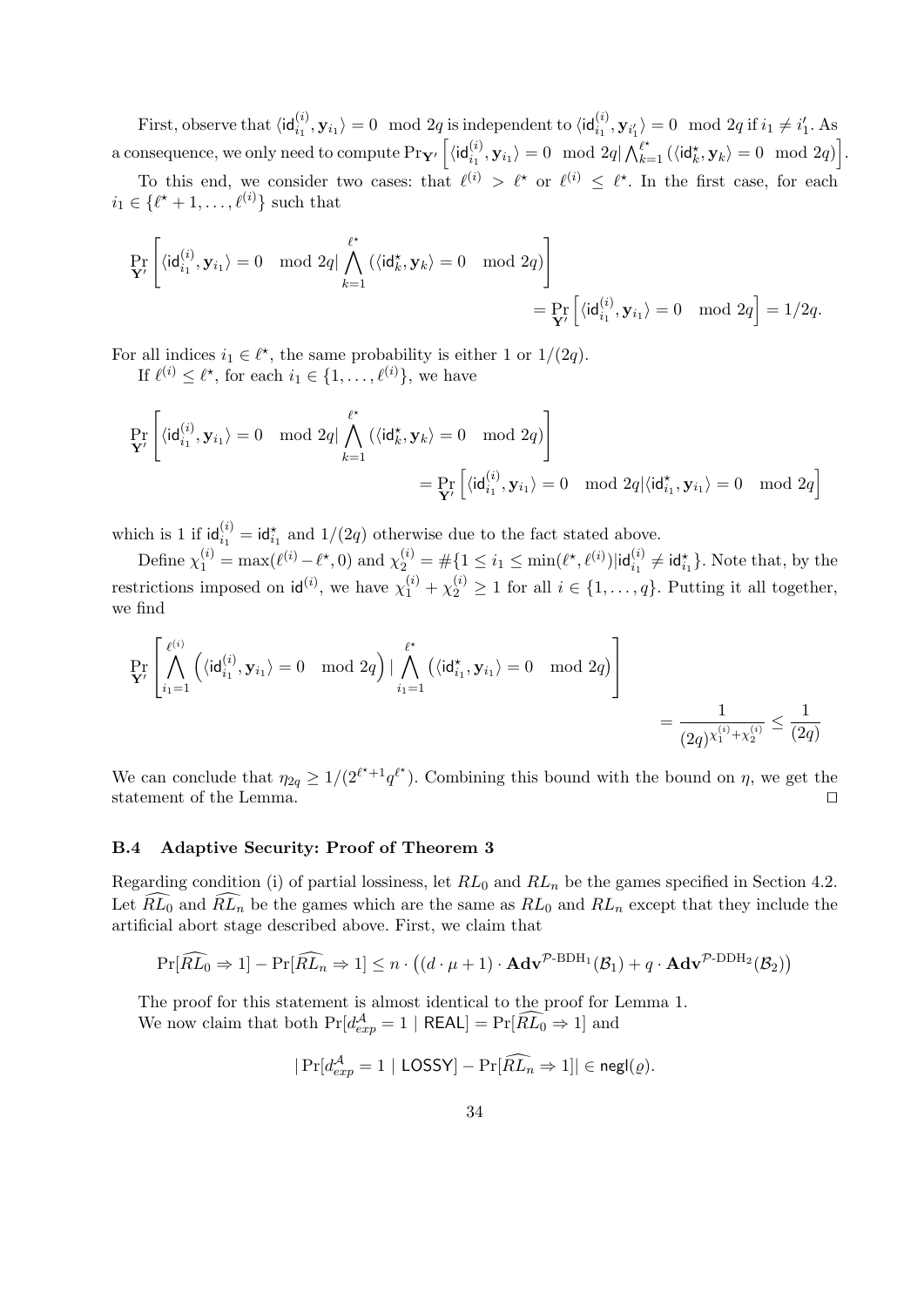First, observe that $\langle \mathsf{id}^{(i)}_{i_1}, \mathbf{y}_{i_1}\rangle = 0 \mod 2q$ is independent to $\langle \mathsf{id}^{(i)}_{i_1}, \mathbf{y}_{i'_1}\rangle = 0 \mod 2q$ if $i_1 \neq i'_1$. As a consequence, we only need to compute $\Pr_{\mathbf{Y}'}\left[\langle \mathsf{id}^{(i)}_{i_1}, \mathbf{y}_{i_1}\rangle = 0 \mod 2q | \bigwedge_{k=1}^{\ell^\star} (\langle \mathsf{id}^\star_k, \mathbf{y}_k\rangle = 0 \mod 2q)\right]$.

To this end, we consider two cases: that $\ell^{(i)} > \ell^\star$ or $\ell^{(i)} \leq \ell^\star$. In the first case, for each $i_1 \in \{\ell^\star + 1, \ldots, \ell^{(i)}\}$ such that

$$\Pr_{\mathbf{Y}'}\left[\langle \mathsf{id}^{(i)}_{i_1}, \mathbf{y}_{i_1}\rangle = 0 \mod 2q | \bigwedge_{k=1}^{\ell^\star} (\langle \mathsf{id}^\star_k, \mathbf{y}_k\rangle = 0 \mod 2q)\right] = \Pr_{\mathbf{Y}'}\left[\langle \mathsf{id}^{(i)}_{i_1}, \mathbf{y}_{i_1}\rangle = 0 \mod 2q\right] = 1/2q.$$

For all indices $i_1 \in \ell^\star$, the same probability is either 1 or $1/(2q)$.

If $\ell^{(i)} \leq \ell^\star$, for each $i_1 \in \{1, \ldots, \ell^{(i)}\}$, we have

$$\Pr_{\mathbf{Y}'}\left[\langle \mathsf{id}^{(i)}_{i_1}, \mathbf{y}_{i_1}\rangle = 0 \mod 2q | \bigwedge_{k=1}^{\ell^\star} (\langle \mathsf{id}^\star_k, \mathbf{y}_k\rangle = 0 \mod 2q)\right] = \Pr_{\mathbf{Y}'}\left[\langle \mathsf{id}^{(i)}_{i_1}, \mathbf{y}_{i_1}\rangle = 0 \mod 2q | \langle \mathsf{id}^\star_{i_1}, \mathbf{y}_{i_1}\rangle = 0 \mod 2q\right]$$

which is 1 if $\mathsf{id}^{(i)}_{i_1} = \mathsf{id}^\star_{i_1}$ and $1/(2q)$ otherwise due to the fact stated above.

Define $\chi^{(i)}_1 = \max(\ell^{(i)} - \ell^\star, 0)$ and $\chi^{(i)}_2 = \#\{1 \leq i_1 \leq \min(\ell^\star, \ell^{(i)}) | \mathsf{id}^{(i)}_{i_1} \neq \mathsf{id}^\star_{i_1}\}$. Note that, by the restrictions imposed on $\mathsf{id}^{(i)}$, we have $\chi^{(i)}_1 + \chi^{(i)}_2 \geq 1$ for all $i \in \{1, \ldots, q\}$. Putting it all together, we find

$$\Pr_{\mathbf{Y}'}\left[\bigwedge_{i_1=1}^{\ell^{(i)}} \left(\langle \mathsf{id}^{(i)}_{i_1}, \mathbf{y}_{i_1}\rangle = 0 \mod 2q\right) | \bigwedge_{i_1=1}^{\ell^\star} \left(\langle \mathsf{id}^\star_{i_1}, \mathbf{y}_{i_1}\rangle = 0 \mod 2q\right)\right] = \frac{1}{(2q)^{\chi^{(i)}_1 + \chi^{(i)}_2}} \leq \frac{1}{(2q)}$$

We can conclude that $\eta_{2q} \geq 1/(2^{\ell^\star+1} q^{\ell^\star})$. Combining this bound with the bound on $\eta$, we get the statement of the Lemma. $\square$

### B.4 Adaptive Security: Proof of Theorem 3

Regarding condition (i) of partial lossiness, let $RL_0$ and $RL_n$ be the games specified in Section 4.2. Let $\widehat{RL_0}$ and $\widehat{RL_n}$ be the games which are the same as $RL_0$ and $RL_n$ except that they include the artificial abort stage described above. First, we claim that

$$\Pr[\widehat{RL_0} \Rightarrow 1] - \Pr[\widehat{RL_n} \Rightarrow 1] \leq n \cdot \left((d \cdot \mu + 1) \cdot \mathbf{Adv}^{\mathcal{P}\text{-BDH}_1}(\mathcal{B}_1) + q \cdot \mathbf{Adv}^{\mathcal{P}\text{-DDH}_2}(\mathcal{B}_2)\right)$$

The proof for this statement is almost identical to the proof for Lemma 1.

We now claim that both $\Pr[d^{\mathcal{A}}_{exp} = 1 \mid \mathsf{REAL}] = \Pr[\widehat{RL_0} \Rightarrow 1]$ and

$$|\Pr[d^{\mathcal{A}}_{exp} = 1 \mid \mathsf{LOSSY}] - \Pr[\widehat{RL_n} \Rightarrow 1]| \in \mathsf{negl}(\varrho).$$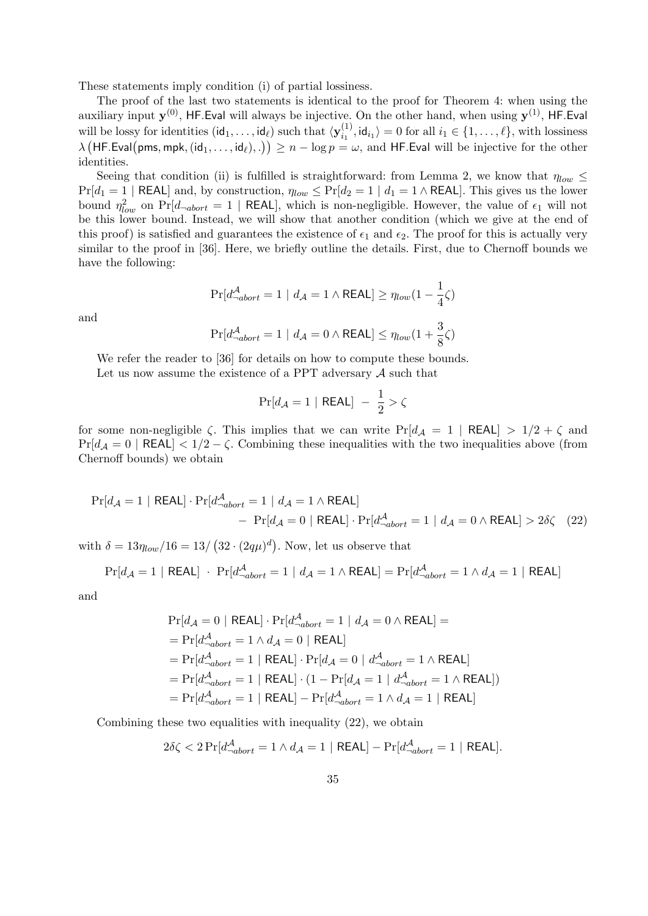These statements imply condition (i) of partial lossiness.

The proof of the last two statements is identical to the proof for Theorem 4: when using the auxiliary input $\mathbf{y}^{(0)}$, $\mathsf{HF.Eval}$ will always be injective. On the other hand, when using $\mathbf{y}^{(1)}$, $\mathsf{HF.Eval}$ will be lossy for identities $(\mathsf{id}_1, \ldots, \mathsf{id}_\ell)$ such that $\langle \mathbf{y}_{i_1}^{(1)}, \mathsf{id}_{i_1} \rangle = 0$ for all $i_1 \in \{1, \ldots, \ell\}$, with lossiness $\lambda\big(\mathsf{HF.Eval}(\mathsf{pms}, \mathsf{mpk}, (\mathsf{id}_1, \ldots, \mathsf{id}_\ell), .)\big) \geq n - \log p = \omega$, and $\mathsf{HF.Eval}$ will be injective for the other identities.

Seeing that condition (ii) is fulfilled is straightforward: from Lemma 2, we know that $\eta_{low} \leq \Pr[d_1 = 1 \mid \mathsf{REAL}]$ and, by construction, $\eta_{low} \leq \Pr[d_2 = 1 \mid d_1 = 1 \wedge \mathsf{REAL}]$. This gives us the lower bound $\eta_{low}^2$ on $\Pr[d_{\neg abort} = 1 \mid \mathsf{REAL}]$, which is non-negligible. However, the value of $\epsilon_1$ will not be this lower bound. Instead, we will show that another condition (which we give at the end of this proof) is satisfied and guarantees the existence of $\epsilon_1$ and $\epsilon_2$. The proof for this is actually very similar to the proof in [36]. Here, we briefly outline the details. First, due to Chernoff bounds we have the following:

$$\Pr[d_{\neg abort}^{\mathcal{A}} = 1 \mid d_{\mathcal{A}} = 1 \wedge \mathsf{REAL}] \geq \eta_{low}(1 - \frac{1}{4}\zeta)$$

and

$$\Pr[d_{\neg abort}^{\mathcal{A}} = 1 \mid d_{\mathcal{A}} = 0 \wedge \mathsf{REAL}] \leq \eta_{low}(1 + \frac{3}{8}\zeta)$$

We refer the reader to [36] for details on how to compute these bounds.

Let us now assume the existence of a PPT adversary $\mathcal{A}$ such that

$$\Pr[d_{\mathcal{A}} = 1 \mid \mathsf{REAL}] \; - \; \frac{1}{2} > \zeta$$

for some non-negligible $\zeta$. This implies that we can write $\Pr[d_{\mathcal{A}} = 1 \mid \mathsf{REAL}] > 1/2 + \zeta$ and $\Pr[d_{\mathcal{A}} = 0 \mid \mathsf{REAL}] < 1/2 - \zeta$. Combining these inequalities with the two inequalities above (from Chernoff bounds) we obtain

$$\Pr[d_{\mathcal{A}} = 1 \mid \mathsf{REAL}] \cdot \Pr[d_{\neg abort}^{\mathcal{A}} = 1 \mid d_{\mathcal{A}} = 1 \wedge \mathsf{REAL}] \\ - \; \Pr[d_{\mathcal{A}} = 0 \mid \mathsf{REAL}] \cdot \Pr[d_{\neg abort}^{\mathcal{A}} = 1 \mid d_{\mathcal{A}} = 0 \wedge \mathsf{REAL}] > 2\delta\zeta \quad (22)$$

with $\delta = 13\eta_{low}/16 = 13/\left(32 \cdot (2q\mu)^d\right)$. Now, let us observe that

$$\Pr[d_{\mathcal{A}} = 1 \mid \mathsf{REAL}] \; \cdot \; \Pr[d_{\neg abort}^{\mathcal{A}} = 1 \mid d_{\mathcal{A}} = 1 \wedge \mathsf{REAL}] = \Pr[d_{\neg abort}^{\mathcal{A}} = 1 \wedge d_{\mathcal{A}} = 1 \mid \mathsf{REAL}]$$

and

$$\begin{aligned}
&\Pr[d_{\mathcal{A}} = 0 \mid \mathsf{REAL}] \cdot \Pr[d_{\neg abort}^{\mathcal{A}} = 1 \mid d_{\mathcal{A}} = 0 \wedge \mathsf{REAL}] = \\
&= \Pr[d_{\neg abort}^{\mathcal{A}} = 1 \wedge d_{\mathcal{A}} = 0 \mid \mathsf{REAL}] \\
&= \Pr[d_{\neg abort}^{\mathcal{A}} = 1 \mid \mathsf{REAL}] \cdot \Pr[d_{\mathcal{A}} = 0 \mid d_{\neg abort}^{\mathcal{A}} = 1 \wedge \mathsf{REAL}] \\
&= \Pr[d_{\neg abort}^{\mathcal{A}} = 1 \mid \mathsf{REAL}] \cdot (1 - \Pr[d_{\mathcal{A}} = 1 \mid d_{\neg abort}^{\mathcal{A}} = 1 \wedge \mathsf{REAL}]) \\
&= \Pr[d_{\neg abort}^{\mathcal{A}} = 1 \mid \mathsf{REAL}] - \Pr[d_{\neg abort}^{\mathcal{A}} = 1 \wedge d_{\mathcal{A}} = 1 \mid \mathsf{REAL}]
\end{aligned}$$

Combining these two equalities with inequality (22), we obtain

$$2\delta\zeta < 2\Pr[d_{\neg abort}^{\mathcal{A}} = 1 \wedge d_{\mathcal{A}} = 1 \mid \mathsf{REAL}] - \Pr[d_{\neg abort}^{\mathcal{A}} = 1 \mid \mathsf{REAL}].$$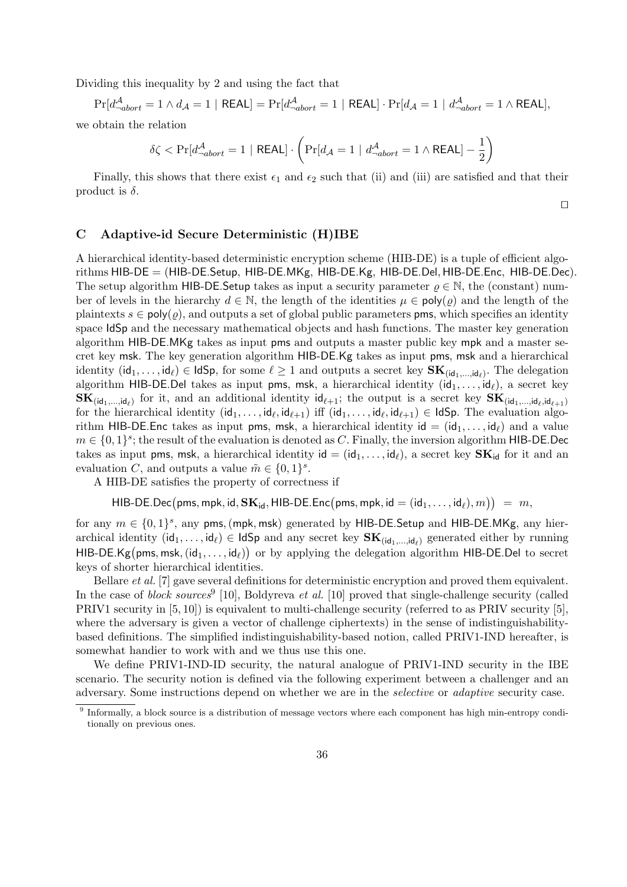Dividing this inequality by 2 and using the fact that

$$\Pr[d^{\mathcal{A}}_{\neg abort} = 1 \wedge d_{\mathcal{A}} = 1 \mid \mathsf{REAL}] = \Pr[d^{\mathcal{A}}_{\neg abort} = 1 \mid \mathsf{REAL}] \cdot \Pr[d_{\mathcal{A}} = 1 \mid d^{\mathcal{A}}_{\neg abort} = 1 \wedge \mathsf{REAL}],$$

we obtain the relation

$$\delta\zeta < \Pr[d^{\mathcal{A}}_{\neg abort} = 1 \mid \mathsf{REAL}] \cdot \left( \Pr[d_{\mathcal{A}} = 1 \mid d^{\mathcal{A}}_{\neg abort} = 1 \wedge \mathsf{REAL}] - \frac{1}{2} \right)$$

Finally, this shows that there exist $\epsilon_1$ and $\epsilon_2$ such that (ii) and (iii) are satisfied and that their product is $\delta$.

□

## C Adaptive-id Secure Deterministic (H)IBE

A hierarchical identity-based deterministic encryption scheme (HIB-DE) is a tuple of efficient algorithms HIB-DE = (HIB-DE.Setup, HIB-DE.MKg, HIB-DE.Kg, HIB-DE.Del, HIB-DE.Enc, HIB-DE.Dec). The setup algorithm HIB-DE.Setup takes as input a security parameter $\varrho \in \mathbb{N}$, the (constant) number of levels in the hierarchy $d \in \mathbb{N}$, the length of the identities $\mu \in \mathsf{poly}(\varrho)$ and the length of the plaintexts $s \in \mathsf{poly}(\varrho)$, and outputs a set of global public parameters pms, which specifies an identity space IdSp and the necessary mathematical objects and hash functions. The master key generation algorithm HIB-DE.MKg takes as input pms and outputs a master public key mpk and a master secret key msk. The key generation algorithm HIB-DE.Kg takes as input pms, msk and a hierarchical identity $(\mathsf{id}_1, \ldots, \mathsf{id}_\ell) \in \mathsf{IdSp}$, for some $\ell \geq 1$ and outputs a secret key $\mathbf{SK}_{(\mathsf{id}_1,\ldots,\mathsf{id}_\ell)}$. The delegation algorithm HIB-DE.Del takes as input pms, msk, a hierarchical identity $(\mathsf{id}_1, \ldots, \mathsf{id}_\ell)$, a secret key $\mathbf{SK}_{(\mathsf{id}_1,\ldots,\mathsf{id}_\ell)}$ for it, and an additional identity $\mathsf{id}_{\ell+1}$; the output is a secret key $\mathbf{SK}_{(\mathsf{id}_1,\ldots,\mathsf{id}_\ell,\mathsf{id}_{\ell+1})}$ for the hierarchical identity $(\mathsf{id}_1, \ldots, \mathsf{id}_\ell, \mathsf{id}_{\ell+1})$ iff $(\mathsf{id}_1, \ldots, \mathsf{id}_\ell, \mathsf{id}_{\ell+1}) \in \mathsf{IdSp}$. The evaluation algorithm HIB-DE.Enc takes as input pms, msk, a hierarchical identity $\mathsf{id} = (\mathsf{id}_1, \ldots, \mathsf{id}_\ell)$ and a value $m \in \{0,1\}^s$; the result of the evaluation is denoted as $C$. Finally, the inversion algorithm HIB-DE.Dec takes as input pms, msk, a hierarchical identity $\mathsf{id} = (\mathsf{id}_1, \ldots, \mathsf{id}_\ell)$, a secret key $\mathbf{SK}_{\mathsf{id}}$ for it and an evaluation $C$, and outputs a value $\tilde{m} \in \{0,1\}^s$.

A HIB-DE satisfies the property of correctness if

$$\mathsf{HIB\text{-}DE.Dec}\big(\mathsf{pms}, \mathsf{mpk}, \mathsf{id}, \mathbf{SK}_{\mathsf{id}}, \mathsf{HIB\text{-}DE.Enc}\big(\mathsf{pms}, \mathsf{mpk}, \mathsf{id} = (\mathsf{id}_1, \ldots, \mathsf{id}_\ell), m\big)\big) \;=\; m,$$

for any $m \in \{0,1\}^s$, any pms, (mpk, msk) generated by HIB-DE.Setup and HIB-DE.MKg, any hierarchical identity $(\mathsf{id}_1, \ldots, \mathsf{id}_\ell) \in \mathsf{IdSp}$ and any secret key $\mathbf{SK}_{(\mathsf{id}_1,\ldots,\mathsf{id}_\ell)}$ generated either by running $\mathsf{HIB\text{-}DE.Kg}\big(\mathsf{pms}, \mathsf{msk}, (\mathsf{id}_1, \ldots, \mathsf{id}_\ell)\big)$ or by applying the delegation algorithm HIB-DE.Del to secret keys of shorter hierarchical identities.

Bellare *et al.* [7] gave several definitions for deterministic encryption and proved them equivalent. In the case of *block sources*[9] [10], Boldyreva *et al.* [10] proved that single-challenge security (called PRIV1 security in [5, 10]) is equivalent to multi-challenge security (referred to as PRIV security [5], where the adversary is given a vector of challenge ciphertexts) in the sense of indistinguishability-based definitions. The simplified indistinguishability-based notion, called PRIV1-IND hereafter, is somewhat handier to work with and we thus use this one.

We define PRIV1-IND-ID security, the natural analogue of PRIV1-IND security in the IBE scenario. The security notion is defined via the following experiment between a challenger and an adversary. Some instructions depend on whether we are in the *selective* or *adaptive* security case.

[9] Informally, a block source is a distribution of message vectors where each component has high min-entropy conditionally on previous ones.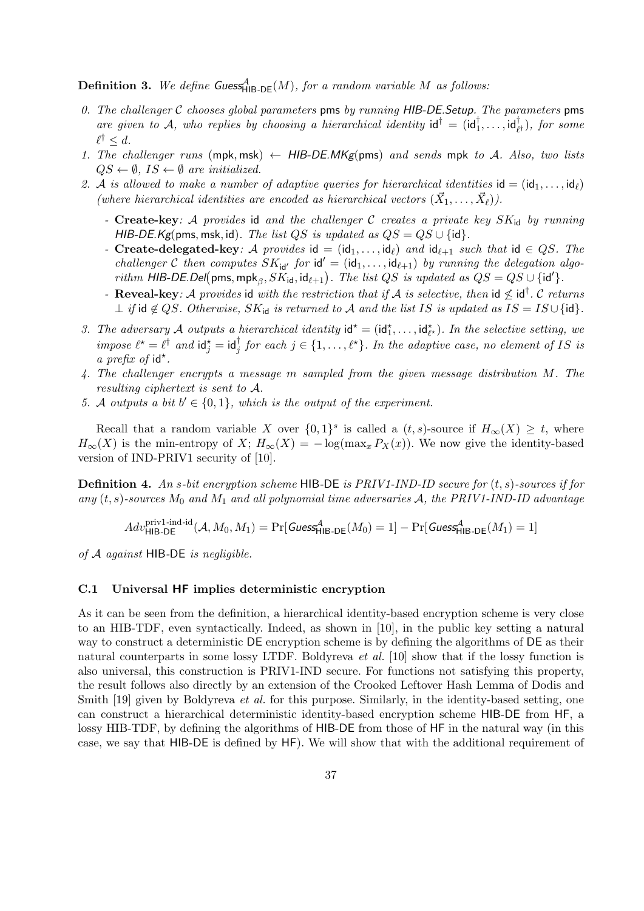**Definition 3.** *We define* $\mathsf{Guess}^{\mathcal{A}}_{\mathsf{HIB\text{-}DE}}(M)$*, for a random variable* $M$ *as follows:*

0. *The challenger* $\mathcal{C}$ *chooses global parameters* $\mathsf{pms}$ *by running* $\mathsf{HIB\text{-}DE.Setup}$*. The parameters* $\mathsf{pms}$ *are given to* $\mathcal{A}$*, who replies by choosing a hierarchical identity* $\mathsf{id}^\dagger = (\mathsf{id}^\dagger_1, \ldots, \mathsf{id}^\dagger_{\ell^\dagger})$*, for some* $\ell^\dagger \leq d$*.*
1. *The challenger runs* $(\mathsf{mpk}, \mathsf{msk}) \leftarrow \mathsf{HIB\text{-}DE.MKg}(\mathsf{pms})$ *and sends* $\mathsf{mpk}$ *to* $\mathcal{A}$*. Also, two lists* $QS \leftarrow \emptyset$*,* $IS \leftarrow \emptyset$ *are initialized.*
2. $\mathcal{A}$ *is allowed to make a number of adaptive queries for hierarchical identities* $\mathsf{id} = (\mathsf{id}_1, \ldots, \mathsf{id}_\ell)$ *(where hierarchical identities are encoded as hierarchical vectors* $(\vec{X}_1, \ldots, \vec{X}_\ell)$*).*
   - **Create-key***:* $\mathcal{A}$ *provides* $\mathsf{id}$ *and the challenger* $\mathcal{C}$ *creates a private key* $SK_{\mathsf{id}}$ *by running* $\mathsf{HIB\text{-}DE.Kg}(\mathsf{pms}, \mathsf{msk}, \mathsf{id})$*. The list* $QS$ *is updated as* $QS = QS \cup \{\mathsf{id}\}$*.*
   - **Create-delegated-key***:* $\mathcal{A}$ *provides* $\mathsf{id} = (\mathsf{id}_1, \ldots, \mathsf{id}_\ell)$ *and* $\mathsf{id}_{\ell+1}$ *such that* $\mathsf{id} \in QS$*. The challenger* $\mathcal{C}$ *then computes* $SK_{\mathsf{id}'}$ *for* $\mathsf{id}' = (\mathsf{id}_1, \ldots, \mathsf{id}_{\ell+1})$ *by running the delegation algorithm* $\mathsf{HIB\text{-}DE.Del}\big(\mathsf{pms}, \mathsf{mpk}_\beta, SK_{\mathsf{id}}, \mathsf{id}_{\ell+1}\big)$*. The list* $QS$ *is updated as* $QS = QS \cup \{\mathsf{id}'\}$*.*
   - **Reveal-key***:* $\mathcal{A}$ *provides* $\mathsf{id}$ *with the restriction that if* $\mathcal{A}$ *is selective, then* $\mathsf{id} \not\leq \mathsf{id}^\dagger$*.* $\mathcal{C}$ *returns* $\perp$ *if* $\mathsf{id} \notin QS$*. Otherwise,* $SK_{\mathsf{id}}$ *is returned to* $\mathcal{A}$ *and the list* $IS$ *is updated as* $IS = IS \cup \{\mathsf{id}\}$*.*
3. *The adversary* $\mathcal{A}$ *outputs a hierarchical identity* $\mathsf{id}^\star = (\mathsf{id}^\star_1, \ldots, \mathsf{id}^\star_{\ell^\star})$*. In the selective setting, we impose* $\ell^\star = \ell^\dagger$ *and* $\mathsf{id}^\star_j = \mathsf{id}^\dagger_j$ *for each* $j \in \{1, \ldots, \ell^\star\}$*. In the adaptive case, no element of* $IS$ *is a prefix of* $\mathsf{id}^\star$*.*
4. *The challenger encrypts a message* $m$ *sampled from the given message distribution* $M$*. The resulting ciphertext is sent to* $\mathcal{A}$*.*
5. $\mathcal{A}$ *outputs a bit* $b' \in \{0, 1\}$*, which is the output of the experiment.*

Recall that a random variable $X$ over $\{0,1\}^s$ is called a $(t, s)$-source if $H_\infty(X) \geq t$, where $H_\infty(X)$ is the min-entropy of $X$; $H_\infty(X) = -\log(\max_x P_X(x))$. We now give the identity-based version of IND-PRIV1 security of [10].

**Definition 4.** *An* $s$*-bit encryption scheme* $\mathsf{HIB\text{-}DE}$ *is PRIV1-IND-ID secure for* $(t, s)$*-sources if for any* $(t, s)$*-sources* $M_0$ *and* $M_1$ *and all polynomial time adversaries* $\mathcal{A}$*, the PRIV1-IND-ID advantage*

$$Adv^{\text{priv1-ind-id}}_{\mathsf{HIB\text{-}DE}}(\mathcal{A}, M_0, M_1) = \Pr[\mathsf{Guess}^{\mathcal{A}}_{\mathsf{HIB\text{-}DE}}(M_0) = 1] - \Pr[\mathsf{Guess}^{\mathcal{A}}_{\mathsf{HIB\text{-}DE}}(M_1) = 1]$$

*of* $\mathcal{A}$ *against* $\mathsf{HIB\text{-}DE}$ *is negligible.*

### C.1 Universal HF implies deterministic encryption

As it can be seen from the definition, a hierarchical identity-based encryption scheme is very close to an HIB-TDF, even syntactically. Indeed, as shown in [10], in the public key setting a natural way to construct a deterministic DE encryption scheme is by defining the algorithms of DE as their natural counterparts in some lossy LTDF. Boldyreva *et al.* [10] show that if the lossy function is also universal, this construction is PRIV1-IND secure. For functions not satisfying this property, the result follows also directly by an extension of the Crooked Leftover Hash Lemma of Dodis and Smith [19] given by Boldyreva *et al.* for this purpose. Similarly, in the identity-based setting, one can construct a hierarchical deterministic identity-based encryption scheme HIB-DE from HF, a lossy HIB-TDF, by defining the algorithms of HIB-DE from those of HF in the natural way (in this case, we say that HIB-DE is defined by HF). We will show that with the additional requirement of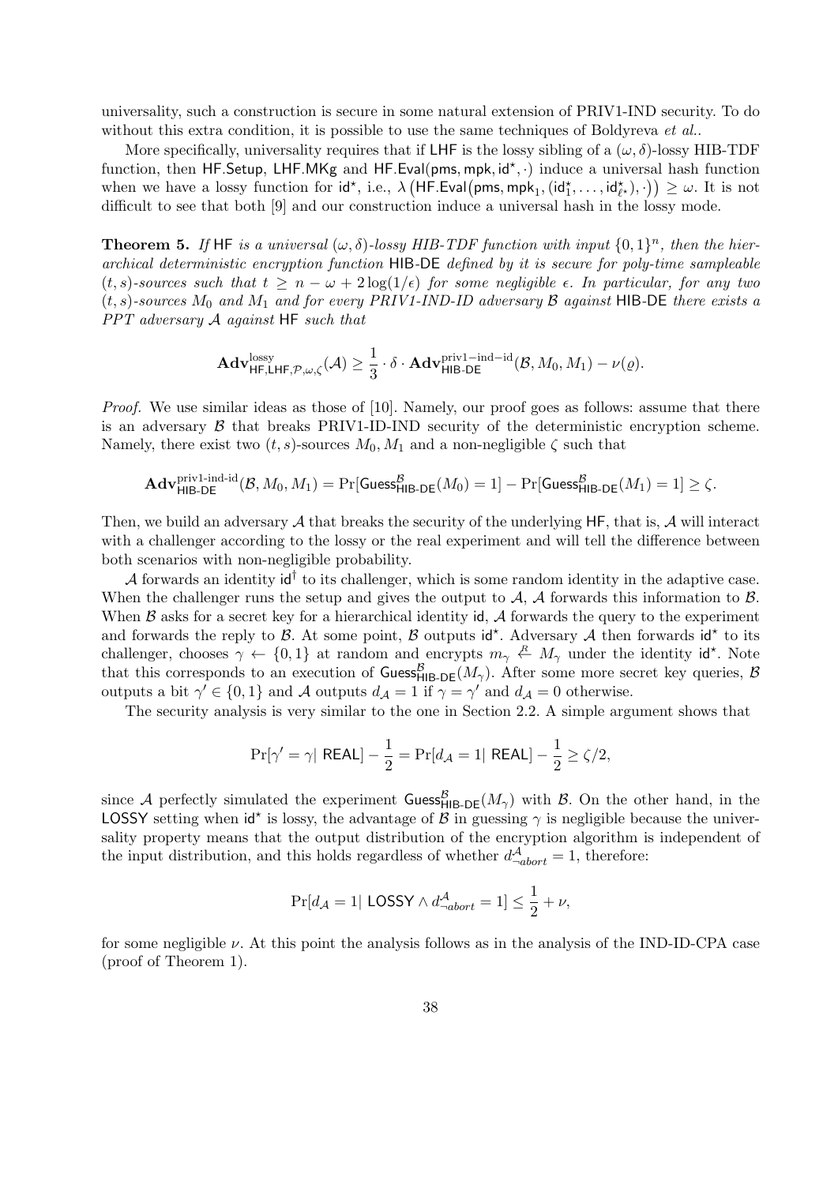universality, such a construction is secure in some natural extension of PRIV1-IND security. To do without this extra condition, it is possible to use the same techniques of Boldyreva *et al.*.

More specifically, universality requires that if $\mathsf{LHF}$ is the lossy sibling of a $(\omega, \delta)$-lossy HIB-TDF function, then $\mathsf{HF.Setup}$, $\mathsf{LHF.MKg}$ and $\mathsf{HF.Eval}(\mathsf{pms}, \mathsf{mpk}, \mathsf{id}^\star, \cdot)$ induce a universal hash function when we have a lossy function for $\mathsf{id}^\star$, i.e., $\lambda\big(\mathsf{HF.Eval}\big(\mathsf{pms}, \mathsf{mpk}_1, (\mathsf{id}^\star_1, \ldots, \mathsf{id}^\star_{\ell^\star}), \cdot\big)\big) \geq \omega$. It is not difficult to see that both [9] and our construction induce a universal hash in the lossy mode.

**Theorem 5.** *If* $\mathsf{HF}$ *is a universal* $(\omega, \delta)$*-lossy HIB-TDF function with input* $\{0,1\}^n$*, then the hierarchical deterministic encryption function* $\mathsf{HIB\text{-}DE}$ *defined by it is secure for poly-time sampleable* $(t, s)$*-sources such that* $t \geq n - \omega + 2\log(1/\epsilon)$ *for some negligible* $\epsilon$*. In particular, for any two* $(t, s)$*-sources* $M_0$ *and* $M_1$ *and for every PRIV1-IND-ID adversary* $\mathcal{B}$ *against* $\mathsf{HIB\text{-}DE}$ *there exists a PPT adversary* $\mathcal{A}$ *against* $\mathsf{HF}$ *such that*

$$\mathbf{Adv}^{\mathrm{lossy}}_{\mathsf{HF},\mathsf{LHF},\mathcal{P},\omega,\zeta}(\mathcal{A}) \geq \frac{1}{3} \cdot \delta \cdot \mathbf{Adv}^{\mathrm{priv1-ind-id}}_{\mathsf{HIB\text{-}DE}}(\mathcal{B}, M_0, M_1) - \nu(\varrho).$$

*Proof.* We use similar ideas as those of [10]. Namely, our proof goes as follows: assume that there is an adversary $\mathcal{B}$ that breaks PRIV1-ID-IND security of the deterministic encryption scheme. Namely, there exist two $(t, s)$-sources $M_0, M_1$ and a non-negligible $\zeta$ such that

$$\mathbf{Adv}^{\mathrm{priv1\text{-}ind\text{-}id}}_{\mathsf{HIB\text{-}DE}}(\mathcal{B}, M_0, M_1) = \Pr[\mathsf{Guess}^{\mathcal{B}}_{\mathsf{HIB\text{-}DE}}(M_0) = 1] - \Pr[\mathsf{Guess}^{\mathcal{B}}_{\mathsf{HIB\text{-}DE}}(M_1) = 1] \geq \zeta.$$

Then, we build an adversary $\mathcal{A}$ that breaks the security of the underlying $\mathsf{HF}$, that is, $\mathcal{A}$ will interact with a challenger according to the lossy or the real experiment and will tell the difference between both scenarios with non-negligible probability.

$\mathcal{A}$ forwards an identity $\mathsf{id}^\dagger$ to its challenger, which is some random identity in the adaptive case. When the challenger runs the setup and gives the output to $\mathcal{A}$, $\mathcal{A}$ forwards this information to $\mathcal{B}$. When $\mathcal{B}$ asks for a secret key for a hierarchical identity $\mathsf{id}$, $\mathcal{A}$ forwards the query to the experiment and forwards the reply to $\mathcal{B}$. At some point, $\mathcal{B}$ outputs $\mathsf{id}^\star$. Adversary $\mathcal{A}$ then forwards $\mathsf{id}^\star$ to its challenger, chooses $\gamma \leftarrow \{0,1\}$ at random and encrypts $m_\gamma \stackrel{R}{\leftarrow} M_\gamma$ under the identity $\mathsf{id}^\star$. Note that this corresponds to an execution of $\mathsf{Guess}^{\mathcal{B}}_{\mathsf{HIB\text{-}DE}}(M_\gamma)$. After some more secret key queries, $\mathcal{B}$ outputs a bit $\gamma' \in \{0,1\}$ and $\mathcal{A}$ outputs $d_{\mathcal{A}} = 1$ if $\gamma = \gamma'$ and $d_{\mathcal{A}} = 0$ otherwise.

The security analysis is very similar to the one in Section 2.2. A simple argument shows that

$$\Pr[\gamma' = \gamma |\ \mathsf{REAL}] - \frac{1}{2} = \Pr[d_{\mathcal{A}} = 1 |\ \mathsf{REAL}] - \frac{1}{2} \geq \zeta/2,$$

since $\mathcal{A}$ perfectly simulated the experiment $\mathsf{Guess}^{\mathcal{B}}_{\mathsf{HIB\text{-}DE}}(M_\gamma)$ with $\mathcal{B}$. On the other hand, in the $\mathsf{LOSSY}$ setting when $\mathsf{id}^\star$ is lossy, the advantage of $\mathcal{B}$ in guessing $\gamma$ is negligible because the universality property means that the output distribution of the encryption algorithm is independent of the input distribution, and this holds regardless of whether $d^{\mathcal{A}}_{\neg abort} = 1$, therefore:

$$\Pr[d_{\mathcal{A}} = 1 |\ \mathsf{LOSSY} \wedge d^{\mathcal{A}}_{\neg abort} = 1] \leq \frac{1}{2} + \nu,$$

for some negligible $\nu$. At this point the analysis follows as in the analysis of the IND-ID-CPA case (proof of Theorem 1).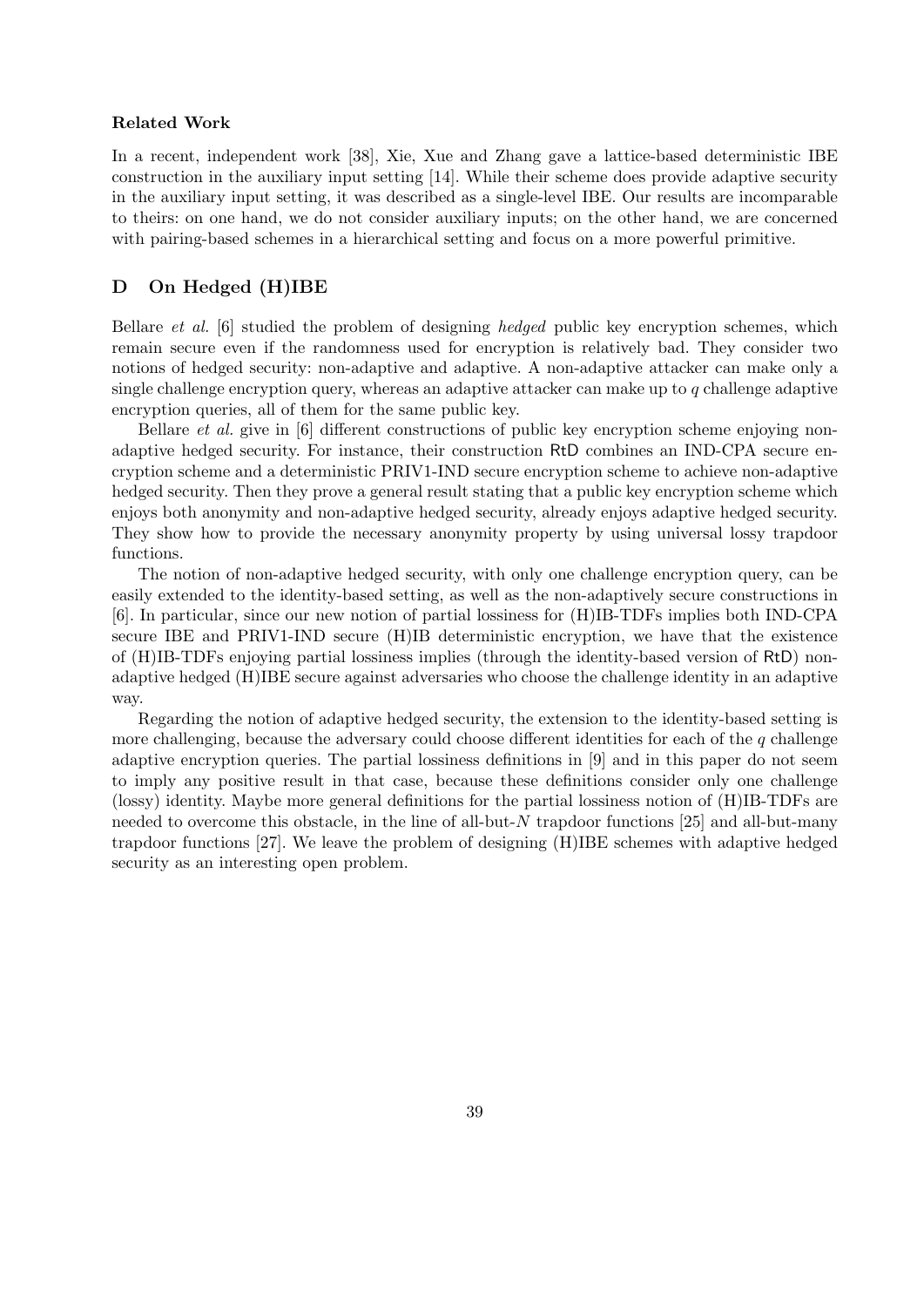**Related Work**

In a recent, independent work [38], Xie, Xue and Zhang gave a lattice-based deterministic IBE construction in the auxiliary input setting [14]. While their scheme does provide adaptive security in the auxiliary input setting, it was described as a single-level IBE. Our results are incomparable to theirs: on one hand, we do not consider auxiliary inputs; on the other hand, we are concerned with pairing-based schemes in a hierarchical setting and focus on a more powerful primitive.

## D On Hedged (H)IBE

Bellare *et al.* [6] studied the problem of designing *hedged* public key encryption schemes, which remain secure even if the randomness used for encryption is relatively bad. They consider two notions of hedged security: non-adaptive and adaptive. A non-adaptive attacker can make only a single challenge encryption query, whereas an adaptive attacker can make up to $q$ challenge adaptive encryption queries, all of them for the same public key.

Bellare *et al.* give in [6] different constructions of public key encryption scheme enjoying non-adaptive hedged security. For instance, their construction RtD combines an IND-CPA secure encryption scheme and a deterministic PRIV1-IND secure encryption scheme to achieve non-adaptive hedged security. Then they prove a general result stating that a public key encryption scheme which enjoys both anonymity and non-adaptive hedged security, already enjoys adaptive hedged security. They show how to provide the necessary anonymity property by using universal lossy trapdoor functions.

The notion of non-adaptive hedged security, with only one challenge encryption query, can be easily extended to the identity-based setting, as well as the non-adaptively secure constructions in [6]. In particular, since our new notion of partial lossiness for (H)IB-TDFs implies both IND-CPA secure IBE and PRIV1-IND secure (H)IB deterministic encryption, we have that the existence of (H)IB-TDFs enjoying partial lossiness implies (through the identity-based version of RtD) non-adaptive hedged (H)IBE secure against adversaries who choose the challenge identity in an adaptive way.

Regarding the notion of adaptive hedged security, the extension to the identity-based setting is more challenging, because the adversary could choose different identities for each of the $q$ challenge adaptive encryption queries. The partial lossiness definitions in [9] and in this paper do not seem to imply any positive result in that case, because these definitions consider only one challenge (lossy) identity. Maybe more general definitions for the partial lossiness notion of (H)IB-TDFs are needed to overcome this obstacle, in the line of all-but-$N$ trapdoor functions [25] and all-but-many trapdoor functions [27]. We leave the problem of designing (H)IBE schemes with adaptive hedged security as an interesting open problem.